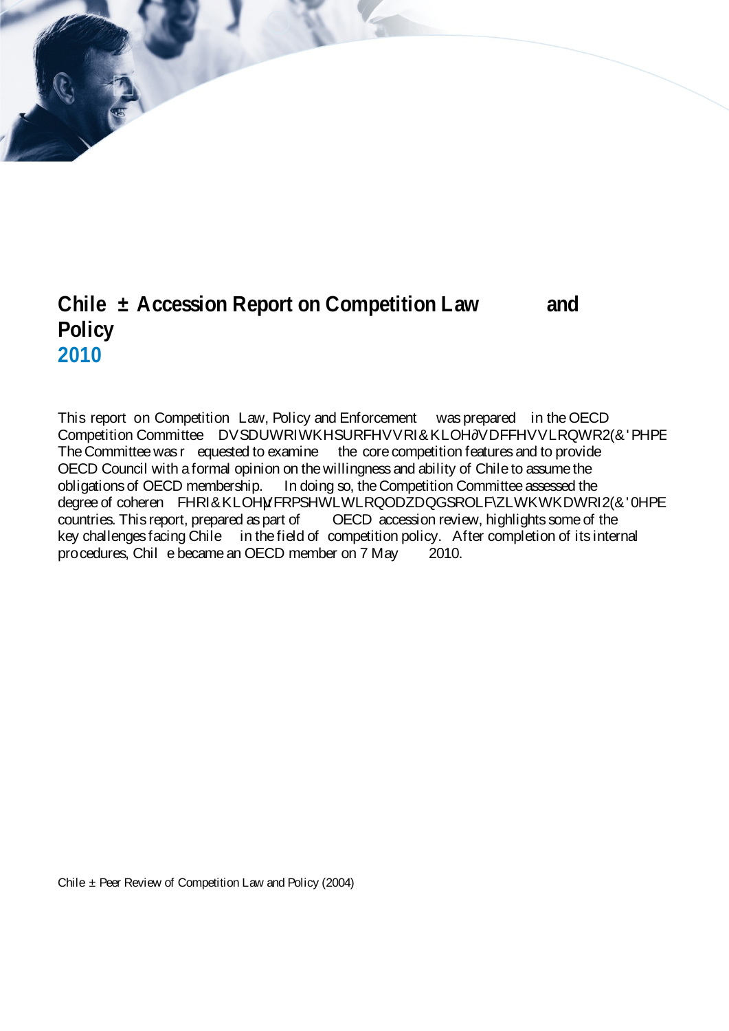# Chile – Accession Report on Competition Law and Policy

## 2010

This report on Competition Law, Policy and Enforcement was prepared in the OECD Competition Committee as part of the process of Chile's accession to OECD membership. The Committee was requested to examine the core competition features and to provide OECD Council with a formal opinion on the willingness and ability of Chile to assume the obligations of OECD membership. In doing so, the Competition Committee assessed the degree of coherence of Chile's competition law and policy with that of OECD Member countries. This report, prepared as part of OECD accession review, highlights some of the key challenges facing Chile in the field of competition policy. After completion of its internal procedures, Chile became an OECD member on 7 May 2010.

Chile – Peer Review of Competition Law and Policy (2004)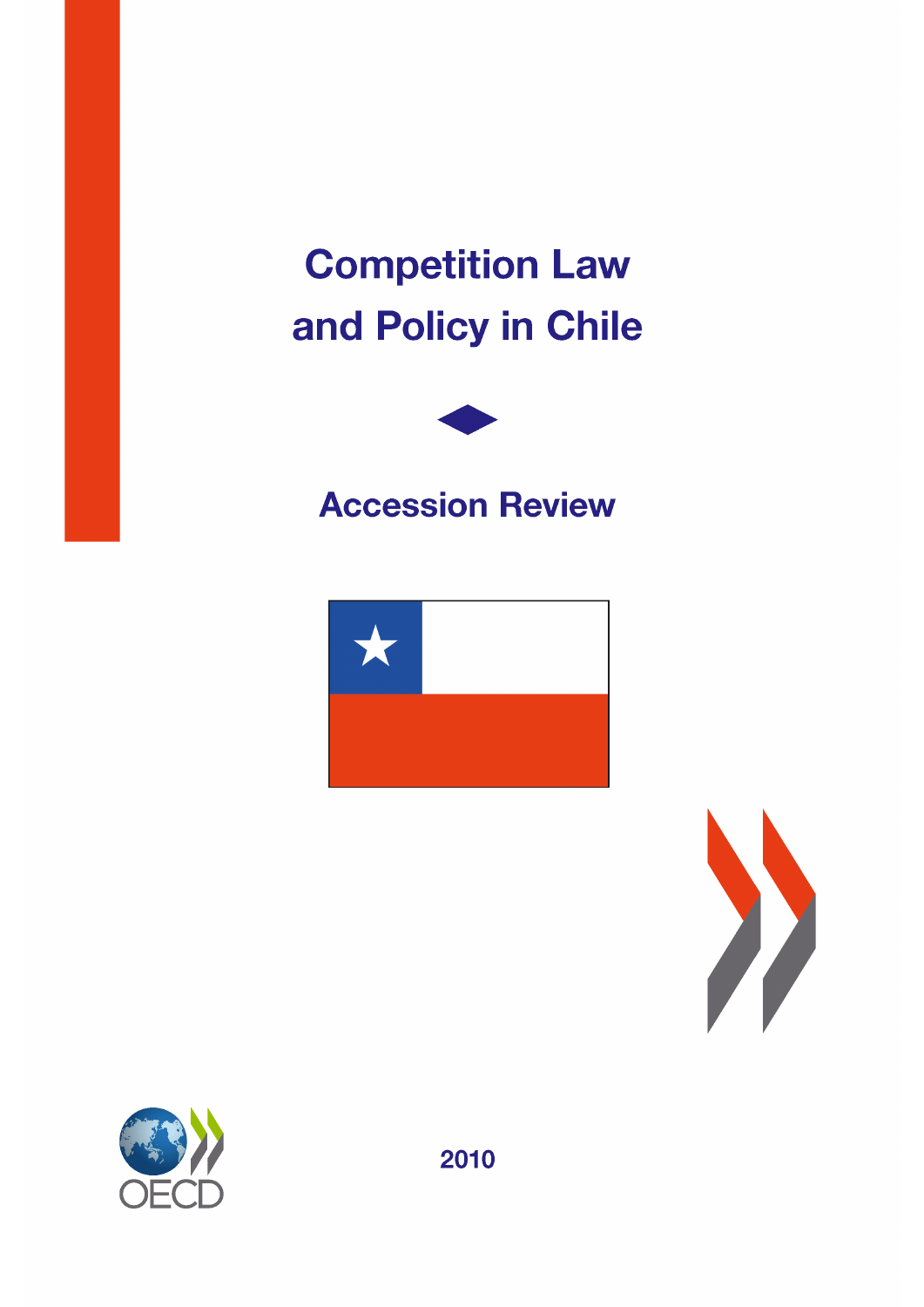# Competition Law and Policy in Chile

## Accession Review

2010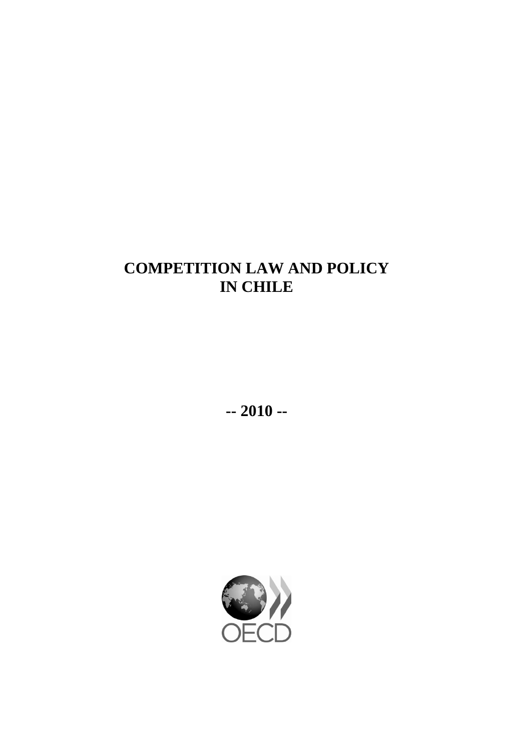# COMPETITION LAW AND POLICY IN CHILE

**-- 2010 --**

OECD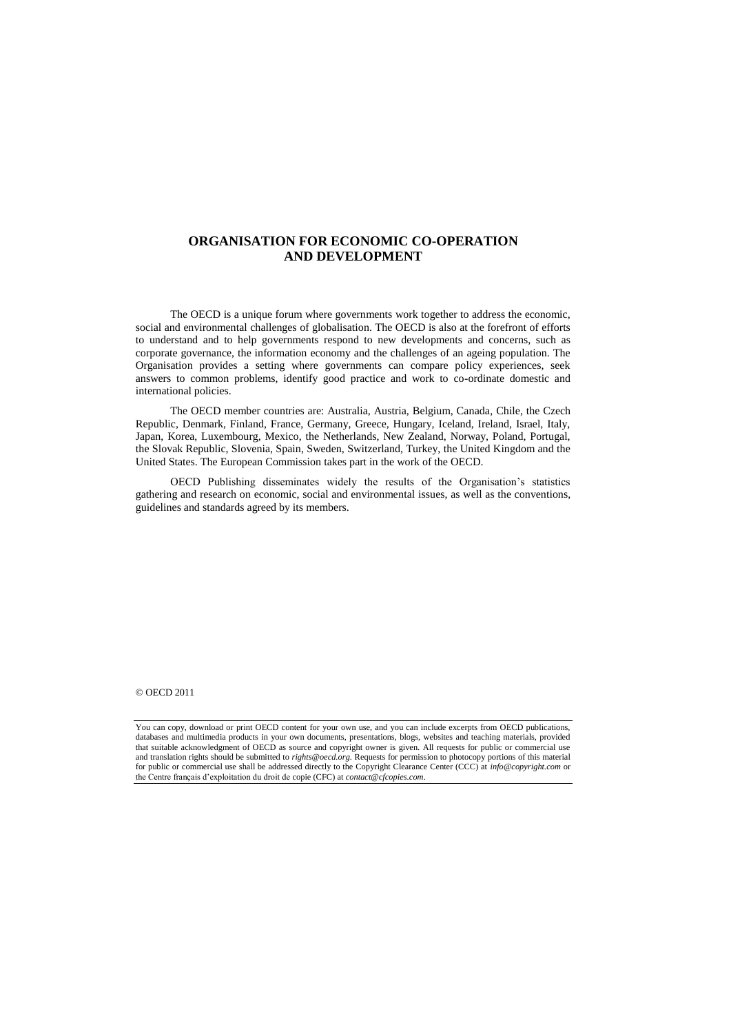# ORGANISATION FOR ECONOMIC CO-OPERATION AND DEVELOPMENT

The OECD is a unique forum where governments work together to address the economic, social and environmental challenges of globalisation. The OECD is also at the forefront of efforts to understand and to help governments respond to new developments and concerns, such as corporate governance, the information economy and the challenges of an ageing population. The Organisation provides a setting where governments can compare policy experiences, seek answers to common problems, identify good practice and work to co-ordinate domestic and international policies.

The OECD member countries are: Australia, Austria, Belgium, Canada, Chile, the Czech Republic, Denmark, Finland, France, Germany, Greece, Hungary, Iceland, Ireland, Israel, Italy, Japan, Korea, Luxembourg, Mexico, the Netherlands, New Zealand, Norway, Poland, Portugal, the Slovak Republic, Slovenia, Spain, Sweden, Switzerland, Turkey, the United Kingdom and the United States. The European Commission takes part in the work of the OECD.

OECD Publishing disseminates widely the results of the Organisation's statistics gathering and research on economic, social and environmental issues, as well as the conventions, guidelines and standards agreed by its members.

© OECD 2011

You can copy, download or print OECD content for your own use, and you can include excerpts from OECD publications, databases and multimedia products in your own documents, presentations, blogs, websites and teaching materials, provided that suitable acknowledgment of OECD as source and copyright owner is given. All requests for public or commercial use and translation rights should be submitted to *rights@oecd.org*. Requests for permission to photocopy portions of this material for public or commercial use shall be addressed directly to the Copyright Clearance Center (CCC) at *info@copyright.com* or the Centre français d'exploitation du droit de copie (CFC) at *contact@cfcopies.com*.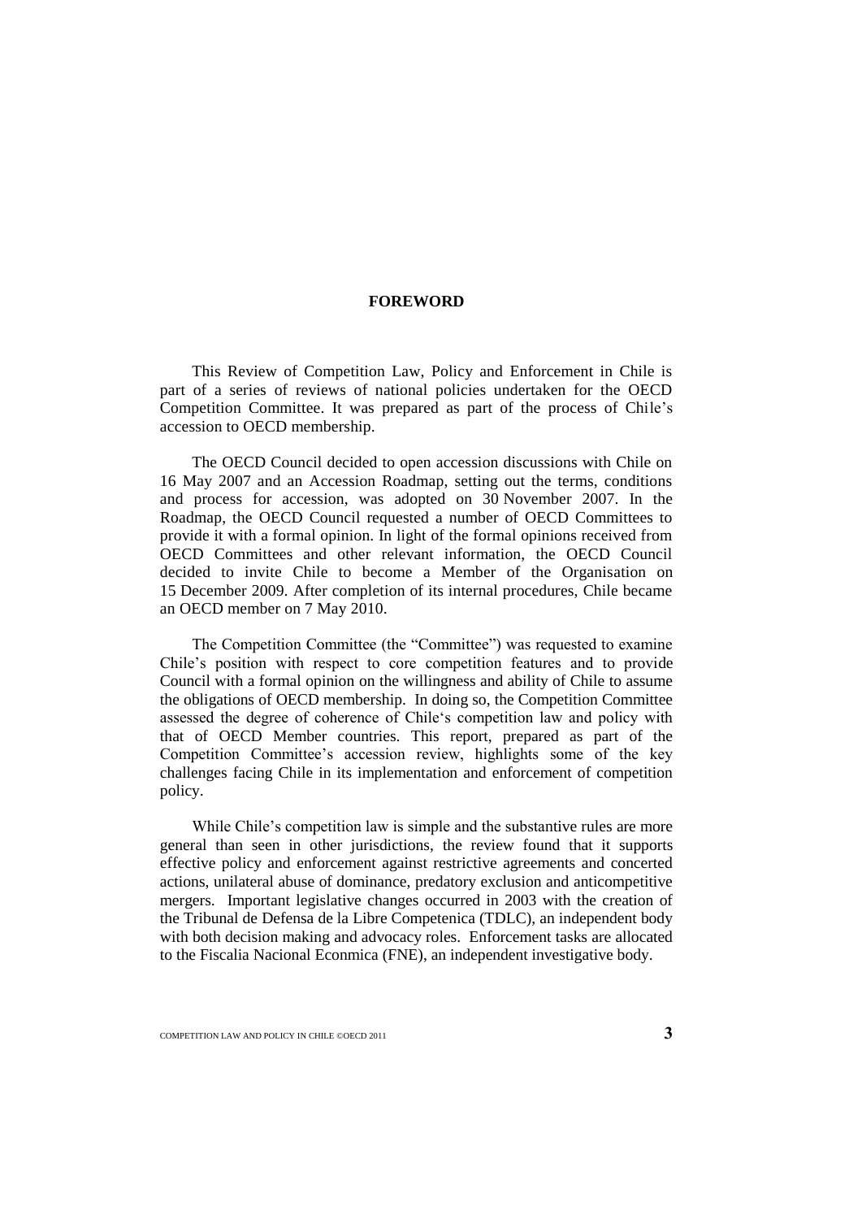## FOREWORD

This Review of Competition Law, Policy and Enforcement in Chile is part of a series of reviews of national policies undertaken for the OECD Competition Committee. It was prepared as part of the process of Chile's accession to OECD membership.

The OECD Council decided to open accession discussions with Chile on 16 May 2007 and an Accession Roadmap, setting out the terms, conditions and process for accession, was adopted on 30 November 2007. In the Roadmap, the OECD Council requested a number of OECD Committees to provide it with a formal opinion. In light of the formal opinions received from OECD Committees and other relevant information, the OECD Council decided to invite Chile to become a Member of the Organisation on 15 December 2009. After completion of its internal procedures, Chile became an OECD member on 7 May 2010.

The Competition Committee (the "Committee") was requested to examine Chile's position with respect to core competition features and to provide Council with a formal opinion on the willingness and ability of Chile to assume the obligations of OECD membership. In doing so, the Competition Committee assessed the degree of coherence of Chile's competition law and policy with that of OECD Member countries. This report, prepared as part of the Competition Committee's accession review, highlights some of the key challenges facing Chile in its implementation and enforcement of competition policy.

While Chile's competition law is simple and the substantive rules are more general than seen in other jurisdictions, the review found that it supports effective policy and enforcement against restrictive agreements and concerted actions, unilateral abuse of dominance, predatory exclusion and anticompetitive mergers. Important legislative changes occurred in 2003 with the creation of the Tribunal de Defensa de la Libre Competenica (TDLC), an independent body with both decision making and advocacy roles. Enforcement tasks are allocated to the Fiscalia Nacional Econmica (FNE), an independent investigative body.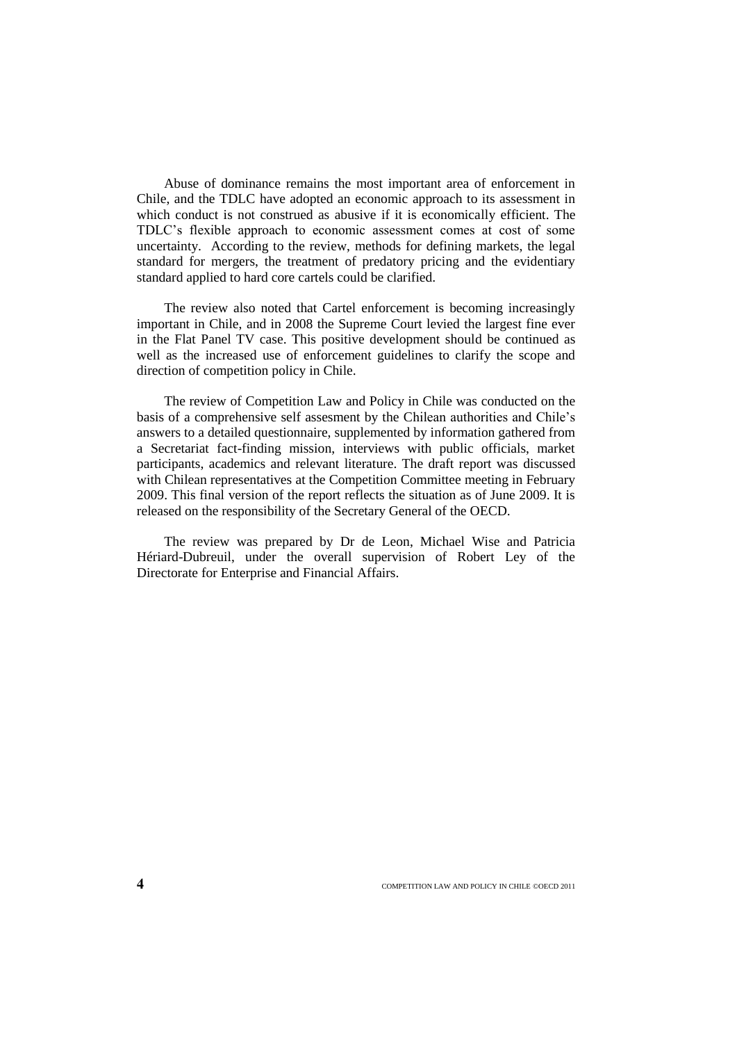Abuse of dominance remains the most important area of enforcement in Chile, and the TDLC have adopted an economic approach to its assessment in which conduct is not construed as abusive if it is economically efficient. The TDLC's flexible approach to economic assessment comes at cost of some uncertainty. According to the review, methods for defining markets, the legal standard for mergers, the treatment of predatory pricing and the evidentiary standard applied to hard core cartels could be clarified.

The review also noted that Cartel enforcement is becoming increasingly important in Chile, and in 2008 the Supreme Court levied the largest fine ever in the Flat Panel TV case. This positive development should be continued as well as the increased use of enforcement guidelines to clarify the scope and direction of competition policy in Chile.

The review of Competition Law and Policy in Chile was conducted on the basis of a comprehensive self assesment by the Chilean authorities and Chile's answers to a detailed questionnaire, supplemented by information gathered from a Secretariat fact-finding mission, interviews with public officials, market participants, academics and relevant literature. The draft report was discussed with Chilean representatives at the Competition Committee meeting in February 2009. This final version of the report reflects the situation as of June 2009. It is released on the responsibility of the Secretary General of the OECD.

The review was prepared by Dr de Leon, Michael Wise and Patricia Hériard-Dubreuil, under the overall supervision of Robert Ley of the Directorate for Enterprise and Financial Affairs.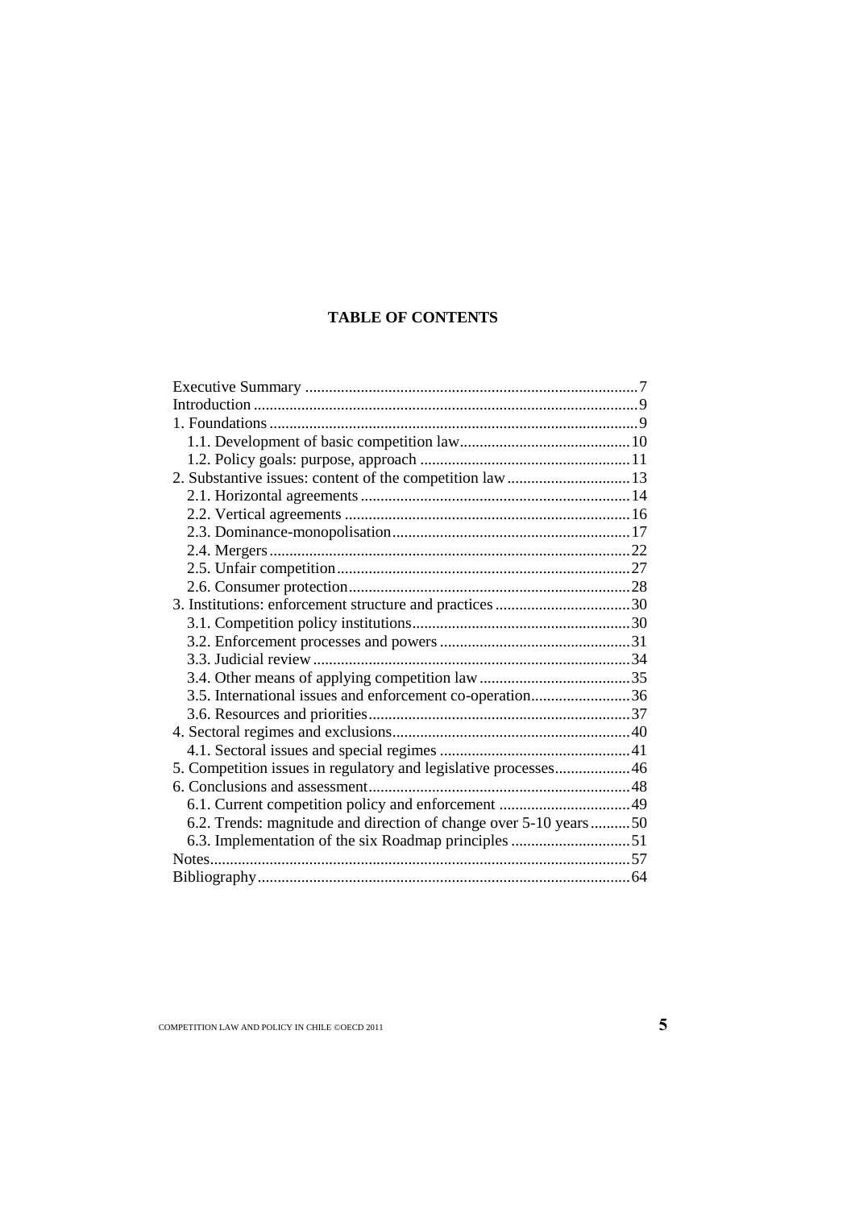# TABLE OF CONTENTS

| | |
|---|---|
| Executive Summary | 7 |
| Introduction | 9 |
| 1. Foundations | 9 |
| 1.1. Development of basic competition law | 10 |
| 1.2. Policy goals: purpose, approach | 11 |
| 2. Substantive issues: content of the competition law | 13 |
| 2.1. Horizontal agreements | 14 |
| 2.2. Vertical agreements | 16 |
| 2.3. Dominance-monopolisation | 17 |
| 2.4. Mergers | 22 |
| 2.5. Unfair competition | 27 |
| 2.6. Consumer protection | 28 |
| 3. Institutions: enforcement structure and practices | 30 |
| 3.1. Competition policy institutions | 30 |
| 3.2. Enforcement processes and powers | 31 |
| 3.3. Judicial review | 34 |
| 3.4. Other means of applying competition law | 35 |
| 3.5. International issues and enforcement co-operation | 36 |
| 3.6. Resources and priorities | 37 |
| 4. Sectoral regimes and exclusions | 40 |
| 4.1. Sectoral issues and special regimes | 41 |
| 5. Competition issues in regulatory and legislative processes | 46 |
| 6. Conclusions and assessment | 48 |
| 6.1. Current competition policy and enforcement | 49 |
| 6.2. Trends: magnitude and direction of change over 5-10 years | 50 |
| 6.3. Implementation of the six Roadmap principles | 51 |
| Notes | 57 |
| Bibliography | 64 |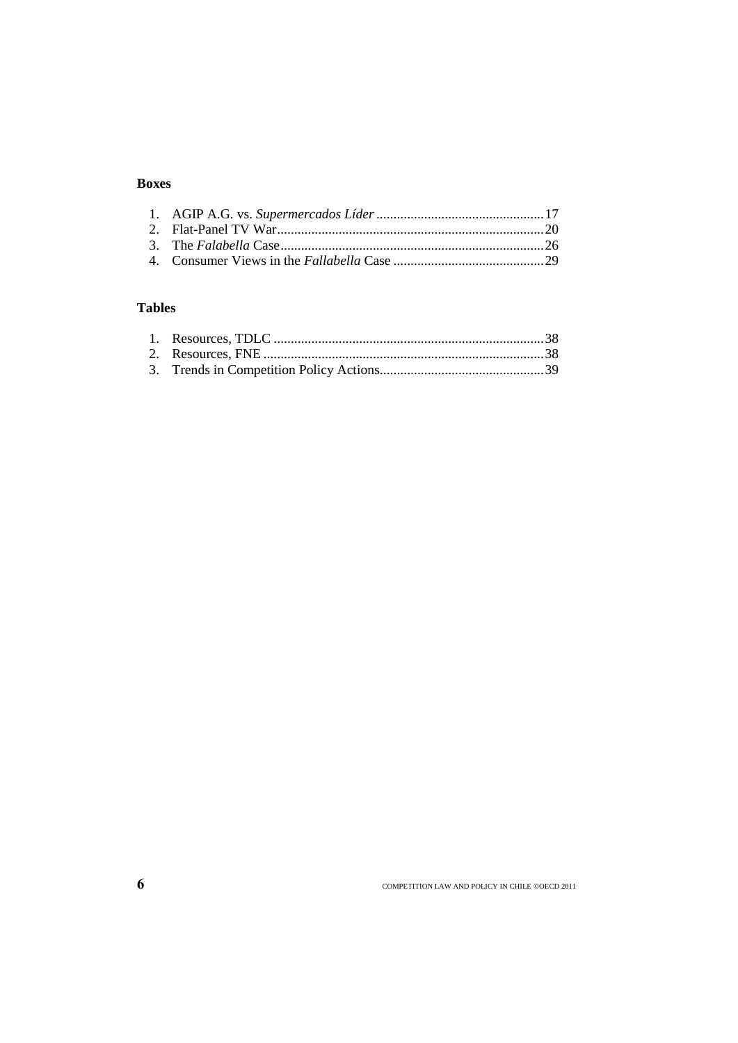## Boxes

1. AGIP A.G. vs. *Supermercados Líder* ................................................17
2. Flat-Panel TV War.............................................................................20
3. The *Falabella* Case............................................................................26
4. Consumer Views in the *Fallabella* Case ............................................29

## Tables

1. Resources, TDLC ..............................................................................38
2. Resources, FNE .................................................................................38
3. Trends in Competition Policy Actions................................................39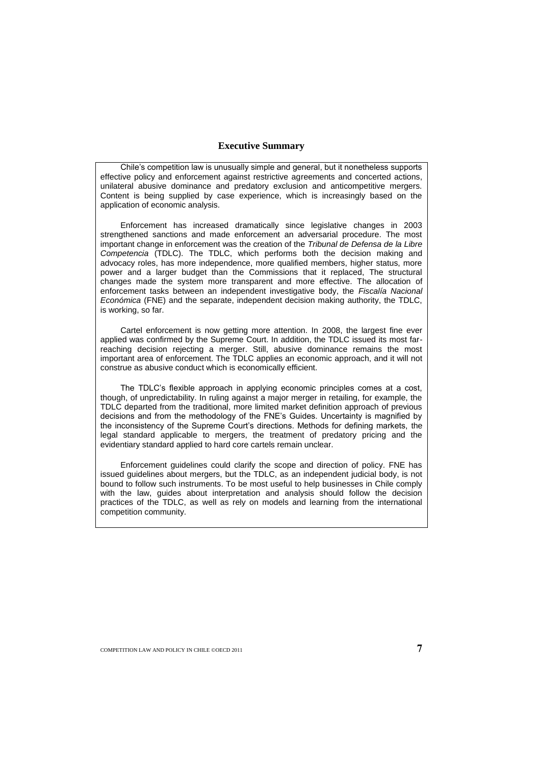## Executive Summary

Chile's competition law is unusually simple and general, but it nonetheless supports effective policy and enforcement against restrictive agreements and concerted actions, unilateral abusive dominance and predatory exclusion and anticompetitive mergers. Content is being supplied by case experience, which is increasingly based on the application of economic analysis.

Enforcement has increased dramatically since legislative changes in 2003 strengthened sanctions and made enforcement an adversarial procedure. The most important change in enforcement was the creation of the *Tribunal de Defensa de la Libre Competencia* (TDLC). The TDLC, which performs both the decision making and advocacy roles, has more independence, more qualified members, higher status, more power and a larger budget than the Commissions that it replaced, The structural changes made the system more transparent and more effective. The allocation of enforcement tasks between an independent investigative body, the *Fiscalía Nacional Económica* (FNE) and the separate, independent decision making authority, the TDLC, is working, so far.

Cartel enforcement is now getting more attention. In 2008, the largest fine ever applied was confirmed by the Supreme Court. In addition, the TDLC issued its most far-reaching decision rejecting a merger. Still, abusive dominance remains the most important area of enforcement. The TDLC applies an economic approach, and it will not construe as abusive conduct which is economically efficient.

The TDLC's flexible approach in applying economic principles comes at a cost, though, of unpredictability. In ruling against a major merger in retailing, for example, the TDLC departed from the traditional, more limited market definition approach of previous decisions and from the methodology of the FNE's Guides. Uncertainty is magnified by the inconsistency of the Supreme Court's directions. Methods for defining markets, the legal standard applicable to mergers, the treatment of predatory pricing and the evidentiary standard applied to hard core cartels remain unclear.

Enforcement guidelines could clarify the scope and direction of policy. FNE has issued guidelines about mergers, but the TDLC, as an independent judicial body, is not bound to follow such instruments. To be most useful to help businesses in Chile comply with the law, guides about interpretation and analysis should follow the decision practices of the TDLC, as well as rely on models and learning from the international competition community.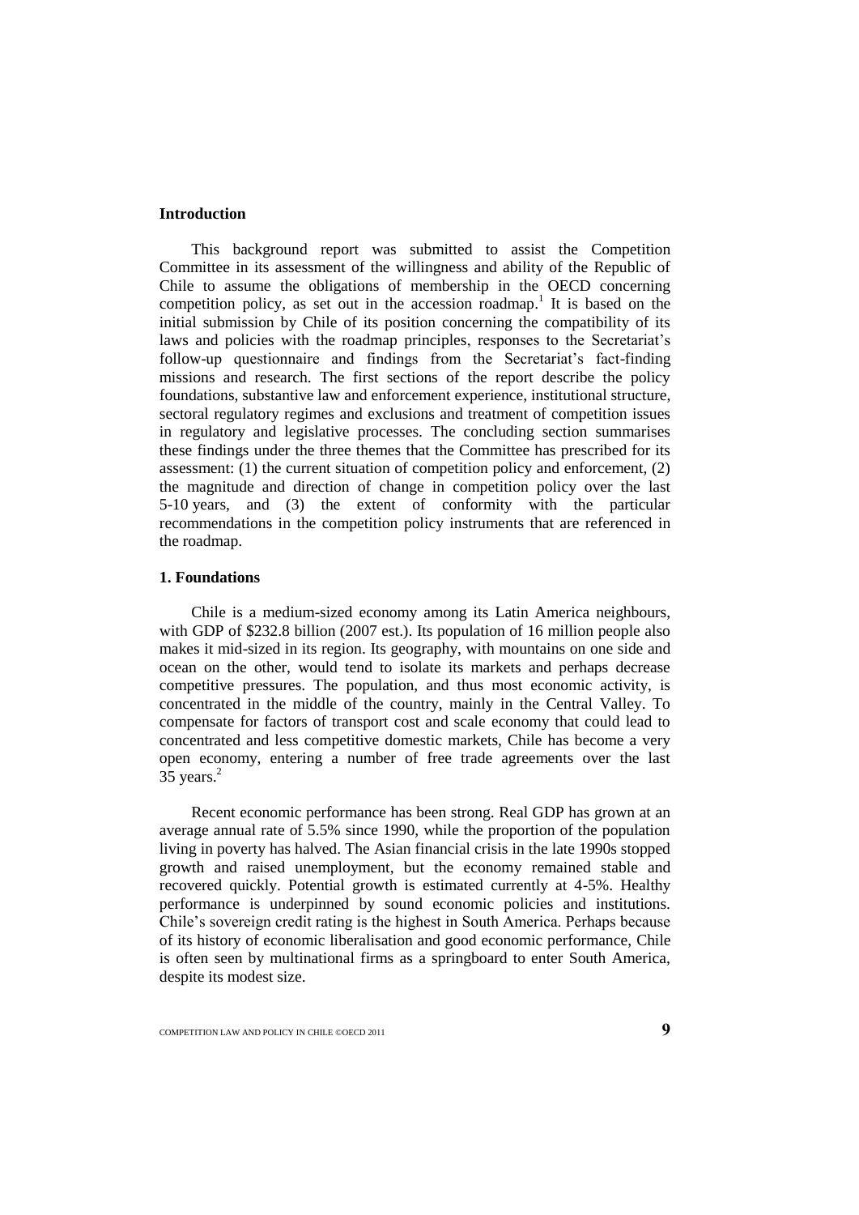## Introduction

This background report was submitted to assist the Competition Committee in its assessment of the willingness and ability of the Republic of Chile to assume the obligations of membership in the OECD concerning competition policy, as set out in the accession roadmap.[1] It is based on the initial submission by Chile of its position concerning the compatibility of its laws and policies with the roadmap principles, responses to the Secretariat's follow-up questionnaire and findings from the Secretariat's fact-finding missions and research. The first sections of the report describe the policy foundations, substantive law and enforcement experience, institutional structure, sectoral regulatory regimes and exclusions and treatment of competition issues in regulatory and legislative processes. The concluding section summarises these findings under the three themes that the Committee has prescribed for its assessment: (1) the current situation of competition policy and enforcement, (2) the magnitude and direction of change in competition policy over the last 5-10 years, and (3) the extent of conformity with the particular recommendations in the competition policy instruments that are referenced in the roadmap.

## 1. Foundations

Chile is a medium-sized economy among its Latin America neighbours, with GDP of $232.8 billion (2007 est.). Its population of 16 million people also makes it mid-sized in its region. Its geography, with mountains on one side and ocean on the other, would tend to isolate its markets and perhaps decrease competitive pressures. The population, and thus most economic activity, is concentrated in the middle of the country, mainly in the Central Valley. To compensate for factors of transport cost and scale economy that could lead to concentrated and less competitive domestic markets, Chile has become a very open economy, entering a number of free trade agreements over the last 35 years.[2]

Recent economic performance has been strong. Real GDP has grown at an average annual rate of 5.5% since 1990, while the proportion of the population living in poverty has halved. The Asian financial crisis in the late 1990s stopped growth and raised unemployment, but the economy remained stable and recovered quickly. Potential growth is estimated currently at 4-5%. Healthy performance is underpinned by sound economic policies and institutions. Chile's sovereign credit rating is the highest in South America. Perhaps because of its history of economic liberalisation and good economic performance, Chile is often seen by multinational firms as a springboard to enter South America, despite its modest size.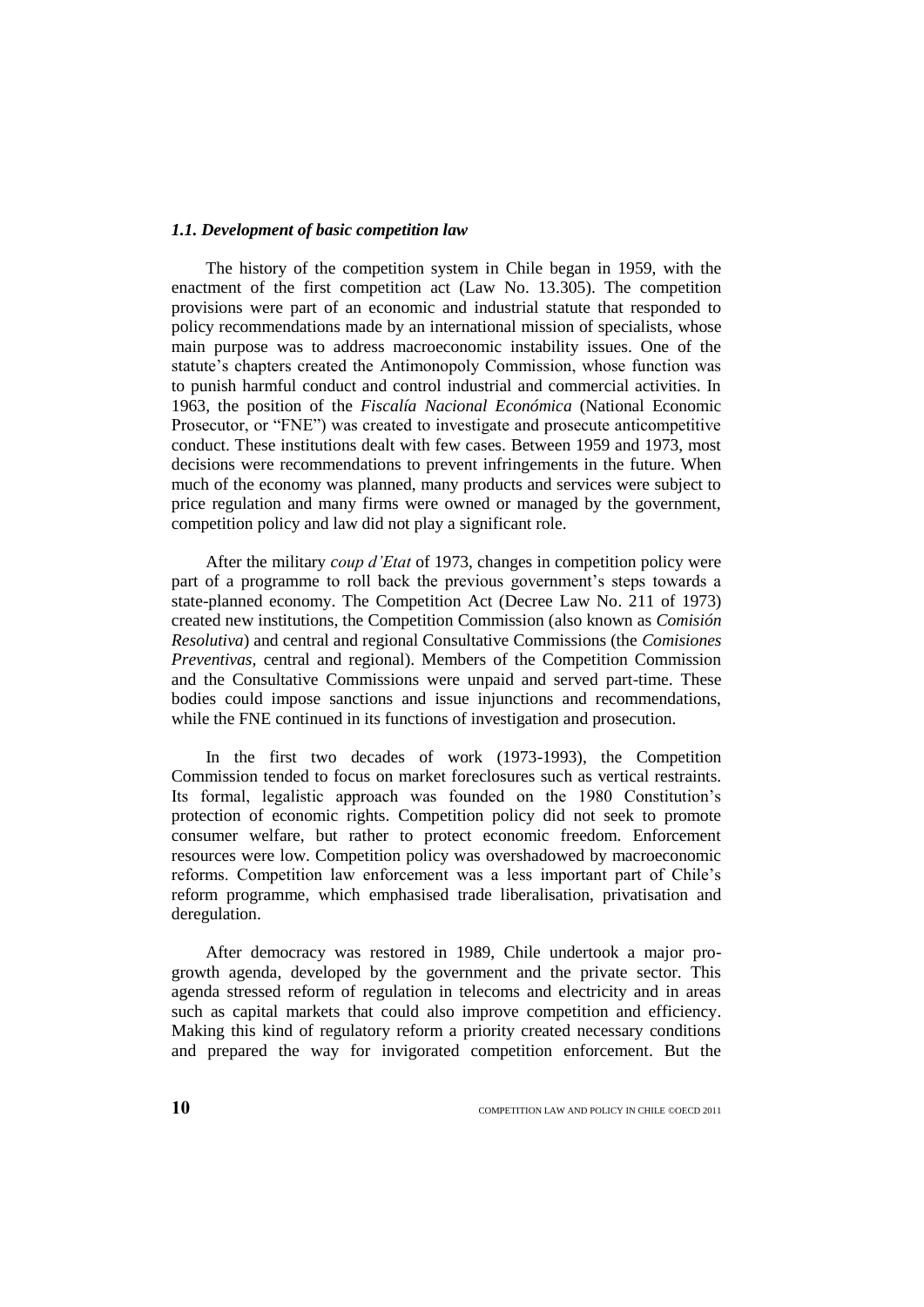### *1.1. Development of basic competition law*

The history of the competition system in Chile began in 1959, with the enactment of the first competition act (Law No. 13.305). The competition provisions were part of an economic and industrial statute that responded to policy recommendations made by an international mission of specialists, whose main purpose was to address macroeconomic instability issues. One of the statute's chapters created the Antimonopoly Commission, whose function was to punish harmful conduct and control industrial and commercial activities. In 1963, the position of the *Fiscalía Nacional Económica* (National Economic Prosecutor, or "FNE") was created to investigate and prosecute anticompetitive conduct. These institutions dealt with few cases. Between 1959 and 1973, most decisions were recommendations to prevent infringements in the future. When much of the economy was planned, many products and services were subject to price regulation and many firms were owned or managed by the government, competition policy and law did not play a significant role.

After the military *coup d'Etat* of 1973, changes in competition policy were part of a programme to roll back the previous government's steps towards a state-planned economy. The Competition Act (Decree Law No. 211 of 1973) created new institutions, the Competition Commission (also known as *Comisión Resolutiva*) and central and regional Consultative Commissions (the *Comisiones Preventivas*, central and regional). Members of the Competition Commission and the Consultative Commissions were unpaid and served part-time. These bodies could impose sanctions and issue injunctions and recommendations, while the FNE continued in its functions of investigation and prosecution.

In the first two decades of work (1973-1993), the Competition Commission tended to focus on market foreclosures such as vertical restraints. Its formal, legalistic approach was founded on the 1980 Constitution's protection of economic rights. Competition policy did not seek to promote consumer welfare, but rather to protect economic freedom. Enforcement resources were low. Competition policy was overshadowed by macroeconomic reforms. Competition law enforcement was a less important part of Chile's reform programme, which emphasised trade liberalisation, privatisation and deregulation.

After democracy was restored in 1989, Chile undertook a major pro-growth agenda, developed by the government and the private sector. This agenda stressed reform of regulation in telecoms and electricity and in areas such as capital markets that could also improve competition and efficiency. Making this kind of regulatory reform a priority created necessary conditions and prepared the way for invigorated competition enforcement. But the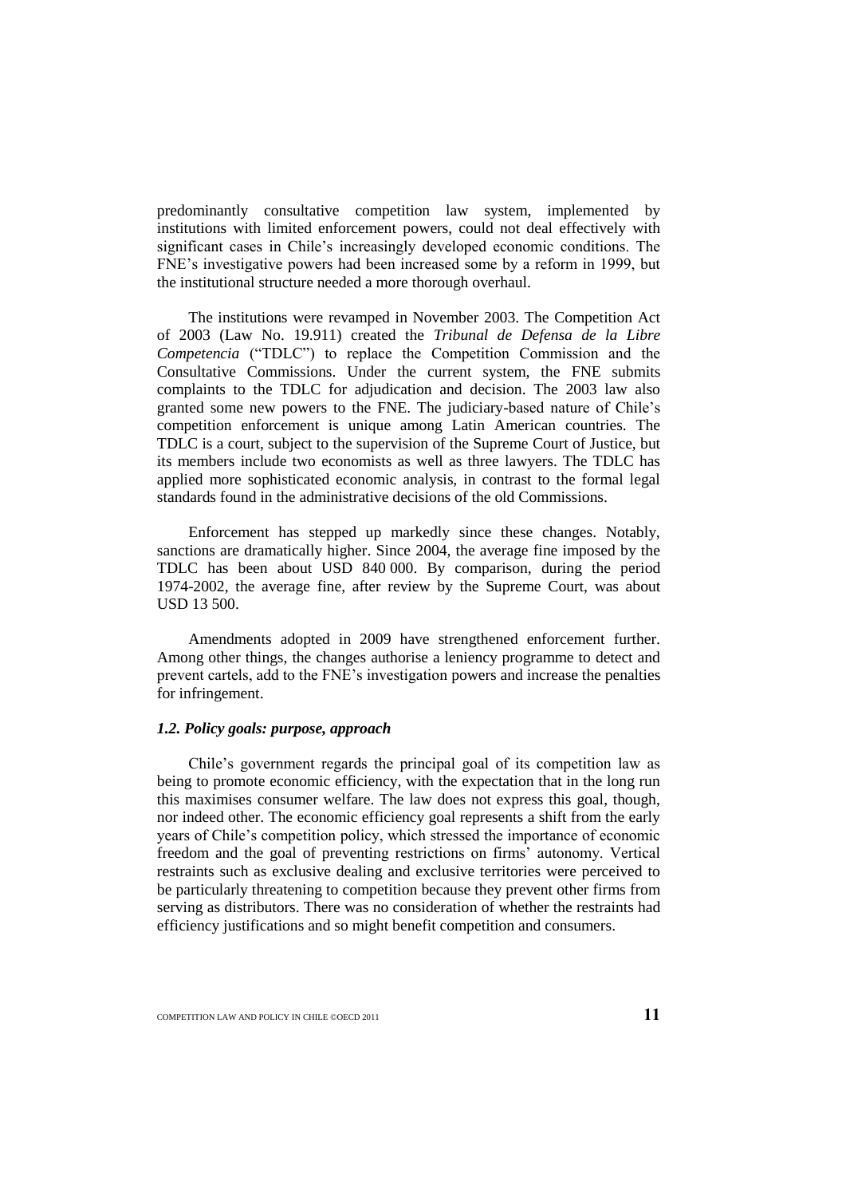predominantly consultative competition law system, implemented by institutions with limited enforcement powers, could not deal effectively with significant cases in Chile's increasingly developed economic conditions. The FNE's investigative powers had been increased some by a reform in 1999, but the institutional structure needed a more thorough overhaul.

The institutions were revamped in November 2003. The Competition Act of 2003 (Law No. 19.911) created the *Tribunal de Defensa de la Libre Competencia* ("TDLC") to replace the Competition Commission and the Consultative Commissions. Under the current system, the FNE submits complaints to the TDLC for adjudication and decision. The 2003 law also granted some new powers to the FNE. The judiciary-based nature of Chile's competition enforcement is unique among Latin American countries. The TDLC is a court, subject to the supervision of the Supreme Court of Justice, but its members include two economists as well as three lawyers. The TDLC has applied more sophisticated economic analysis, in contrast to the formal legal standards found in the administrative decisions of the old Commissions.

Enforcement has stepped up markedly since these changes. Notably, sanctions are dramatically higher. Since 2004, the average fine imposed by the TDLC has been about USD 840 000. By comparison, during the period 1974-2002, the average fine, after review by the Supreme Court, was about USD 13 500.

Amendments adopted in 2009 have strengthened enforcement further. Among other things, the changes authorise a leniency programme to detect and prevent cartels, add to the FNE's investigation powers and increase the penalties for infringement.

### *1.2. Policy goals: purpose, approach*

Chile's government regards the principal goal of its competition law as being to promote economic efficiency, with the expectation that in the long run this maximises consumer welfare. The law does not express this goal, though, nor indeed other. The economic efficiency goal represents a shift from the early years of Chile's competition policy, which stressed the importance of economic freedom and the goal of preventing restrictions on firms' autonomy. Vertical restraints such as exclusive dealing and exclusive territories were perceived to be particularly threatening to competition because they prevent other firms from serving as distributors. There was no consideration of whether the restraints had efficiency justifications and so might benefit competition and consumers.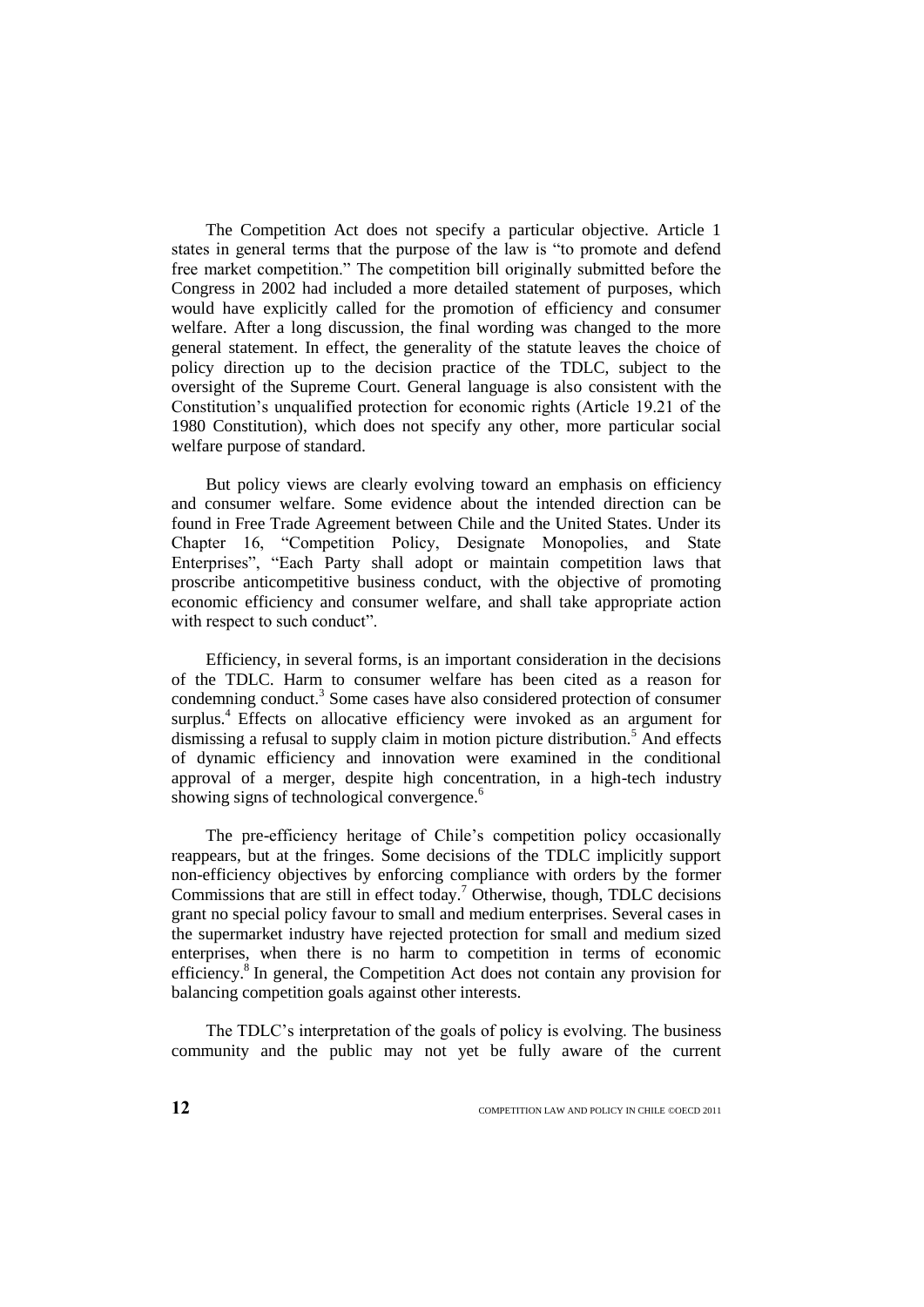The Competition Act does not specify a particular objective. Article 1 states in general terms that the purpose of the law is "to promote and defend free market competition." The competition bill originally submitted before the Congress in 2002 had included a more detailed statement of purposes, which would have explicitly called for the promotion of efficiency and consumer welfare. After a long discussion, the final wording was changed to the more general statement. In effect, the generality of the statute leaves the choice of policy direction up to the decision practice of the TDLC, subject to the oversight of the Supreme Court. General language is also consistent with the Constitution's unqualified protection for economic rights (Article 19.21 of the 1980 Constitution), which does not specify any other, more particular social welfare purpose of standard.

But policy views are clearly evolving toward an emphasis on efficiency and consumer welfare. Some evidence about the intended direction can be found in Free Trade Agreement between Chile and the United States. Under its Chapter 16, "Competition Policy, Designate Monopolies, and State Enterprises", "Each Party shall adopt or maintain competition laws that proscribe anticompetitive business conduct, with the objective of promoting economic efficiency and consumer welfare, and shall take appropriate action with respect to such conduct".

Efficiency, in several forms, is an important consideration in the decisions of the TDLC. Harm to consumer welfare has been cited as a reason for condemning conduct.[3] Some cases have also considered protection of consumer surplus.[4] Effects on allocative efficiency were invoked as an argument for dismissing a refusal to supply claim in motion picture distribution.[5] And effects of dynamic efficiency and innovation were examined in the conditional approval of a merger, despite high concentration, in a high-tech industry showing signs of technological convergence.[6]

The pre-efficiency heritage of Chile's competition policy occasionally reappears, but at the fringes. Some decisions of the TDLC implicitly support non-efficiency objectives by enforcing compliance with orders by the former Commissions that are still in effect today.[7] Otherwise, though, TDLC decisions grant no special policy favour to small and medium enterprises. Several cases in the supermarket industry have rejected protection for small and medium sized enterprises, when there is no harm to competition in terms of economic efficiency.[8] In general, the Competition Act does not contain any provision for balancing competition goals against other interests.

The TDLC's interpretation of the goals of policy is evolving. The business community and the public may not yet be fully aware of the current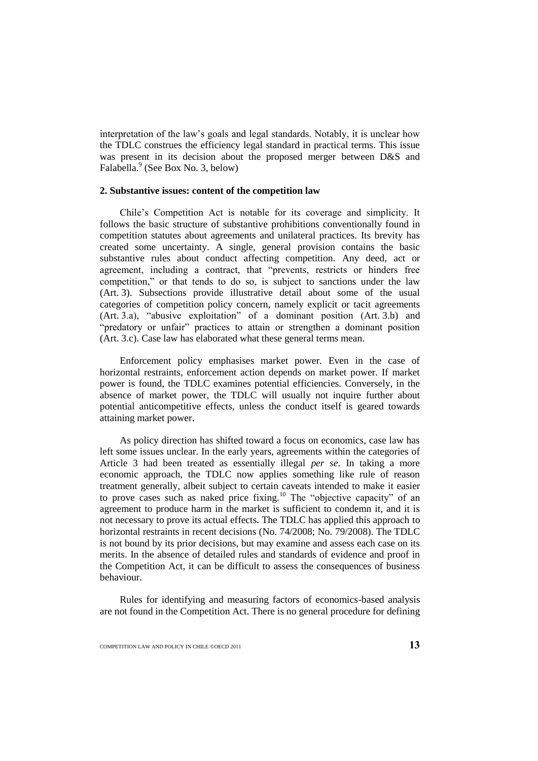interpretation of the law's goals and legal standards. Notably, it is unclear how the TDLC construes the efficiency legal standard in practical terms. This issue was present in its decision about the proposed merger between D&S and Falabella.[9] (See Box No. 3, below)

## 2. Substantive issues: content of the competition law

Chile's Competition Act is notable for its coverage and simplicity. It follows the basic structure of substantive prohibitions conventionally found in competition statutes about agreements and unilateral practices. Its brevity has created some uncertainty. A single, general provision contains the basic substantive rules about conduct affecting competition. Any deed, act or agreement, including a contract, that "prevents, restricts or hinders free competition," or that tends to do so, is subject to sanctions under the law (Art. 3). Subsections provide illustrative detail about some of the usual categories of competition policy concern, namely explicit or tacit agreements (Art. 3.a), "abusive exploitation" of a dominant position (Art. 3.b) and "predatory or unfair" practices to attain or strengthen a dominant position (Art. 3.c). Case law has elaborated what these general terms mean.

Enforcement policy emphasises market power. Even in the case of horizontal restraints, enforcement action depends on market power. If market power is found, the TDLC examines potential efficiencies. Conversely, in the absence of market power, the TDLC will usually not inquire further about potential anticompetitive effects, unless the conduct itself is geared towards attaining market power.

As policy direction has shifted toward a focus on economics, case law has left some issues unclear. In the early years, agreements within the categories of Article 3 had been treated as essentially illegal *per se*. In taking a more economic approach, the TDLC now applies something like rule of reason treatment generally, albeit subject to certain caveats intended to make it easier to prove cases such as naked price fixing.[10] The "objective capacity" of an agreement to produce harm in the market is sufficient to condemn it, and it is not necessary to prove its actual effects. The TDLC has applied this approach to horizontal restraints in recent decisions (No. 74/2008; No. 79/2008). The TDLC is not bound by its prior decisions, but may examine and assess each case on its merits. In the absence of detailed rules and standards of evidence and proof in the Competition Act, it can be difficult to assess the consequences of business behaviour.

Rules for identifying and measuring factors of economics-based analysis are not found in the Competition Act. There is no general procedure for defining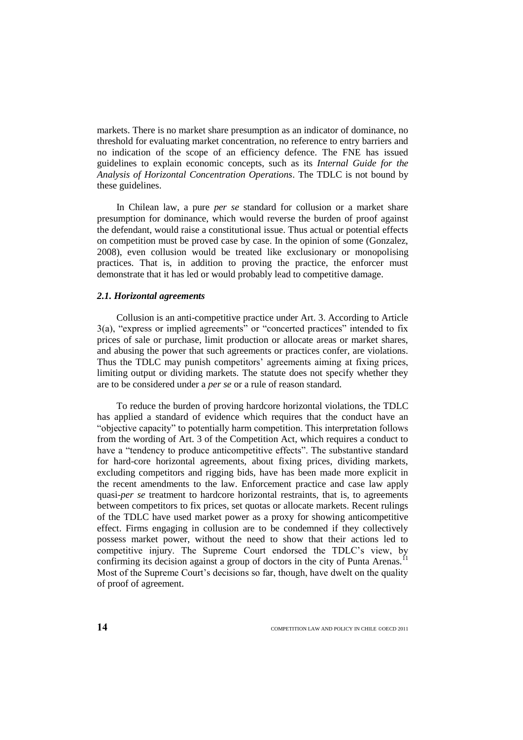markets. There is no market share presumption as an indicator of dominance, no threshold for evaluating market concentration, no reference to entry barriers and no indication of the scope of an efficiency defence. The FNE has issued guidelines to explain economic concepts, such as its *Internal Guide for the Analysis of Horizontal Concentration Operations*. The TDLC is not bound by these guidelines.

In Chilean law, a pure *per se* standard for collusion or a market share presumption for dominance, which would reverse the burden of proof against the defendant, would raise a constitutional issue. Thus actual or potential effects on competition must be proved case by case. In the opinion of some (Gonzalez, 2008), even collusion would be treated like exclusionary or monopolising practices. That is, in addition to proving the practice, the enforcer must demonstrate that it has led or would probably lead to competitive damage.

### *2.1. Horizontal agreements*

Collusion is an anti-competitive practice under Art. 3. According to Article 3(a), "express or implied agreements" or "concerted practices" intended to fix prices of sale or purchase, limit production or allocate areas or market shares, and abusing the power that such agreements or practices confer, are violations. Thus the TDLC may punish competitors' agreements aiming at fixing prices, limiting output or dividing markets. The statute does not specify whether they are to be considered under a *per se* or a rule of reason standard.

To reduce the burden of proving hardcore horizontal violations, the TDLC has applied a standard of evidence which requires that the conduct have an "objective capacity" to potentially harm competition. This interpretation follows from the wording of Art. 3 of the Competition Act, which requires a conduct to have a "tendency to produce anticompetitive effects". The substantive standard for hard-core horizontal agreements, about fixing prices, dividing markets, excluding competitors and rigging bids, have has been made more explicit in the recent amendments to the law. Enforcement practice and case law apply quasi-*per se* treatment to hardcore horizontal restraints, that is, to agreements between competitors to fix prices, set quotas or allocate markets. Recent rulings of the TDLC have used market power as a proxy for showing anticompetitive effect. Firms engaging in collusion are to be condemned if they collectively possess market power, without the need to show that their actions led to competitive injury. The Supreme Court endorsed the TDLC's view, by confirming its decision against a group of doctors in the city of Punta Arenas.[11] Most of the Supreme Court's decisions so far, though, have dwelt on the quality of proof of agreement.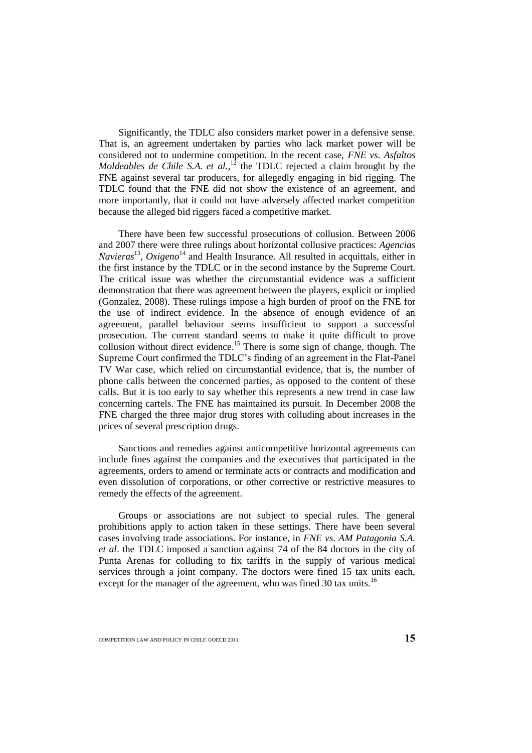Significantly, the TDLC also considers market power in a defensive sense. That is, an agreement undertaken by parties who lack market power will be considered not to undermine competition. In the recent case, *FNE vs. Asfaltos Moldeables de Chile S.A. et al.*,[12] the TDLC rejected a claim brought by the FNE against several tar producers, for allegedly engaging in bid rigging. The TDLC found that the FNE did not show the existence of an agreement, and more importantly, that it could not have adversely affected market competition because the alleged bid riggers faced a competitive market.

There have been few successful prosecutions of collusion. Between 2006 and 2007 there were three rulings about horizontal collusive practices: *Agencias Navieras*[13], *Oxigeno*[14] and Health Insurance. All resulted in acquittals, either in the first instance by the TDLC or in the second instance by the Supreme Court. The critical issue was whether the circumstantial evidence was a sufficient demonstration that there was agreement between the players, explicit or implied (Gonzalez, 2008). These rulings impose a high burden of proof on the FNE for the use of indirect evidence. In the absence of enough evidence of an agreement, parallel behaviour seems insufficient to support a successful prosecution. The current standard seems to make it quite difficult to prove collusion without direct evidence.[15] There is some sign of change, though. The Supreme Court confirmed the TDLC's finding of an agreement in the Flat-Panel TV War case, which relied on circumstantial evidence, that is, the number of phone calls between the concerned parties, as opposed to the content of these calls. But it is too early to say whether this represents a new trend in case law concerning cartels. The FNE has maintained its pursuit. In December 2008 the FNE charged the three major drug stores with colluding about increases in the prices of several prescription drugs.

Sanctions and remedies against anticompetitive horizontal agreements can include fines against the companies and the executives that participated in the agreements, orders to amend or terminate acts or contracts and modification and even dissolution of corporations, or other corrective or restrictive measures to remedy the effects of the agreement.

Groups or associations are not subject to special rules. The general prohibitions apply to action taken in these settings. There have been several cases involving trade associations. For instance, in *FNE vs. AM Patagonia S.A. et al*. the TDLC imposed a sanction against 74 of the 84 doctors in the city of Punta Arenas for colluding to fix tariffs in the supply of various medical services through a joint company. The doctors were fined 15 tax units each, except for the manager of the agreement, who was fined 30 tax units.[16]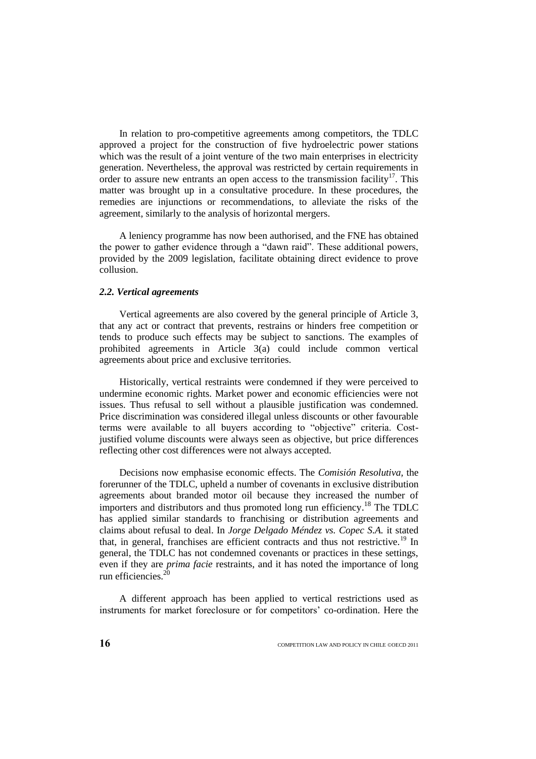In relation to pro-competitive agreements among competitors, the TDLC approved a project for the construction of five hydroelectric power stations which was the result of a joint venture of the two main enterprises in electricity generation. Nevertheless, the approval was restricted by certain requirements in order to assure new entrants an open access to the transmission facility[17]. This matter was brought up in a consultative procedure. In these procedures, the remedies are injunctions or recommendations, to alleviate the risks of the agreement, similarly to the analysis of horizontal mergers.

A leniency programme has now been authorised, and the FNE has obtained the power to gather evidence through a "dawn raid". These additional powers, provided by the 2009 legislation, facilitate obtaining direct evidence to prove collusion.

### *2.2. Vertical agreements*

Vertical agreements are also covered by the general principle of Article 3, that any act or contract that prevents, restrains or hinders free competition or tends to produce such effects may be subject to sanctions. The examples of prohibited agreements in Article 3(a) could include common vertical agreements about price and exclusive territories.

Historically, vertical restraints were condemned if they were perceived to undermine economic rights. Market power and economic efficiencies were not issues. Thus refusal to sell without a plausible justification was condemned. Price discrimination was considered illegal unless discounts or other favourable terms were available to all buyers according to "objective" criteria. Cost-justified volume discounts were always seen as objective, but price differences reflecting other cost differences were not always accepted.

Decisions now emphasise economic effects. The *Comisión Resolutiva*, the forerunner of the TDLC, upheld a number of covenants in exclusive distribution agreements about branded motor oil because they increased the number of importers and distributors and thus promoted long run efficiency.[18] The TDLC has applied similar standards to franchising or distribution agreements and claims about refusal to deal. In *Jorge Delgado Méndez vs. Copec S.A.* it stated that, in general, franchises are efficient contracts and thus not restrictive.[19] In general, the TDLC has not condemned covenants or practices in these settings, even if they are *prima facie* restraints, and it has noted the importance of long run efficiencies.[20]

A different approach has been applied to vertical restrictions used as instruments for market foreclosure or for competitors' co-ordination. Here the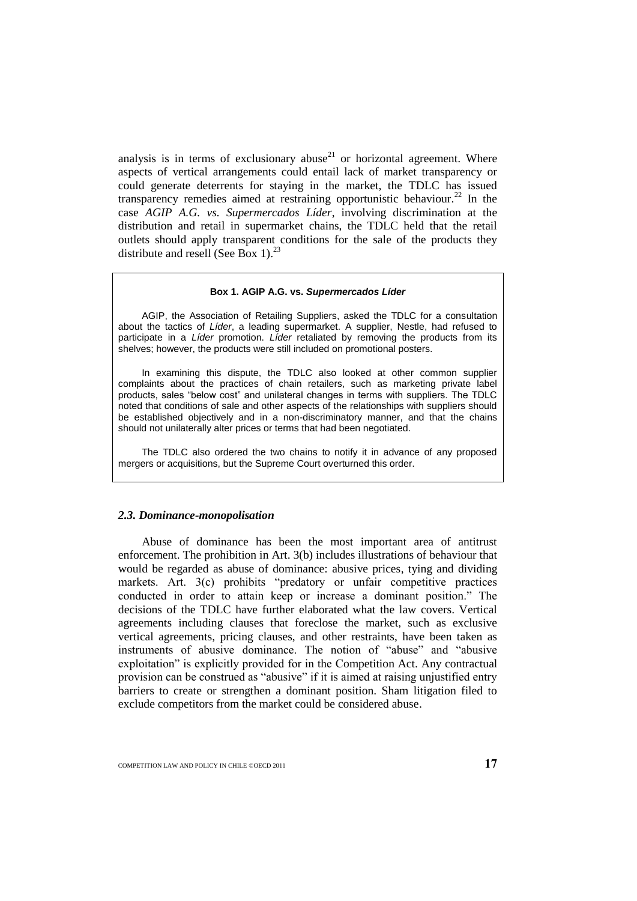analysis is in terms of exclusionary abuse[21] or horizontal agreement. Where aspects of vertical arrangements could entail lack of market transparency or could generate deterrents for staying in the market, the TDLC has issued transparency remedies aimed at restraining opportunistic behaviour.[22] In the case *AGIP A.G. vs. Supermercados Líder*, involving discrimination at the distribution and retail in supermarket chains, the TDLC held that the retail outlets should apply transparent conditions for the sale of the products they distribute and resell (See Box 1).[23]

> **Box 1. AGIP A.G. vs. *Supermercados Líder***
>
> AGIP, the Association of Retailing Suppliers, asked the TDLC for a consultation about the tactics of *Líder*, a leading supermarket. A supplier, Nestle, had refused to participate in a *Líder* promotion. *Líder* retaliated by removing the products from its shelves; however, the products were still included on promotional posters.
>
> In examining this dispute, the TDLC also looked at other common supplier complaints about the practices of chain retailers, such as marketing private label products, sales "below cost" and unilateral changes in terms with suppliers. The TDLC noted that conditions of sale and other aspects of the relationships with suppliers should be established objectively and in a non-discriminatory manner, and that the chains should not unilaterally alter prices or terms that had been negotiated.
>
> The TDLC also ordered the two chains to notify it in advance of any proposed mergers or acquisitions, but the Supreme Court overturned this order.

### *2.3. Dominance-monopolisation*

Abuse of dominance has been the most important area of antitrust enforcement. The prohibition in Art. 3(b) includes illustrations of behaviour that would be regarded as abuse of dominance: abusive prices, tying and dividing markets. Art. 3(c) prohibits "predatory or unfair competitive practices conducted in order to attain keep or increase a dominant position." The decisions of the TDLC have further elaborated what the law covers. Vertical agreements including clauses that foreclose the market, such as exclusive vertical agreements, pricing clauses, and other restraints, have been taken as instruments of abusive dominance. The notion of "abuse" and "abusive exploitation" is explicitly provided for in the Competition Act. Any contractual provision can be construed as "abusive" if it is aimed at raising unjustified entry barriers to create or strengthen a dominant position. Sham litigation filed to exclude competitors from the market could be considered abuse.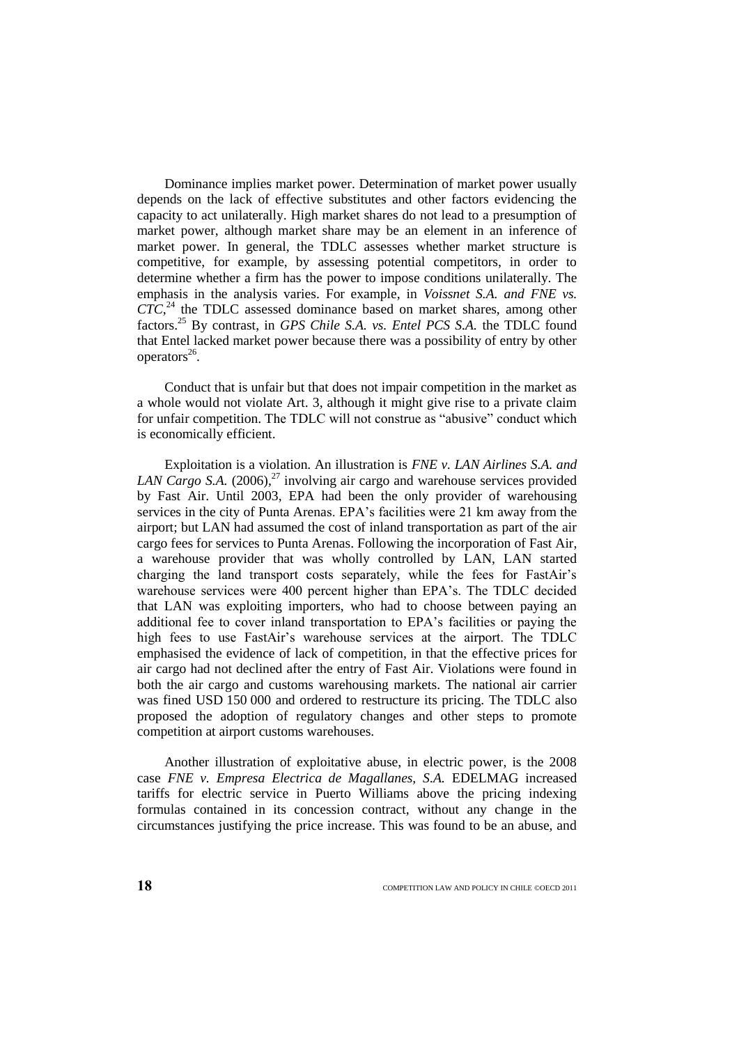Dominance implies market power. Determination of market power usually depends on the lack of effective substitutes and other factors evidencing the capacity to act unilaterally. High market shares do not lead to a presumption of market power, although market share may be an element in an inference of market power. In general, the TDLC assesses whether market structure is competitive, for example, by assessing potential competitors, in order to determine whether a firm has the power to impose conditions unilaterally. The emphasis in the analysis varies. For example, in *Voissnet S.A. and FNE vs. CTC*,[24] the TDLC assessed dominance based on market shares, among other factors.[25] By contrast, in *GPS Chile S.A. vs. Entel PCS S.A.* the TDLC found that Entel lacked market power because there was a possibility of entry by other operators[26].

Conduct that is unfair but that does not impair competition in the market as a whole would not violate Art. 3, although it might give rise to a private claim for unfair competition. The TDLC will not construe as "abusive" conduct which is economically efficient.

Exploitation is a violation. An illustration is *FNE v. LAN Airlines S.A. and LAN Cargo S.A.* (2006),[27] involving air cargo and warehouse services provided by Fast Air. Until 2003, EPA had been the only provider of warehousing services in the city of Punta Arenas. EPA's facilities were 21 km away from the airport; but LAN had assumed the cost of inland transportation as part of the air cargo fees for services to Punta Arenas. Following the incorporation of Fast Air, a warehouse provider that was wholly controlled by LAN, LAN started charging the land transport costs separately, while the fees for FastAir's warehouse services were 400 percent higher than EPA's. The TDLC decided that LAN was exploiting importers, who had to choose between paying an additional fee to cover inland transportation to EPA's facilities or paying the high fees to use FastAir's warehouse services at the airport. The TDLC emphasised the evidence of lack of competition, in that the effective prices for air cargo had not declined after the entry of Fast Air. Violations were found in both the air cargo and customs warehousing markets. The national air carrier was fined USD 150 000 and ordered to restructure its pricing. The TDLC also proposed the adoption of regulatory changes and other steps to promote competition at airport customs warehouses.

Another illustration of exploitative abuse, in electric power, is the 2008 case *FNE v. Empresa Electrica de Magallanes, S.A.* EDELMAG increased tariffs for electric service in Puerto Williams above the pricing indexing formulas contained in its concession contract, without any change in the circumstances justifying the price increase. This was found to be an abuse, and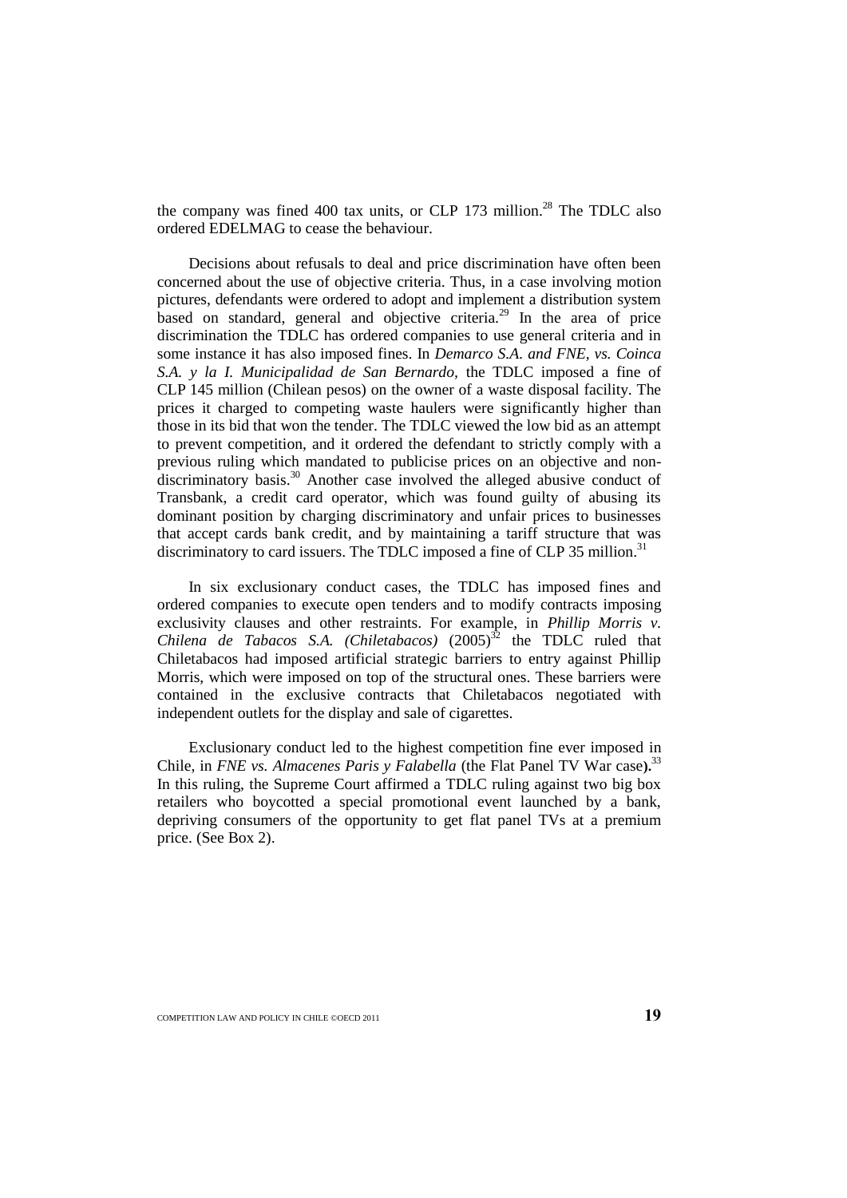the company was fined 400 tax units, or CLP 173 million.[28] The TDLC also ordered EDELMAG to cease the behaviour.

Decisions about refusals to deal and price discrimination have often been concerned about the use of objective criteria. Thus, in a case involving motion pictures, defendants were ordered to adopt and implement a distribution system based on standard, general and objective criteria.[29] In the area of price discrimination the TDLC has ordered companies to use general criteria and in some instance it has also imposed fines. In *Demarco S.A. and FNE, vs. Coinca S.A. y la I. Municipalidad de San Bernardo,* the TDLC imposed a fine of CLP 145 million (Chilean pesos) on the owner of a waste disposal facility. The prices it charged to competing waste haulers were significantly higher than those in its bid that won the tender. The TDLC viewed the low bid as an attempt to prevent competition, and it ordered the defendant to strictly comply with a previous ruling which mandated to publicise prices on an objective and non-discriminatory basis.[30] Another case involved the alleged abusive conduct of Transbank, a credit card operator, which was found guilty of abusing its dominant position by charging discriminatory and unfair prices to businesses that accept cards bank credit, and by maintaining a tariff structure that was discriminatory to card issuers. The TDLC imposed a fine of CLP 35 million.[31]

In six exclusionary conduct cases, the TDLC has imposed fines and ordered companies to execute open tenders and to modify contracts imposing exclusivity clauses and other restraints. For example, in *Phillip Morris v. Chilena de Tabacos S.A. (Chiletabacos)* (2005)[32] the TDLC ruled that Chiletabacos had imposed artificial strategic barriers to entry against Phillip Morris, which were imposed on top of the structural ones. These barriers were contained in the exclusive contracts that Chiletabacos negotiated with independent outlets for the display and sale of cigarettes.

Exclusionary conduct led to the highest competition fine ever imposed in Chile, in *FNE vs. Almacenes Paris y Falabella* (the Flat Panel TV War case**).**[33] In this ruling, the Supreme Court affirmed a TDLC ruling against two big box retailers who boycotted a special promotional event launched by a bank, depriving consumers of the opportunity to get flat panel TVs at a premium price. (See Box 2).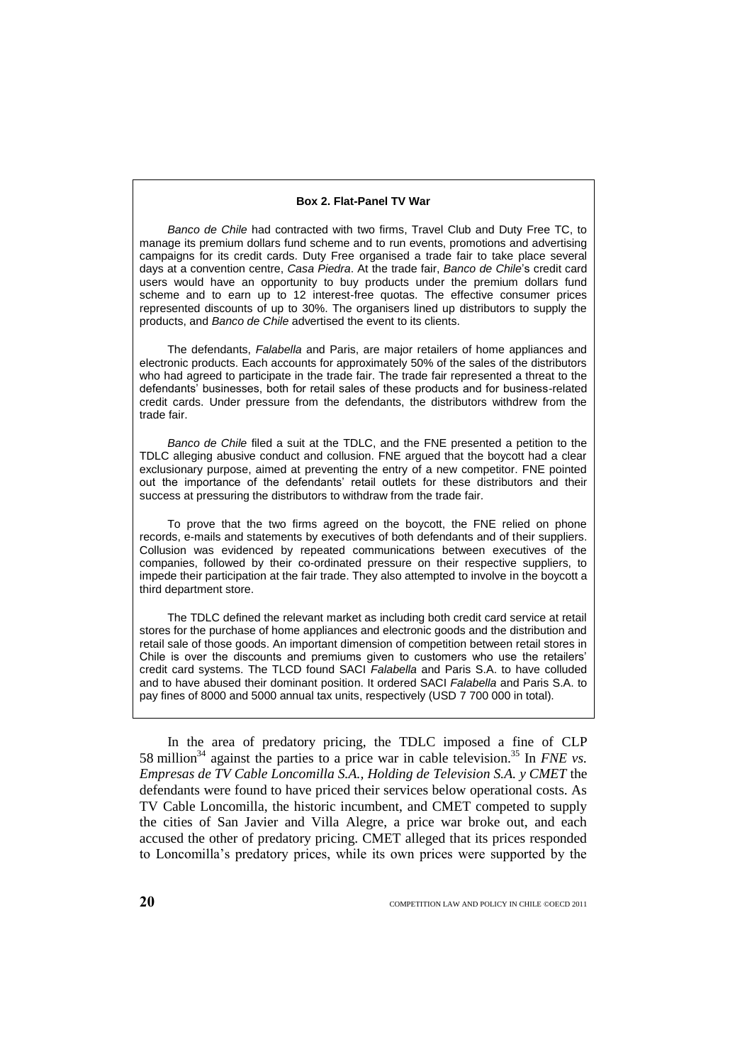**Box 2. Flat-Panel TV War**

*Banco de Chile* had contracted with two firms, Travel Club and Duty Free TC, to manage its premium dollars fund scheme and to run events, promotions and advertising campaigns for its credit cards. Duty Free organised a trade fair to take place several days at a convention centre, *Casa Piedra*. At the trade fair, *Banco de Chile*'s credit card users would have an opportunity to buy products under the premium dollars fund scheme and to earn up to 12 interest-free quotas. The effective consumer prices represented discounts of up to 30%. The organisers lined up distributors to supply the products, and *Banco de Chile* advertised the event to its clients.

The defendants, *Falabella* and Paris, are major retailers of home appliances and electronic products. Each accounts for approximately 50% of the sales of the distributors who had agreed to participate in the trade fair. The trade fair represented a threat to the defendants' businesses, both for retail sales of these products and for business-related credit cards. Under pressure from the defendants, the distributors withdrew from the trade fair.

*Banco de Chile* filed a suit at the TDLC, and the FNE presented a petition to the TDLC alleging abusive conduct and collusion. FNE argued that the boycott had a clear exclusionary purpose, aimed at preventing the entry of a new competitor. FNE pointed out the importance of the defendants' retail outlets for these distributors and their success at pressuring the distributors to withdraw from the trade fair.

To prove that the two firms agreed on the boycott, the FNE relied on phone records, e-mails and statements by executives of both defendants and of their suppliers. Collusion was evidenced by repeated communications between executives of the companies, followed by their co-ordinated pressure on their respective suppliers, to impede their participation at the fair trade. They also attempted to involve in the boycott a third department store.

The TDLC defined the relevant market as including both credit card service at retail stores for the purchase of home appliances and electronic goods and the distribution and retail sale of those goods. An important dimension of competition between retail stores in Chile is over the discounts and premiums given to customers who use the retailers' credit card systems. The TLCD found SACI *Falabella* and Paris S.A. to have colluded and to have abused their dominant position. It ordered SACI *Falabella* and Paris S.A. to pay fines of 8000 and 5000 annual tax units, respectively (USD 7 700 000 in total).

In the area of predatory pricing, the TDLC imposed a fine of CLP 58 million[34] against the parties to a price war in cable television.[35] In *FNE vs. Empresas de TV Cable Loncomilla S.A., Holding de Television S.A. y CMET* the defendants were found to have priced their services below operational costs. As TV Cable Loncomilla, the historic incumbent, and CMET competed to supply the cities of San Javier and Villa Alegre, a price war broke out, and each accused the other of predatory pricing. CMET alleged that its prices responded to Loncomilla's predatory prices, while its own prices were supported by the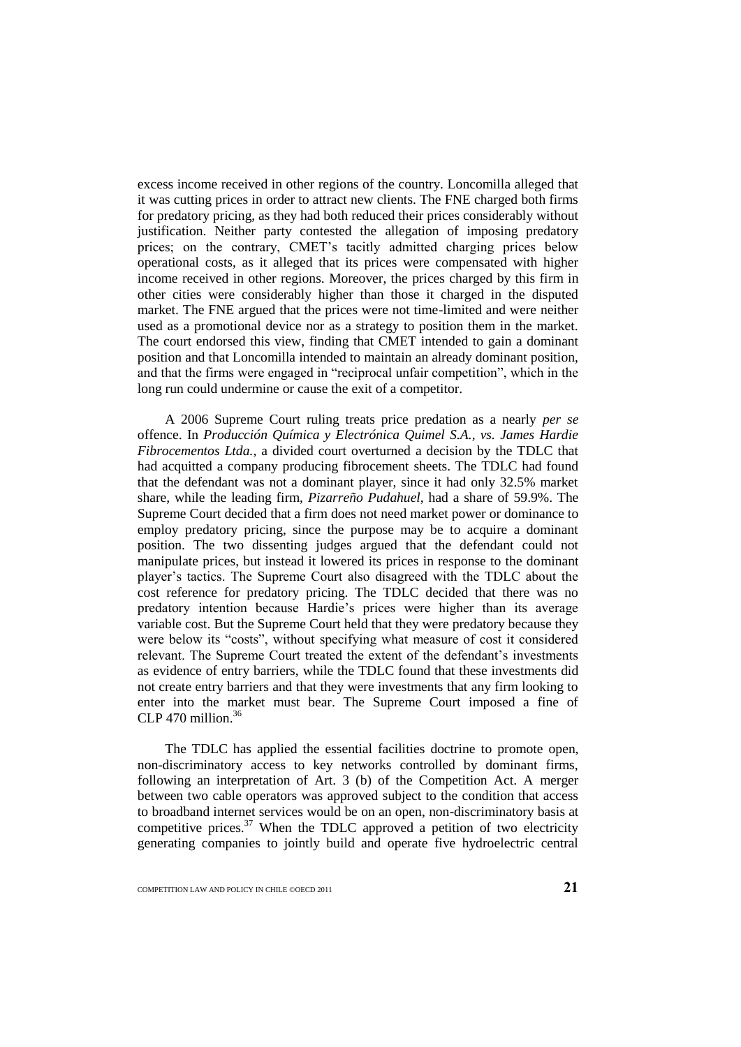excess income received in other regions of the country. Loncomilla alleged that it was cutting prices in order to attract new clients. The FNE charged both firms for predatory pricing, as they had both reduced their prices considerably without justification. Neither party contested the allegation of imposing predatory prices; on the contrary, CMET's tacitly admitted charging prices below operational costs, as it alleged that its prices were compensated with higher income received in other regions. Moreover, the prices charged by this firm in other cities were considerably higher than those it charged in the disputed market. The FNE argued that the prices were not time-limited and were neither used as a promotional device nor as a strategy to position them in the market. The court endorsed this view, finding that CMET intended to gain a dominant position and that Loncomilla intended to maintain an already dominant position, and that the firms were engaged in "reciprocal unfair competition", which in the long run could undermine or cause the exit of a competitor.

A 2006 Supreme Court ruling treats price predation as a nearly *per se* offence. In *Producción Química y Electrónica Quimel S.A., vs. James Hardie Fibrocementos Ltda.*, a divided court overturned a decision by the TDLC that had acquitted a company producing fibrocement sheets. The TDLC had found that the defendant was not a dominant player, since it had only 32.5% market share, while the leading firm, *Pizarreño Pudahuel*, had a share of 59.9%. The Supreme Court decided that a firm does not need market power or dominance to employ predatory pricing, since the purpose may be to acquire a dominant position. The two dissenting judges argued that the defendant could not manipulate prices, but instead it lowered its prices in response to the dominant player's tactics. The Supreme Court also disagreed with the TDLC about the cost reference for predatory pricing. The TDLC decided that there was no predatory intention because Hardie's prices were higher than its average variable cost. But the Supreme Court held that they were predatory because they were below its "costs", without specifying what measure of cost it considered relevant. The Supreme Court treated the extent of the defendant's investments as evidence of entry barriers, while the TDLC found that these investments did not create entry barriers and that they were investments that any firm looking to enter into the market must bear. The Supreme Court imposed a fine of CLP 470 million.[36]

The TDLC has applied the essential facilities doctrine to promote open, non-discriminatory access to key networks controlled by dominant firms, following an interpretation of Art. 3 (b) of the Competition Act. A merger between two cable operators was approved subject to the condition that access to broadband internet services would be on an open, non-discriminatory basis at competitive prices.[37] When the TDLC approved a petition of two electricity generating companies to jointly build and operate five hydroelectric central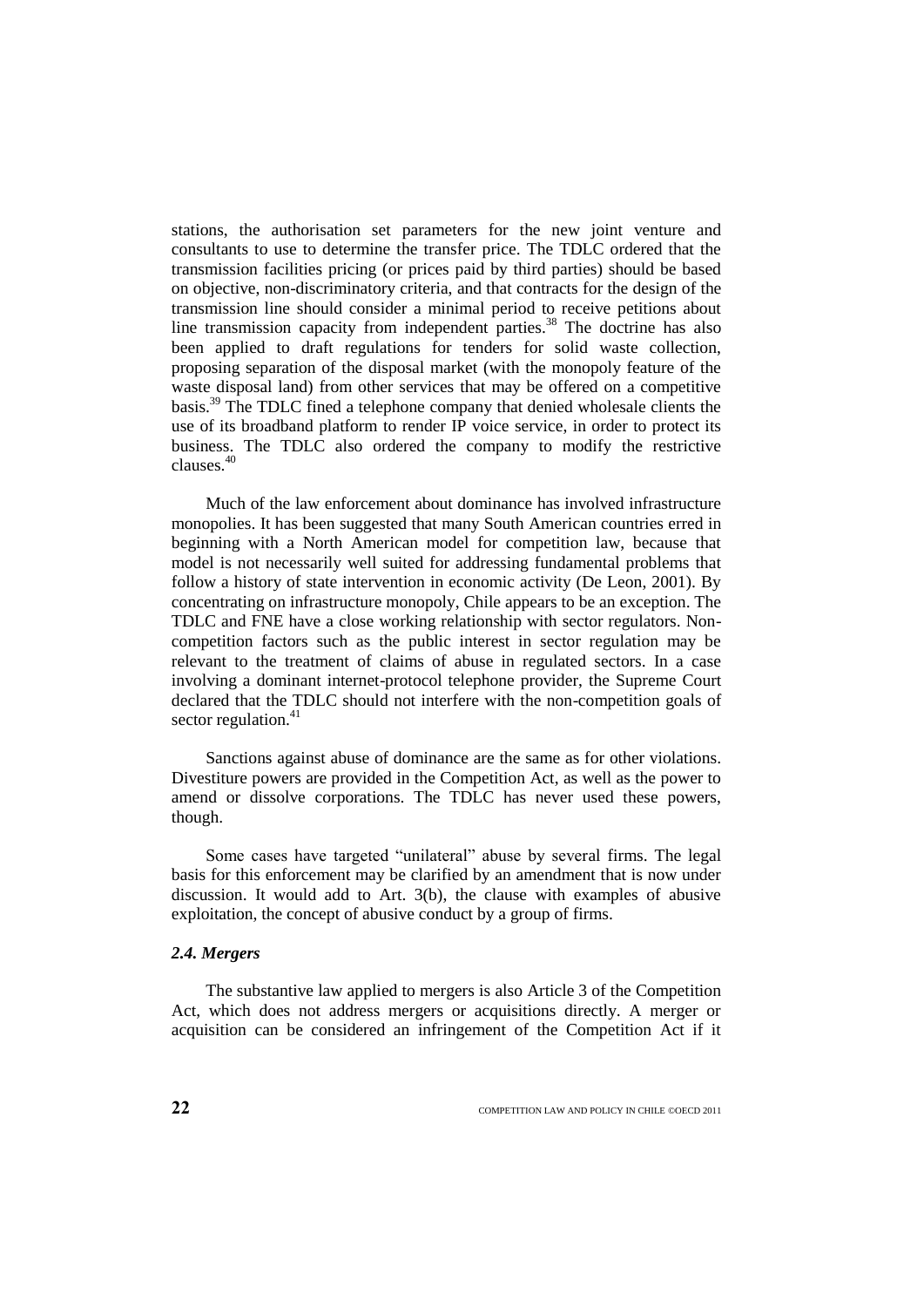stations, the authorisation set parameters for the new joint venture and consultants to use to determine the transfer price. The TDLC ordered that the transmission facilities pricing (or prices paid by third parties) should be based on objective, non-discriminatory criteria, and that contracts for the design of the transmission line should consider a minimal period to receive petitions about line transmission capacity from independent parties.[38] The doctrine has also been applied to draft regulations for tenders for solid waste collection, proposing separation of the disposal market (with the monopoly feature of the waste disposal land) from other services that may be offered on a competitive basis.[39] The TDLC fined a telephone company that denied wholesale clients the use of its broadband platform to render IP voice service, in order to protect its business. The TDLC also ordered the company to modify the restrictive clauses.[40]

Much of the law enforcement about dominance has involved infrastructure monopolies. It has been suggested that many South American countries erred in beginning with a North American model for competition law, because that model is not necessarily well suited for addressing fundamental problems that follow a history of state intervention in economic activity (De Leon, 2001). By concentrating on infrastructure monopoly, Chile appears to be an exception. The TDLC and FNE have a close working relationship with sector regulators. Non-competition factors such as the public interest in sector regulation may be relevant to the treatment of claims of abuse in regulated sectors. In a case involving a dominant internet-protocol telephone provider, the Supreme Court declared that the TDLC should not interfere with the non-competition goals of sector regulation.[41]

Sanctions against abuse of dominance are the same as for other violations. Divestiture powers are provided in the Competition Act, as well as the power to amend or dissolve corporations. The TDLC has never used these powers, though.

Some cases have targeted "unilateral" abuse by several firms. The legal basis for this enforcement may be clarified by an amendment that is now under discussion. It would add to Art. 3(b), the clause with examples of abusive exploitation, the concept of abusive conduct by a group of firms.

### *2.4. Mergers*

The substantive law applied to mergers is also Article 3 of the Competition Act, which does not address mergers or acquisitions directly. A merger or acquisition can be considered an infringement of the Competition Act if it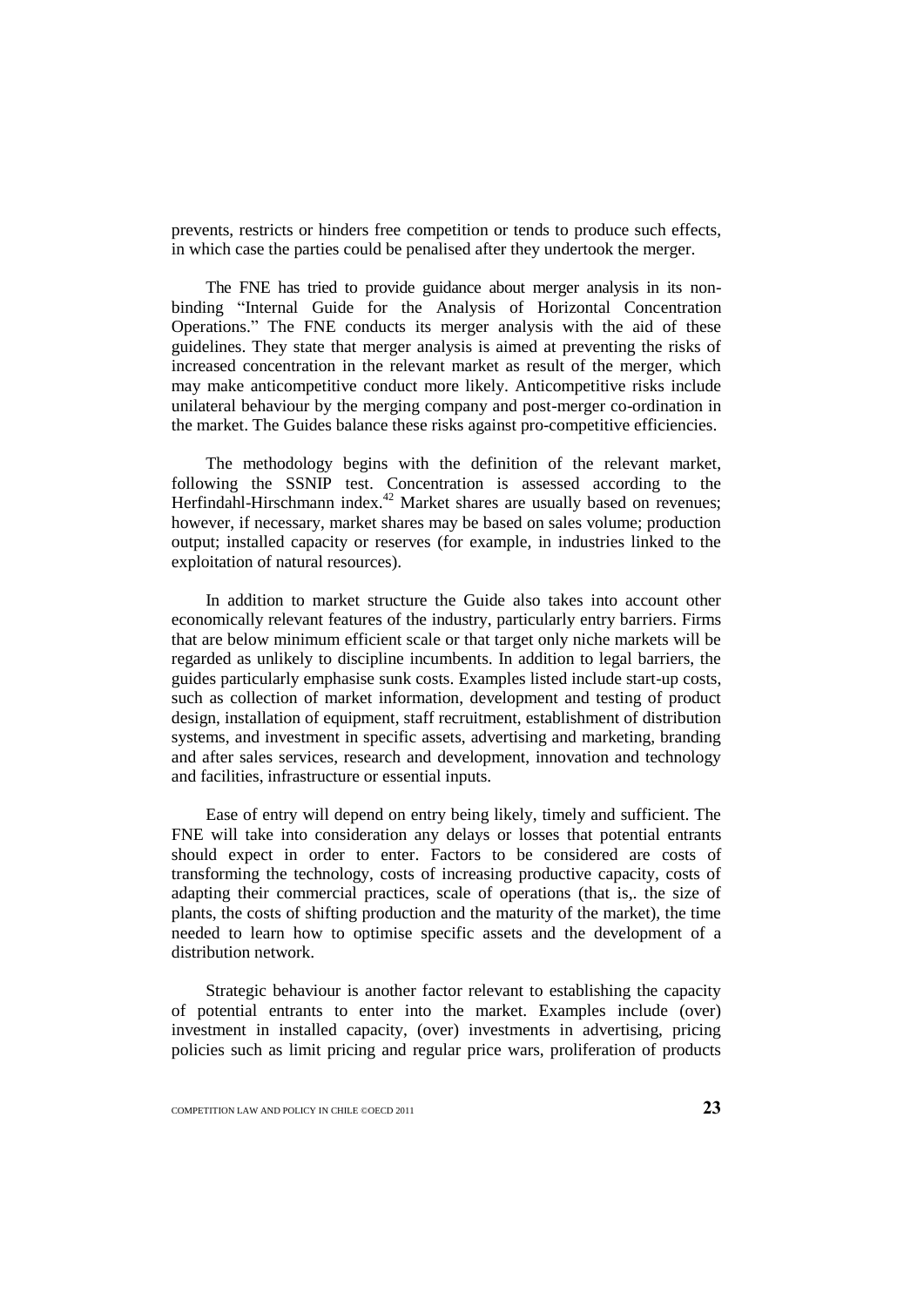prevents, restricts or hinders free competition or tends to produce such effects, in which case the parties could be penalised after they undertook the merger.

The FNE has tried to provide guidance about merger analysis in its non-binding "Internal Guide for the Analysis of Horizontal Concentration Operations." The FNE conducts its merger analysis with the aid of these guidelines. They state that merger analysis is aimed at preventing the risks of increased concentration in the relevant market as result of the merger, which may make anticompetitive conduct more likely. Anticompetitive risks include unilateral behaviour by the merging company and post-merger co-ordination in the market. The Guides balance these risks against pro-competitive efficiencies.

The methodology begins with the definition of the relevant market, following the SSNIP test. Concentration is assessed according to the Herfindahl-Hirschmann index.[42] Market shares are usually based on revenues; however, if necessary, market shares may be based on sales volume; production output; installed capacity or reserves (for example, in industries linked to the exploitation of natural resources).

In addition to market structure the Guide also takes into account other economically relevant features of the industry, particularly entry barriers. Firms that are below minimum efficient scale or that target only niche markets will be regarded as unlikely to discipline incumbents. In addition to legal barriers, the guides particularly emphasise sunk costs. Examples listed include start-up costs, such as collection of market information, development and testing of product design, installation of equipment, staff recruitment, establishment of distribution systems, and investment in specific assets, advertising and marketing, branding and after sales services, research and development, innovation and technology and facilities, infrastructure or essential inputs.

Ease of entry will depend on entry being likely, timely and sufficient. The FNE will take into consideration any delays or losses that potential entrants should expect in order to enter. Factors to be considered are costs of transforming the technology, costs of increasing productive capacity, costs of adapting their commercial practices, scale of operations (that is,. the size of plants, the costs of shifting production and the maturity of the market), the time needed to learn how to optimise specific assets and the development of a distribution network.

Strategic behaviour is another factor relevant to establishing the capacity of potential entrants to enter into the market. Examples include (over) investment in installed capacity, (over) investments in advertising, pricing policies such as limit pricing and regular price wars, proliferation of products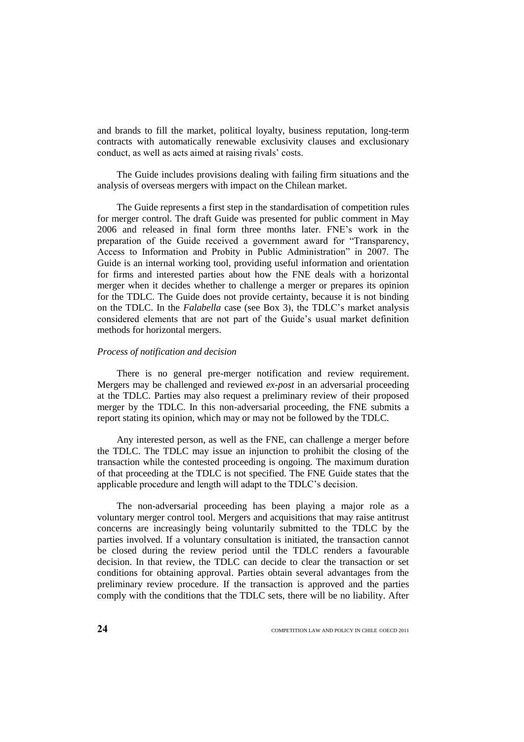and brands to fill the market, political loyalty, business reputation, long-term contracts with automatically renewable exclusivity clauses and exclusionary conduct, as well as acts aimed at raising rivals' costs.

The Guide includes provisions dealing with failing firm situations and the analysis of overseas mergers with impact on the Chilean market.

The Guide represents a first step in the standardisation of competition rules for merger control. The draft Guide was presented for public comment in May 2006 and released in final form three months later. FNE's work in the preparation of the Guide received a government award for "Transparency, Access to Information and Probity in Public Administration" in 2007. The Guide is an internal working tool, providing useful information and orientation for firms and interested parties about how the FNE deals with a horizontal merger when it decides whether to challenge a merger or prepares its opinion for the TDLC. The Guide does not provide certainty, because it is not binding on the TDLC. In the *Falabella* case (see Box 3), the TDLC's market analysis considered elements that are not part of the Guide's usual market definition methods for horizontal mergers.

*Process of notification and decision*

There is no general pre-merger notification and review requirement. Mergers may be challenged and reviewed *ex-post* in an adversarial proceeding at the TDLC. Parties may also request a preliminary review of their proposed merger by the TDLC. In this non-adversarial proceeding, the FNE submits a report stating its opinion, which may or may not be followed by the TDLC.

Any interested person, as well as the FNE, can challenge a merger before the TDLC. The TDLC may issue an injunction to prohibit the closing of the transaction while the contested proceeding is ongoing. The maximum duration of that proceeding at the TDLC is not specified. The FNE Guide states that the applicable procedure and length will adapt to the TDLC's decision.

The non-adversarial proceeding has been playing a major role as a voluntary merger control tool. Mergers and acquisitions that may raise antitrust concerns are increasingly being voluntarily submitted to the TDLC by the parties involved. If a voluntary consultation is initiated, the transaction cannot be closed during the review period until the TDLC renders a favourable decision. In that review, the TDLC can decide to clear the transaction or set conditions for obtaining approval. Parties obtain several advantages from the preliminary review procedure. If the transaction is approved and the parties comply with the conditions that the TDLC sets, there will be no liability. After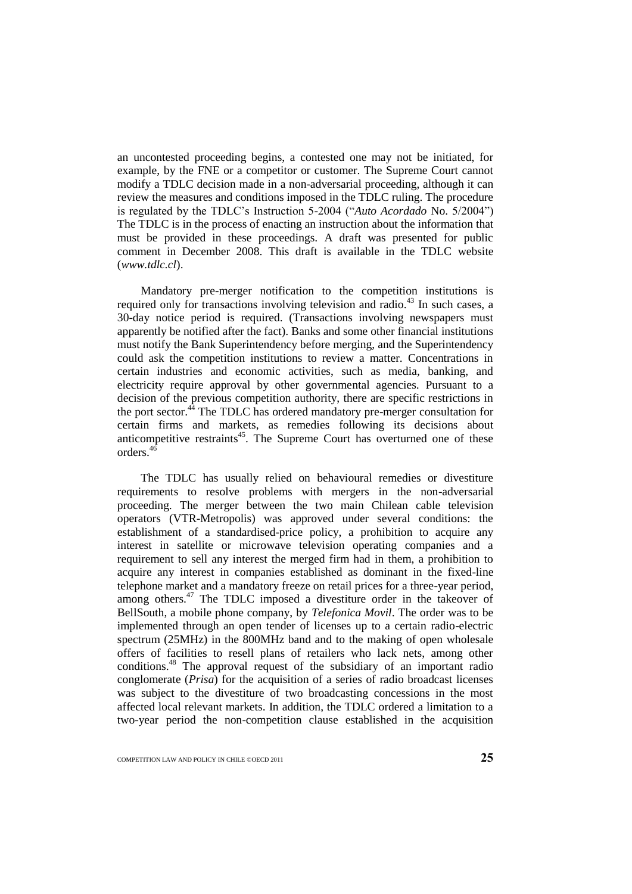an uncontested proceeding begins, a contested one may not be initiated, for example, by the FNE or a competitor or customer. The Supreme Court cannot modify a TDLC decision made in a non-adversarial proceeding, although it can review the measures and conditions imposed in the TDLC ruling. The procedure is regulated by the TDLC's Instruction 5-2004 ("*Auto Acordado* No. 5/2004") The TDLC is in the process of enacting an instruction about the information that must be provided in these proceedings. A draft was presented for public comment in December 2008. This draft is available in the TDLC website (*www.tdlc.cl*).

Mandatory pre-merger notification to the competition institutions is required only for transactions involving television and radio.[43] In such cases, a 30-day notice period is required. (Transactions involving newspapers must apparently be notified after the fact). Banks and some other financial institutions must notify the Bank Superintendency before merging, and the Superintendency could ask the competition institutions to review a matter. Concentrations in certain industries and economic activities, such as media, banking, and electricity require approval by other governmental agencies. Pursuant to a decision of the previous competition authority, there are specific restrictions in the port sector.[44] The TDLC has ordered mandatory pre-merger consultation for certain firms and markets, as remedies following its decisions about anticompetitive restraints[45]. The Supreme Court has overturned one of these orders.[46]

The TDLC has usually relied on behavioural remedies or divestiture requirements to resolve problems with mergers in the non-adversarial proceeding. The merger between the two main Chilean cable television operators (VTR-Metropolis) was approved under several conditions: the establishment of a standardised-price policy, a prohibition to acquire any interest in satellite or microwave television operating companies and a requirement to sell any interest the merged firm had in them, a prohibition to acquire any interest in companies established as dominant in the fixed-line telephone market and a mandatory freeze on retail prices for a three-year period, among others.[47] The TDLC imposed a divestiture order in the takeover of BellSouth, a mobile phone company, by *Telefonica Movil*. The order was to be implemented through an open tender of licenses up to a certain radio-electric spectrum (25MHz) in the 800MHz band and to the making of open wholesale offers of facilities to resell plans of retailers who lack nets, among other conditions.[48] The approval request of the subsidiary of an important radio conglomerate (*Prisa*) for the acquisition of a series of radio broadcast licenses was subject to the divestiture of two broadcasting concessions in the most affected local relevant markets. In addition, the TDLC ordered a limitation to a two-year period the non-competition clause established in the acquisition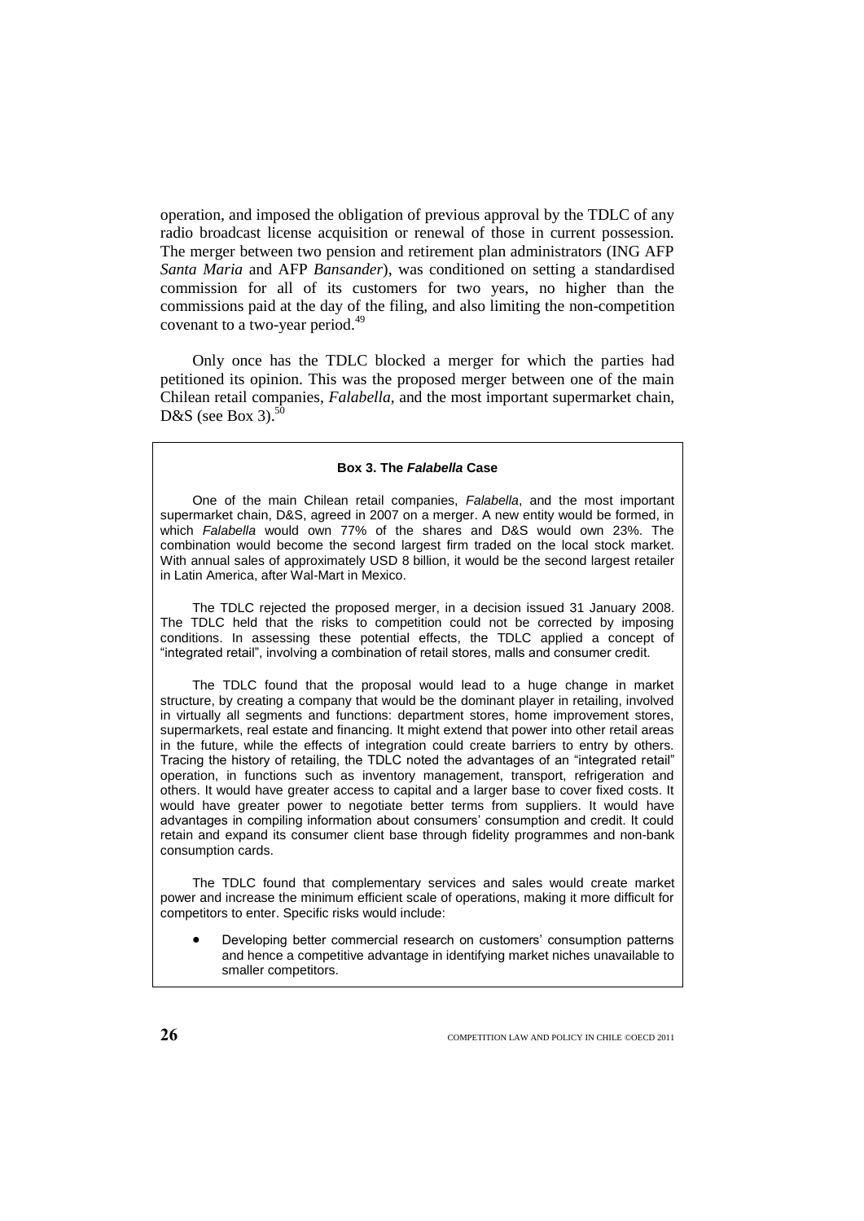operation, and imposed the obligation of previous approval by the TDLC of any radio broadcast license acquisition or renewal of those in current possession. The merger between two pension and retirement plan administrators (ING AFP *Santa Maria* and AFP *Bansander*), was conditioned on setting a standardised commission for all of its customers for two years, no higher than the commissions paid at the day of the filing, and also limiting the non-competition covenant to a two-year period.[49]

Only once has the TDLC blocked a merger for which the parties had petitioned its opinion. This was the proposed merger between one of the main Chilean retail companies, *Falabella*, and the most important supermarket chain, D&S (see Box 3).[50]

**Box 3. The *Falabella* Case**

One of the main Chilean retail companies, *Falabella*, and the most important supermarket chain, D&S, agreed in 2007 on a merger. A new entity would be formed, in which *Falabella* would own 77% of the shares and D&S would own 23%. The combination would become the second largest firm traded on the local stock market. With annual sales of approximately USD 8 billion, it would be the second largest retailer in Latin America, after Wal-Mart in Mexico.

The TDLC rejected the proposed merger, in a decision issued 31 January 2008. The TDLC held that the risks to competition could not be corrected by imposing conditions. In assessing these potential effects, the TDLC applied a concept of "integrated retail", involving a combination of retail stores, malls and consumer credit.

The TDLC found that the proposal would lead to a huge change in market structure, by creating a company that would be the dominant player in retailing, involved in virtually all segments and functions: department stores, home improvement stores, supermarkets, real estate and financing. It might extend that power into other retail areas in the future, while the effects of integration could create barriers to entry by others. Tracing the history of retailing, the TDLC noted the advantages of an "integrated retail" operation, in functions such as inventory management, transport, refrigeration and others. It would have greater access to capital and a larger base to cover fixed costs. It would have greater power to negotiate better terms from suppliers. It would have advantages in compiling information about consumers' consumption and credit. It could retain and expand its consumer client base through fidelity programmes and non-bank consumption cards.

The TDLC found that complementary services and sales would create market power and increase the minimum efficient scale of operations, making it more difficult for competitors to enter. Specific risks would include:

- Developing better commercial research on customers' consumption patterns and hence a competitive advantage in identifying market niches unavailable to smaller competitors.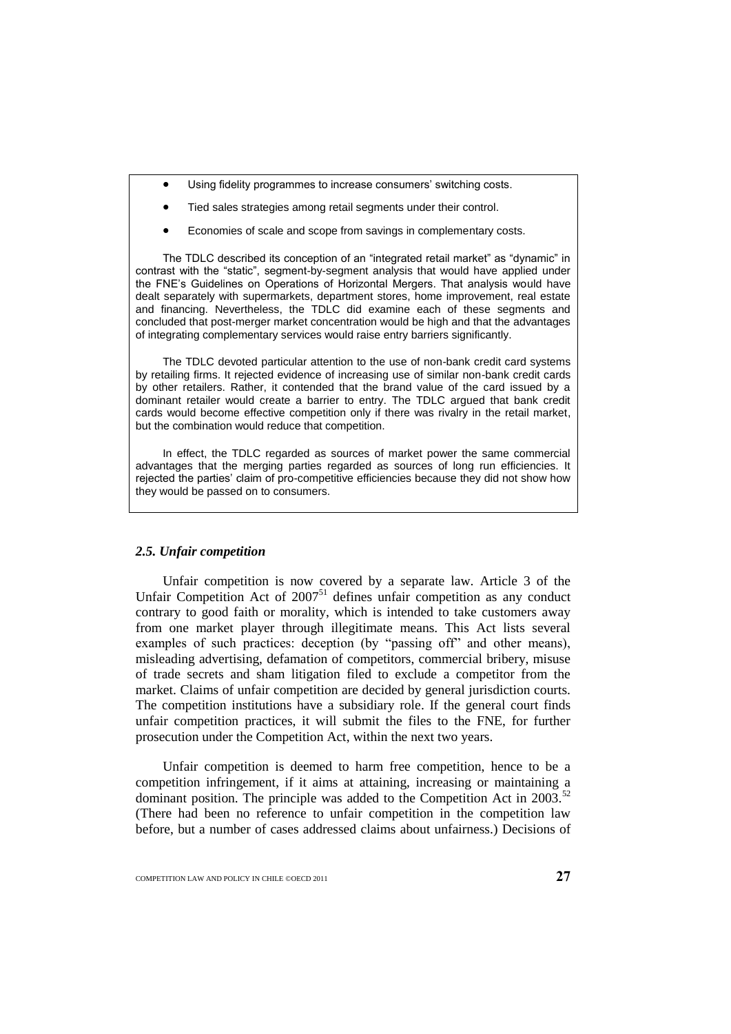- Using fidelity programmes to increase consumers' switching costs.
- Tied sales strategies among retail segments under their control.
- Economies of scale and scope from savings in complementary costs.

The TDLC described its conception of an "integrated retail market" as "dynamic" in contrast with the "static", segment-by-segment analysis that would have applied under the FNE's Guidelines on Operations of Horizontal Mergers. That analysis would have dealt separately with supermarkets, department stores, home improvement, real estate and financing. Nevertheless, the TDLC did examine each of these segments and concluded that post-merger market concentration would be high and that the advantages of integrating complementary services would raise entry barriers significantly.

The TDLC devoted particular attention to the use of non-bank credit card systems by retailing firms. It rejected evidence of increasing use of similar non-bank credit cards by other retailers. Rather, it contended that the brand value of the card issued by a dominant retailer would create a barrier to entry. The TDLC argued that bank credit cards would become effective competition only if there was rivalry in the retail market, but the combination would reduce that competition.

In effect, the TDLC regarded as sources of market power the same commercial advantages that the merging parties regarded as sources of long run efficiencies. It rejected the parties' claim of pro-competitive efficiencies because they did not show how they would be passed on to consumers.

### *2.5. Unfair competition*

Unfair competition is now covered by a separate law. Article 3 of the Unfair Competition Act of 2007[51] defines unfair competition as any conduct contrary to good faith or morality, which is intended to take customers away from one market player through illegitimate means. This Act lists several examples of such practices: deception (by "passing off" and other means), misleading advertising, defamation of competitors, commercial bribery, misuse of trade secrets and sham litigation filed to exclude a competitor from the market. Claims of unfair competition are decided by general jurisdiction courts. The competition institutions have a subsidiary role. If the general court finds unfair competition practices, it will submit the files to the FNE, for further prosecution under the Competition Act, within the next two years.

Unfair competition is deemed to harm free competition, hence to be a competition infringement, if it aims at attaining, increasing or maintaining a dominant position. The principle was added to the Competition Act in 2003.[52] (There had been no reference to unfair competition in the competition law before, but a number of cases addressed claims about unfairness.) Decisions of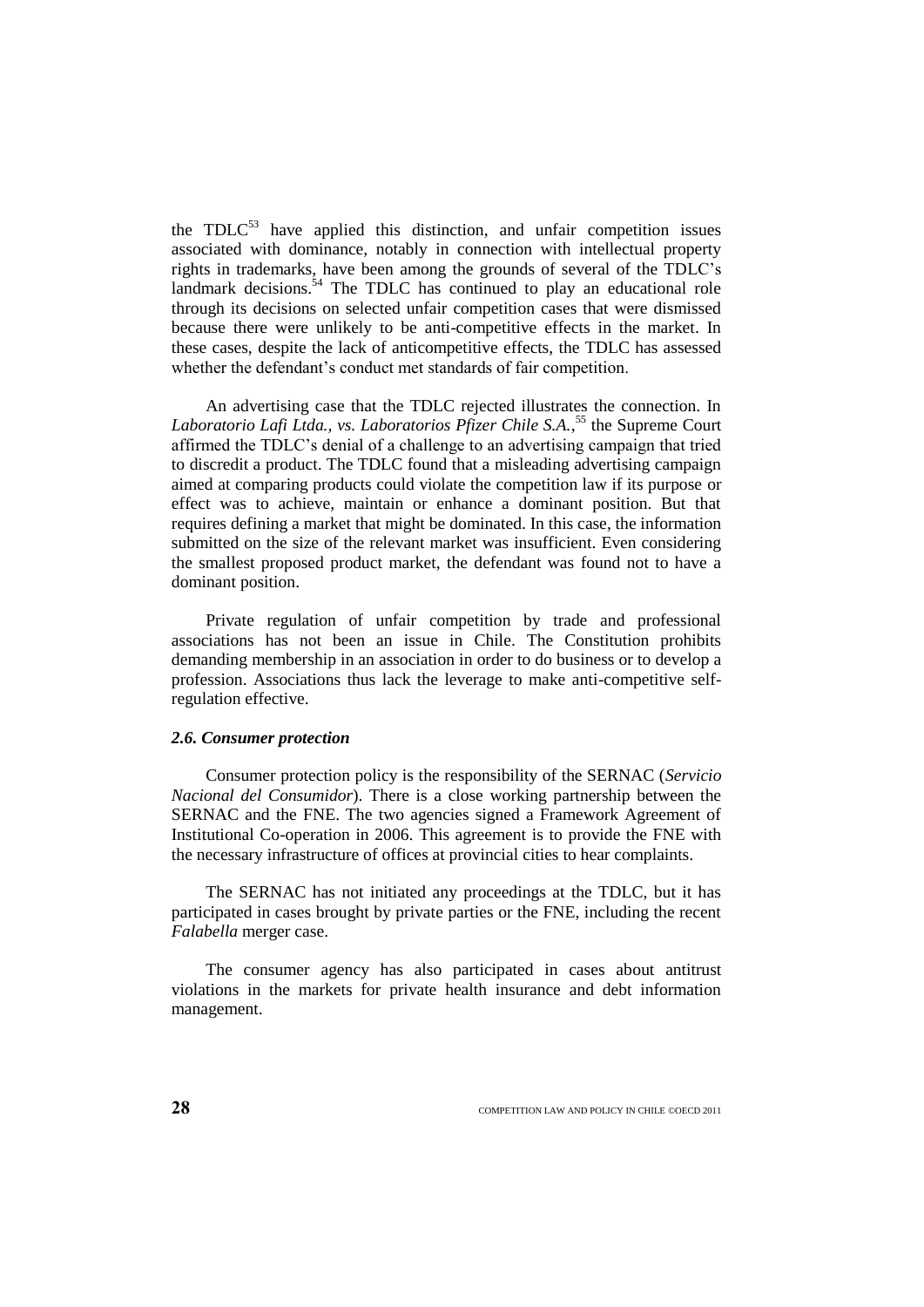the TDLC[53] have applied this distinction, and unfair competition issues associated with dominance, notably in connection with intellectual property rights in trademarks, have been among the grounds of several of the TDLC's landmark decisions.[54] The TDLC has continued to play an educational role through its decisions on selected unfair competition cases that were dismissed because there were unlikely to be anti-competitive effects in the market. In these cases, despite the lack of anticompetitive effects, the TDLC has assessed whether the defendant's conduct met standards of fair competition.

An advertising case that the TDLC rejected illustrates the connection. In *Laboratorio Lafi Ltda., vs. Laboratorios Pfizer Chile S.A.*,[55] the Supreme Court affirmed the TDLC's denial of a challenge to an advertising campaign that tried to discredit a product. The TDLC found that a misleading advertising campaign aimed at comparing products could violate the competition law if its purpose or effect was to achieve, maintain or enhance a dominant position. But that requires defining a market that might be dominated. In this case, the information submitted on the size of the relevant market was insufficient. Even considering the smallest proposed product market, the defendant was found not to have a dominant position.

Private regulation of unfair competition by trade and professional associations has not been an issue in Chile. The Constitution prohibits demanding membership in an association in order to do business or to develop a profession. Associations thus lack the leverage to make anti-competitive self-regulation effective.

### *2.6. Consumer protection*

Consumer protection policy is the responsibility of the SERNAC (*Servicio Nacional del Consumidor*). There is a close working partnership between the SERNAC and the FNE. The two agencies signed a Framework Agreement of Institutional Co-operation in 2006. This agreement is to provide the FNE with the necessary infrastructure of offices at provincial cities to hear complaints.

The SERNAC has not initiated any proceedings at the TDLC, but it has participated in cases brought by private parties or the FNE, including the recent *Falabella* merger case.

The consumer agency has also participated in cases about antitrust violations in the markets for private health insurance and debt information management.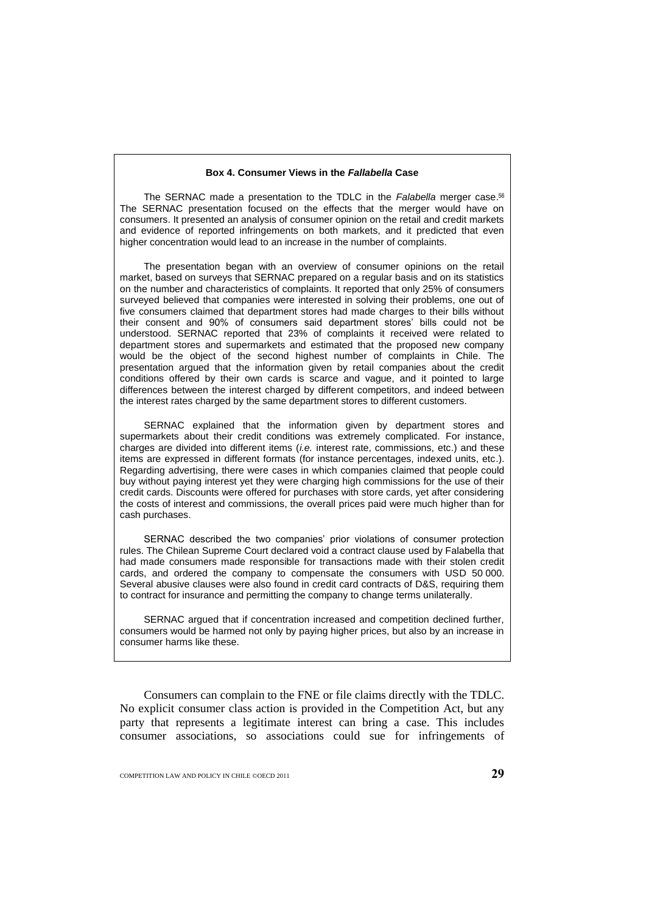**Box 4. Consumer Views in the *Fallabella* Case**

The SERNAC made a presentation to the TDLC in the *Falabella* merger case.[56] The SERNAC presentation focused on the effects that the merger would have on consumers. It presented an analysis of consumer opinion on the retail and credit markets and evidence of reported infringements on both markets, and it predicted that even higher concentration would lead to an increase in the number of complaints.

The presentation began with an overview of consumer opinions on the retail market, based on surveys that SERNAC prepared on a regular basis and on its statistics on the number and characteristics of complaints. It reported that only 25% of consumers surveyed believed that companies were interested in solving their problems, one out of five consumers claimed that department stores had made charges to their bills without their consent and 90% of consumers said department stores' bills could not be understood. SERNAC reported that 23% of complaints it received were related to department stores and supermarkets and estimated that the proposed new company would be the object of the second highest number of complaints in Chile. The presentation argued that the information given by retail companies about the credit conditions offered by their own cards is scarce and vague, and it pointed to large differences between the interest charged by different competitors, and indeed between the interest rates charged by the same department stores to different customers.

SERNAC explained that the information given by department stores and supermarkets about their credit conditions was extremely complicated. For instance, charges are divided into different items (*i.e.* interest rate, commissions, etc.) and these items are expressed in different formats (for instance percentages, indexed units, etc.). Regarding advertising, there were cases in which companies claimed that people could buy without paying interest yet they were charging high commissions for the use of their credit cards. Discounts were offered for purchases with store cards, yet after considering the costs of interest and commissions, the overall prices paid were much higher than for cash purchases.

SERNAC described the two companies' prior violations of consumer protection rules. The Chilean Supreme Court declared void a contract clause used by Falabella that had made consumers made responsible for transactions made with their stolen credit cards, and ordered the company to compensate the consumers with USD 50 000. Several abusive clauses were also found in credit card contracts of D&S, requiring them to contract for insurance and permitting the company to change terms unilaterally.

SERNAC argued that if concentration increased and competition declined further, consumers would be harmed not only by paying higher prices, but also by an increase in consumer harms like these.

Consumers can complain to the FNE or file claims directly with the TDLC. No explicit consumer class action is provided in the Competition Act, but any party that represents a legitimate interest can bring a case. This includes consumer associations, so associations could sue for infringements of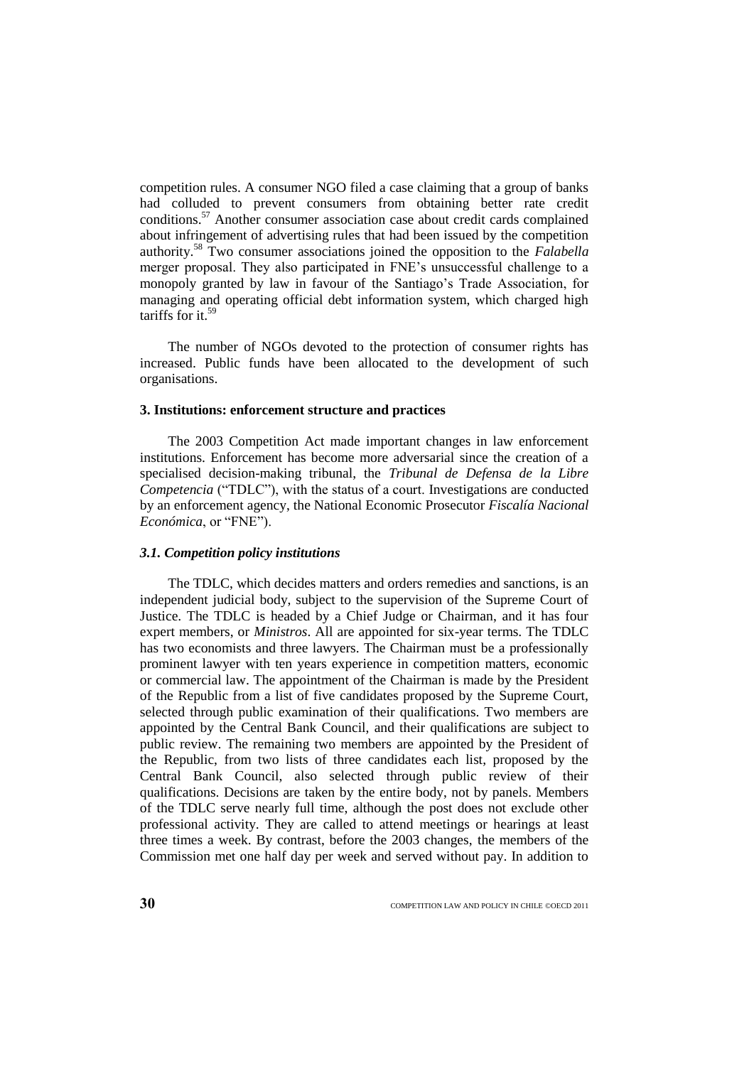competition rules. A consumer NGO filed a case claiming that a group of banks had colluded to prevent consumers from obtaining better rate credit conditions.[57] Another consumer association case about credit cards complained about infringement of advertising rules that had been issued by the competition authority.[58] Two consumer associations joined the opposition to the *Falabella* merger proposal. They also participated in FNE's unsuccessful challenge to a monopoly granted by law in favour of the Santiago's Trade Association, for managing and operating official debt information system, which charged high tariffs for it.[59]

The number of NGOs devoted to the protection of consumer rights has increased. Public funds have been allocated to the development of such organisations.

### 3. Institutions: enforcement structure and practices

The 2003 Competition Act made important changes in law enforcement institutions. Enforcement has become more adversarial since the creation of a specialised decision-making tribunal, the *Tribunal de Defensa de la Libre Competencia* ("TDLC"), with the status of a court. Investigations are conducted by an enforcement agency, the National Economic Prosecutor *Fiscalía Nacional Económica*, or "FNE").

#### *3.1. Competition policy institutions*

The TDLC, which decides matters and orders remedies and sanctions, is an independent judicial body, subject to the supervision of the Supreme Court of Justice. The TDLC is headed by a Chief Judge or Chairman, and it has four expert members, or *Ministros*. All are appointed for six-year terms. The TDLC has two economists and three lawyers. The Chairman must be a professionally prominent lawyer with ten years experience in competition matters, economic or commercial law. The appointment of the Chairman is made by the President of the Republic from a list of five candidates proposed by the Supreme Court, selected through public examination of their qualifications. Two members are appointed by the Central Bank Council, and their qualifications are subject to public review. The remaining two members are appointed by the President of the Republic, from two lists of three candidates each list, proposed by the Central Bank Council, also selected through public review of their qualifications. Decisions are taken by the entire body, not by panels. Members of the TDLC serve nearly full time, although the post does not exclude other professional activity. They are called to attend meetings or hearings at least three times a week. By contrast, before the 2003 changes, the members of the Commission met one half day per week and served without pay. In addition to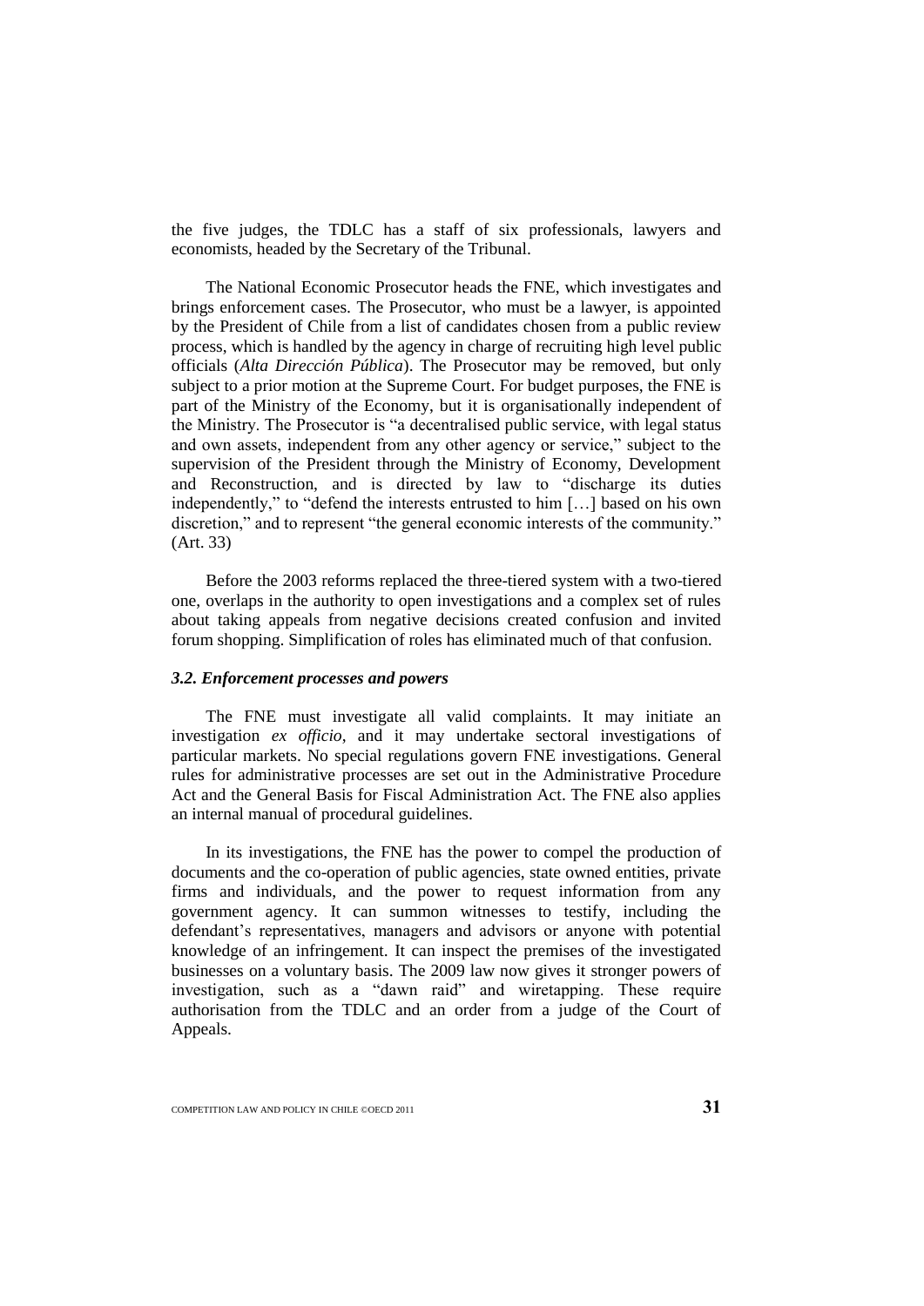the five judges, the TDLC has a staff of six professionals, lawyers and economists, headed by the Secretary of the Tribunal.

The National Economic Prosecutor heads the FNE, which investigates and brings enforcement cases. The Prosecutor, who must be a lawyer, is appointed by the President of Chile from a list of candidates chosen from a public review process, which is handled by the agency in charge of recruiting high level public officials (*Alta Dirección Pública*). The Prosecutor may be removed, but only subject to a prior motion at the Supreme Court. For budget purposes, the FNE is part of the Ministry of the Economy, but it is organisationally independent of the Ministry. The Prosecutor is "a decentralised public service, with legal status and own assets, independent from any other agency or service," subject to the supervision of the President through the Ministry of Economy, Development and Reconstruction, and is directed by law to "discharge its duties independently," to "defend the interests entrusted to him […] based on his own discretion," and to represent "the general economic interests of the community." (Art. 33)

Before the 2003 reforms replaced the three-tiered system with a two-tiered one, overlaps in the authority to open investigations and a complex set of rules about taking appeals from negative decisions created confusion and invited forum shopping. Simplification of roles has eliminated much of that confusion.

### *3.2. Enforcement processes and powers*

The FNE must investigate all valid complaints. It may initiate an investigation *ex officio*, and it may undertake sectoral investigations of particular markets. No special regulations govern FNE investigations. General rules for administrative processes are set out in the Administrative Procedure Act and the General Basis for Fiscal Administration Act. The FNE also applies an internal manual of procedural guidelines.

In its investigations, the FNE has the power to compel the production of documents and the co-operation of public agencies, state owned entities, private firms and individuals, and the power to request information from any government agency. It can summon witnesses to testify, including the defendant's representatives, managers and advisors or anyone with potential knowledge of an infringement. It can inspect the premises of the investigated businesses on a voluntary basis. The 2009 law now gives it stronger powers of investigation, such as a "dawn raid" and wiretapping. These require authorisation from the TDLC and an order from a judge of the Court of Appeals.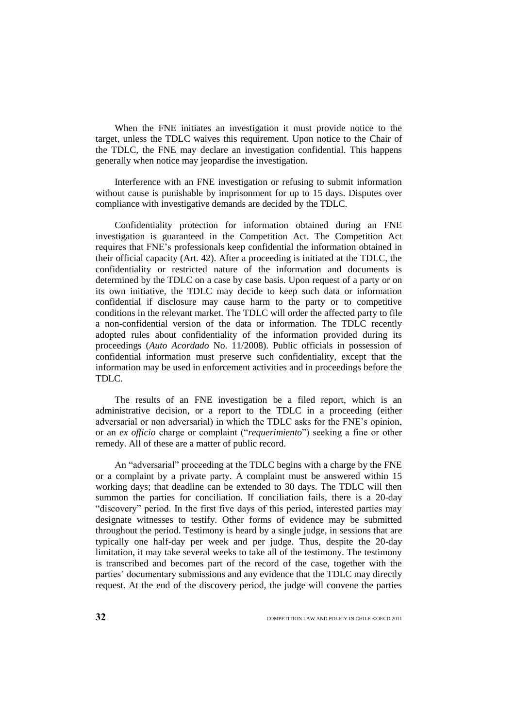When the FNE initiates an investigation it must provide notice to the target, unless the TDLC waives this requirement. Upon notice to the Chair of the TDLC, the FNE may declare an investigation confidential. This happens generally when notice may jeopardise the investigation.

Interference with an FNE investigation or refusing to submit information without cause is punishable by imprisonment for up to 15 days. Disputes over compliance with investigative demands are decided by the TDLC.

Confidentiality protection for information obtained during an FNE investigation is guaranteed in the Competition Act. The Competition Act requires that FNE's professionals keep confidential the information obtained in their official capacity (Art. 42). After a proceeding is initiated at the TDLC, the confidentiality or restricted nature of the information and documents is determined by the TDLC on a case by case basis. Upon request of a party or on its own initiative, the TDLC may decide to keep such data or information confidential if disclosure may cause harm to the party or to competitive conditions in the relevant market. The TDLC will order the affected party to file a non-confidential version of the data or information. The TDLC recently adopted rules about confidentiality of the information provided during its proceedings (*Auto Acordado* No. 11/2008). Public officials in possession of confidential information must preserve such confidentiality, except that the information may be used in enforcement activities and in proceedings before the TDLC.

The results of an FNE investigation be a filed report, which is an administrative decision, or a report to the TDLC in a proceeding (either adversarial or non adversarial) in which the TDLC asks for the FNE's opinion, or an *ex officio* charge or complaint ("*requerimiento*") seeking a fine or other remedy. All of these are a matter of public record.

An "adversarial" proceeding at the TDLC begins with a charge by the FNE or a complaint by a private party. A complaint must be answered within 15 working days; that deadline can be extended to 30 days. The TDLC will then summon the parties for conciliation. If conciliation fails, there is a 20-day "discovery" period. In the first five days of this period, interested parties may designate witnesses to testify. Other forms of evidence may be submitted throughout the period. Testimony is heard by a single judge, in sessions that are typically one half-day per week and per judge. Thus, despite the 20-day limitation, it may take several weeks to take all of the testimony. The testimony is transcribed and becomes part of the record of the case, together with the parties' documentary submissions and any evidence that the TDLC may directly request. At the end of the discovery period, the judge will convene the parties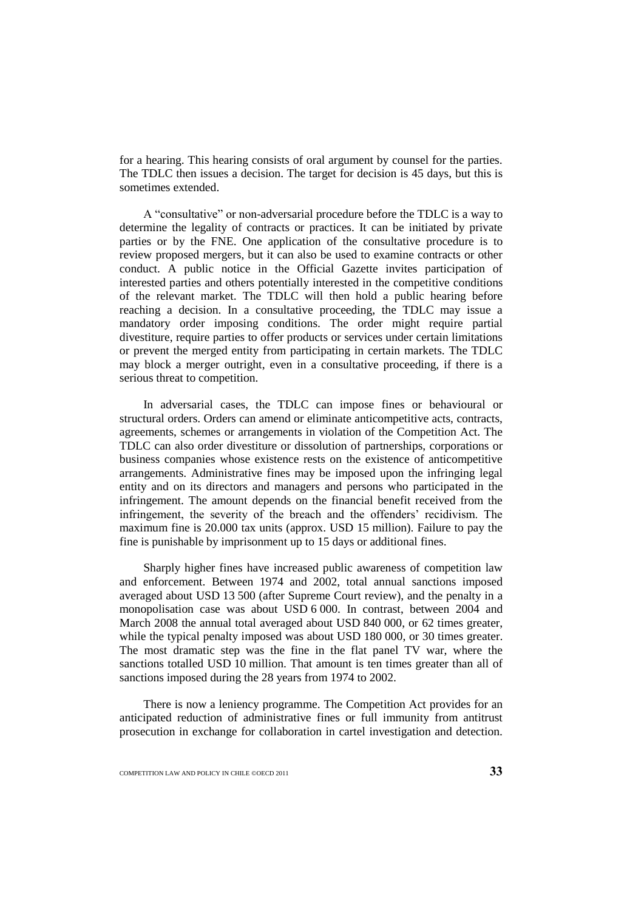for a hearing. This hearing consists of oral argument by counsel for the parties. The TDLC then issues a decision. The target for decision is 45 days, but this is sometimes extended.

A "consultative" or non-adversarial procedure before the TDLC is a way to determine the legality of contracts or practices. It can be initiated by private parties or by the FNE. One application of the consultative procedure is to review proposed mergers, but it can also be used to examine contracts or other conduct. A public notice in the Official Gazette invites participation of interested parties and others potentially interested in the competitive conditions of the relevant market. The TDLC will then hold a public hearing before reaching a decision. In a consultative proceeding, the TDLC may issue a mandatory order imposing conditions. The order might require partial divestiture, require parties to offer products or services under certain limitations or prevent the merged entity from participating in certain markets. The TDLC may block a merger outright, even in a consultative proceeding, if there is a serious threat to competition.

In adversarial cases, the TDLC can impose fines or behavioural or structural orders. Orders can amend or eliminate anticompetitive acts, contracts, agreements, schemes or arrangements in violation of the Competition Act. The TDLC can also order divestiture or dissolution of partnerships, corporations or business companies whose existence rests on the existence of anticompetitive arrangements. Administrative fines may be imposed upon the infringing legal entity and on its directors and managers and persons who participated in the infringement. The amount depends on the financial benefit received from the infringement, the severity of the breach and the offenders' recidivism. The maximum fine is 20.000 tax units (approx. USD 15 million). Failure to pay the fine is punishable by imprisonment up to 15 days or additional fines.

Sharply higher fines have increased public awareness of competition law and enforcement. Between 1974 and 2002, total annual sanctions imposed averaged about USD 13 500 (after Supreme Court review), and the penalty in a monopolisation case was about USD 6 000. In contrast, between 2004 and March 2008 the annual total averaged about USD 840 000, or 62 times greater, while the typical penalty imposed was about USD 180 000, or 30 times greater. The most dramatic step was the fine in the flat panel TV war, where the sanctions totalled USD 10 million. That amount is ten times greater than all of sanctions imposed during the 28 years from 1974 to 2002.

There is now a leniency programme. The Competition Act provides for an anticipated reduction of administrative fines or full immunity from antitrust prosecution in exchange for collaboration in cartel investigation and detection.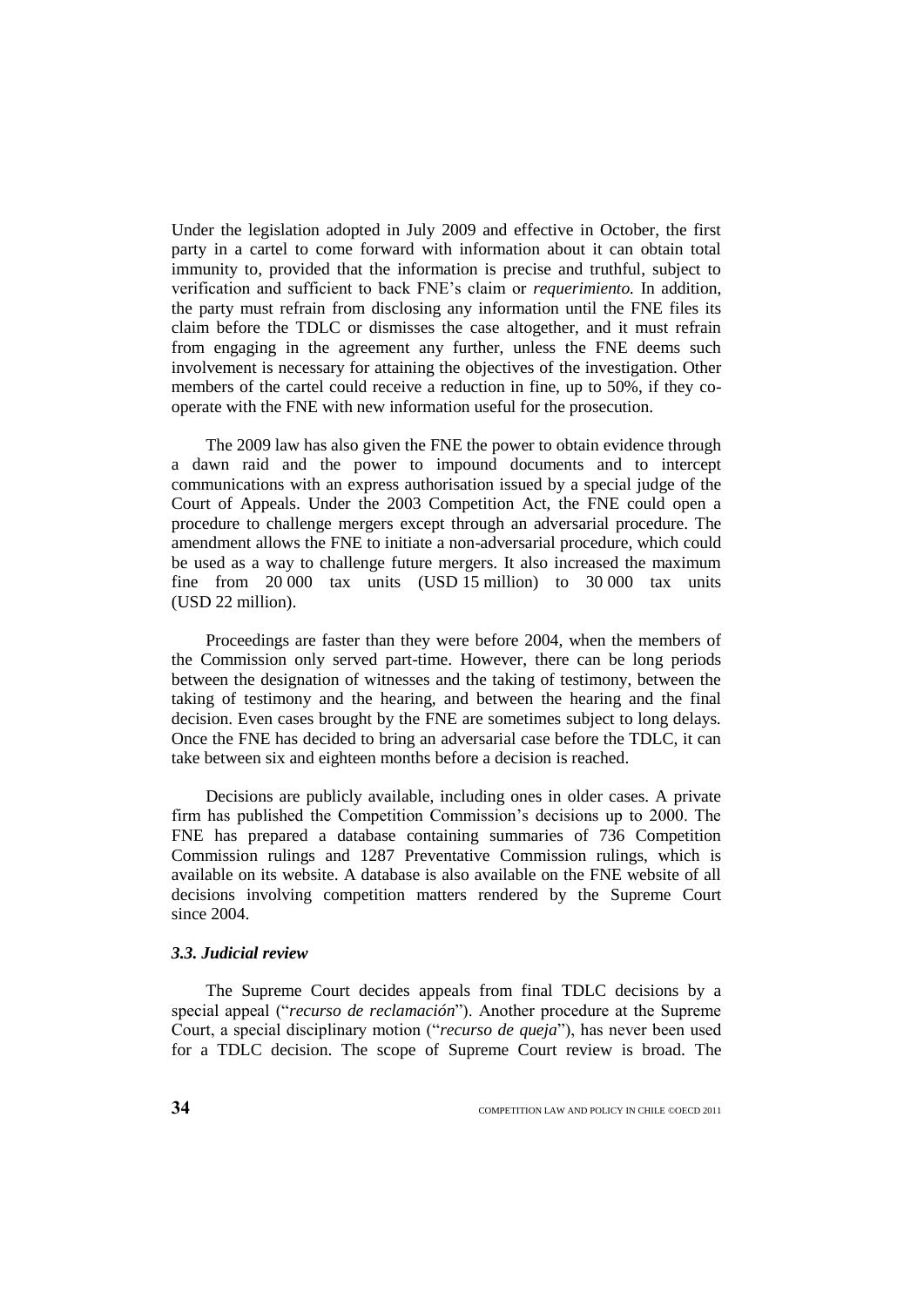Under the legislation adopted in July 2009 and effective in October, the first party in a cartel to come forward with information about it can obtain total immunity to, provided that the information is precise and truthful, subject to verification and sufficient to back FNE's claim or *requerimiento.* In addition, the party must refrain from disclosing any information until the FNE files its claim before the TDLC or dismisses the case altogether, and it must refrain from engaging in the agreement any further, unless the FNE deems such involvement is necessary for attaining the objectives of the investigation. Other members of the cartel could receive a reduction in fine, up to 50%, if they co-operate with the FNE with new information useful for the prosecution.

The 2009 law has also given the FNE the power to obtain evidence through a dawn raid and the power to impound documents and to intercept communications with an express authorisation issued by a special judge of the Court of Appeals. Under the 2003 Competition Act, the FNE could open a procedure to challenge mergers except through an adversarial procedure. The amendment allows the FNE to initiate a non-adversarial procedure, which could be used as a way to challenge future mergers. It also increased the maximum fine from 20 000 tax units (USD 15 million) to 30 000 tax units (USD 22 million).

Proceedings are faster than they were before 2004, when the members of the Commission only served part-time. However, there can be long periods between the designation of witnesses and the taking of testimony, between the taking of testimony and the hearing, and between the hearing and the final decision. Even cases brought by the FNE are sometimes subject to long delays. Once the FNE has decided to bring an adversarial case before the TDLC, it can take between six and eighteen months before a decision is reached.

Decisions are publicly available, including ones in older cases. A private firm has published the Competition Commission's decisions up to 2000. The FNE has prepared a database containing summaries of 736 Competition Commission rulings and 1287 Preventative Commission rulings, which is available on its website. A database is also available on the FNE website of all decisions involving competition matters rendered by the Supreme Court since 2004.

### *3.3. Judicial review*

The Supreme Court decides appeals from final TDLC decisions by a special appeal ("*recurso de reclamación*"). Another procedure at the Supreme Court, a special disciplinary motion ("*recurso de queja*"), has never been used for a TDLC decision. The scope of Supreme Court review is broad. The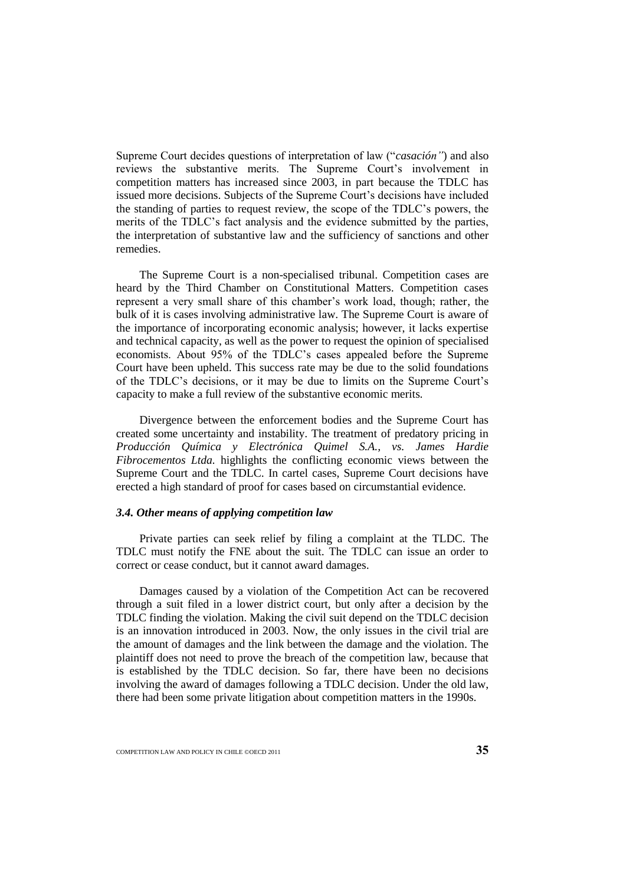Supreme Court decides questions of interpretation of law ("*casación"*) and also reviews the substantive merits. The Supreme Court's involvement in competition matters has increased since 2003, in part because the TDLC has issued more decisions. Subjects of the Supreme Court's decisions have included the standing of parties to request review, the scope of the TDLC's powers, the merits of the TDLC's fact analysis and the evidence submitted by the parties, the interpretation of substantive law and the sufficiency of sanctions and other remedies.

The Supreme Court is a non-specialised tribunal. Competition cases are heard by the Third Chamber on Constitutional Matters. Competition cases represent a very small share of this chamber's work load, though; rather, the bulk of it is cases involving administrative law. The Supreme Court is aware of the importance of incorporating economic analysis; however, it lacks expertise and technical capacity, as well as the power to request the opinion of specialised economists. About 95% of the TDLC's cases appealed before the Supreme Court have been upheld. This success rate may be due to the solid foundations of the TDLC's decisions, or it may be due to limits on the Supreme Court's capacity to make a full review of the substantive economic merits.

Divergence between the enforcement bodies and the Supreme Court has created some uncertainty and instability. The treatment of predatory pricing in *Producción Química y Electrónica Quimel S.A., vs. James Hardie Fibrocementos Ltda.* highlights the conflicting economic views between the Supreme Court and the TDLC. In cartel cases, Supreme Court decisions have erected a high standard of proof for cases based on circumstantial evidence.

### *3.4. Other means of applying competition law*

Private parties can seek relief by filing a complaint at the TLDC. The TDLC must notify the FNE about the suit. The TDLC can issue an order to correct or cease conduct, but it cannot award damages.

Damages caused by a violation of the Competition Act can be recovered through a suit filed in a lower district court, but only after a decision by the TDLC finding the violation. Making the civil suit depend on the TDLC decision is an innovation introduced in 2003. Now, the only issues in the civil trial are the amount of damages and the link between the damage and the violation. The plaintiff does not need to prove the breach of the competition law, because that is established by the TDLC decision. So far, there have been no decisions involving the award of damages following a TDLC decision. Under the old law, there had been some private litigation about competition matters in the 1990s.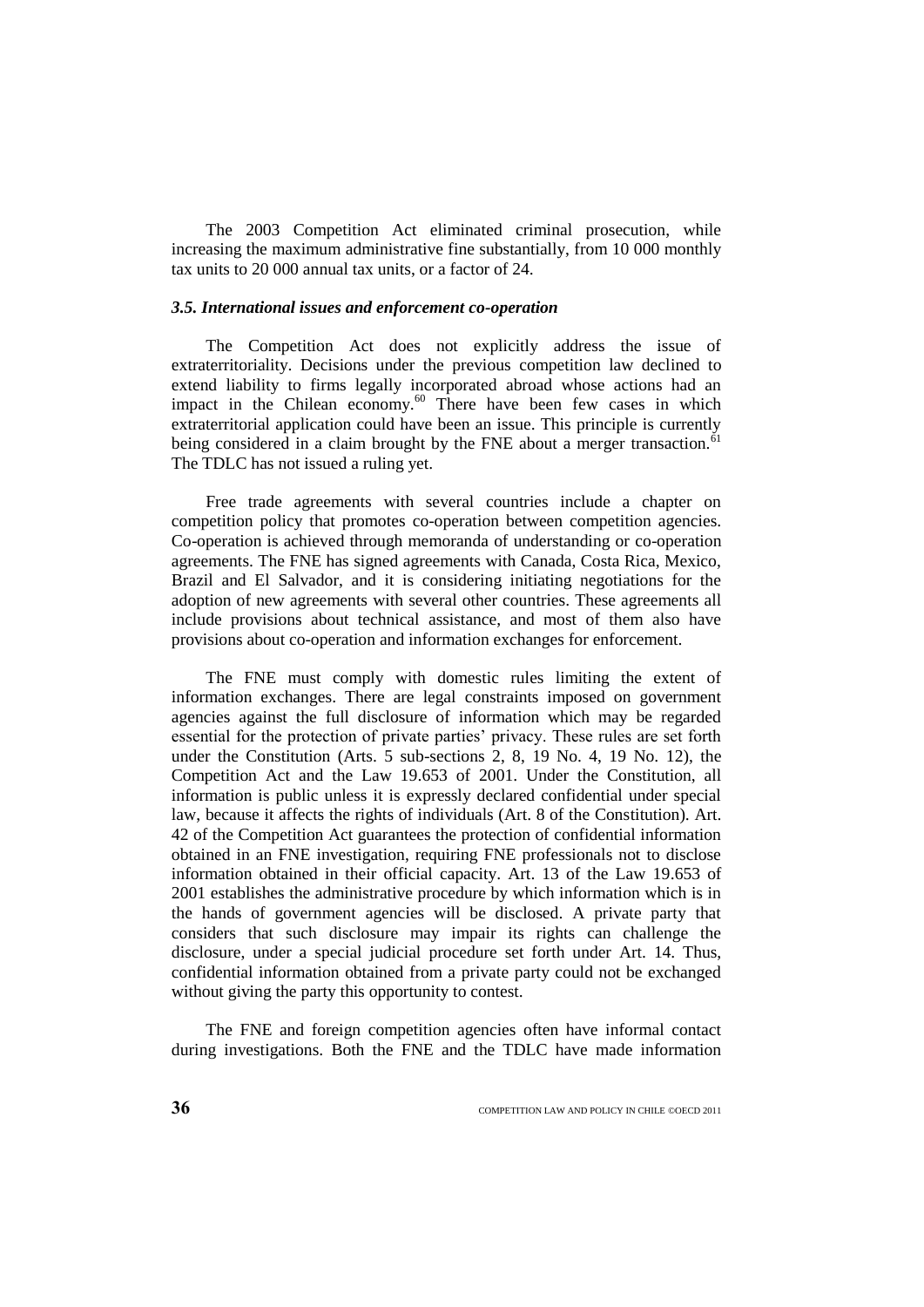The 2003 Competition Act eliminated criminal prosecution, while increasing the maximum administrative fine substantially, from 10 000 monthly tax units to 20 000 annual tax units, or a factor of 24.

### *3.5. International issues and enforcement co-operation*

The Competition Act does not explicitly address the issue of extraterritoriality. Decisions under the previous competition law declined to extend liability to firms legally incorporated abroad whose actions had an impact in the Chilean economy.[60] There have been few cases in which extraterritorial application could have been an issue. This principle is currently being considered in a claim brought by the FNE about a merger transaction.[61] The TDLC has not issued a ruling yet.

Free trade agreements with several countries include a chapter on competition policy that promotes co-operation between competition agencies. Co-operation is achieved through memoranda of understanding or co-operation agreements. The FNE has signed agreements with Canada, Costa Rica, Mexico, Brazil and El Salvador, and it is considering initiating negotiations for the adoption of new agreements with several other countries. These agreements all include provisions about technical assistance, and most of them also have provisions about co-operation and information exchanges for enforcement.

The FNE must comply with domestic rules limiting the extent of information exchanges. There are legal constraints imposed on government agencies against the full disclosure of information which may be regarded essential for the protection of private parties' privacy. These rules are set forth under the Constitution (Arts. 5 sub-sections 2, 8, 19 No. 4, 19 No. 12), the Competition Act and the Law 19.653 of 2001. Under the Constitution, all information is public unless it is expressly declared confidential under special law, because it affects the rights of individuals (Art. 8 of the Constitution). Art. 42 of the Competition Act guarantees the protection of confidential information obtained in an FNE investigation, requiring FNE professionals not to disclose information obtained in their official capacity. Art. 13 of the Law 19.653 of 2001 establishes the administrative procedure by which information which is in the hands of government agencies will be disclosed. A private party that considers that such disclosure may impair its rights can challenge the disclosure, under a special judicial procedure set forth under Art. 14. Thus, confidential information obtained from a private party could not be exchanged without giving the party this opportunity to contest.

The FNE and foreign competition agencies often have informal contact during investigations. Both the FNE and the TDLC have made information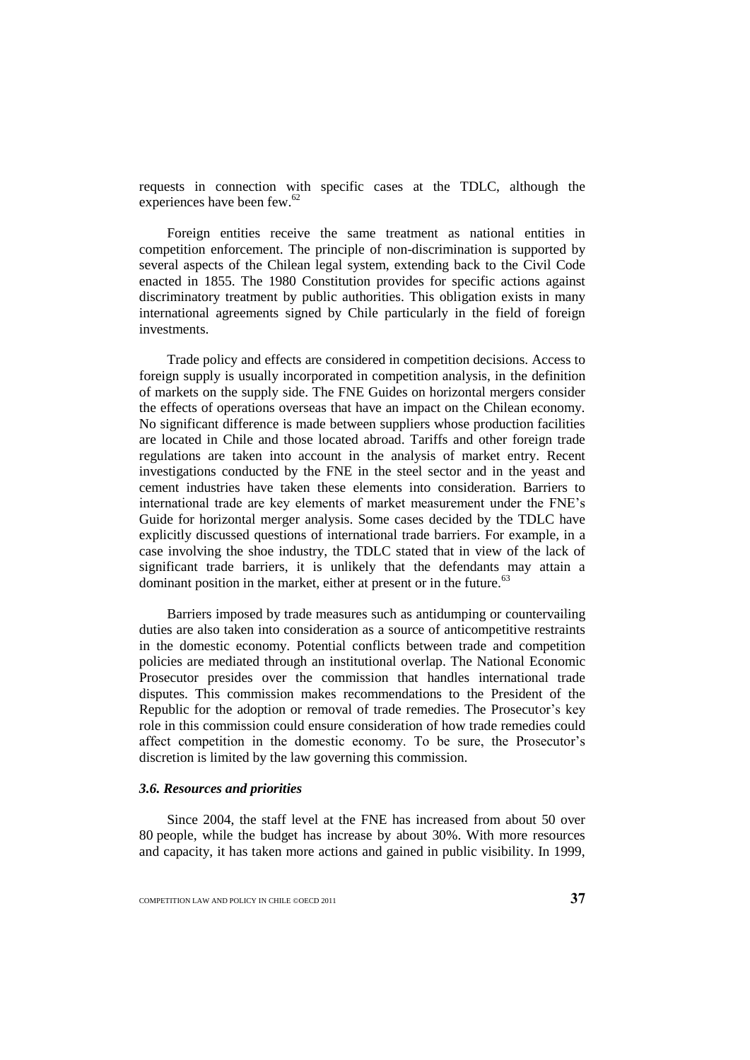requests in connection with specific cases at the TDLC, although the experiences have been few.[62]

Foreign entities receive the same treatment as national entities in competition enforcement. The principle of non-discrimination is supported by several aspects of the Chilean legal system, extending back to the Civil Code enacted in 1855. The 1980 Constitution provides for specific actions against discriminatory treatment by public authorities. This obligation exists in many international agreements signed by Chile particularly in the field of foreign investments.

Trade policy and effects are considered in competition decisions. Access to foreign supply is usually incorporated in competition analysis, in the definition of markets on the supply side. The FNE Guides on horizontal mergers consider the effects of operations overseas that have an impact on the Chilean economy. No significant difference is made between suppliers whose production facilities are located in Chile and those located abroad. Tariffs and other foreign trade regulations are taken into account in the analysis of market entry. Recent investigations conducted by the FNE in the steel sector and in the yeast and cement industries have taken these elements into consideration. Barriers to international trade are key elements of market measurement under the FNE's Guide for horizontal merger analysis. Some cases decided by the TDLC have explicitly discussed questions of international trade barriers. For example, in a case involving the shoe industry, the TDLC stated that in view of the lack of significant trade barriers, it is unlikely that the defendants may attain a dominant position in the market, either at present or in the future.[63]

Barriers imposed by trade measures such as antidumping or countervailing duties are also taken into consideration as a source of anticompetitive restraints in the domestic economy. Potential conflicts between trade and competition policies are mediated through an institutional overlap. The National Economic Prosecutor presides over the commission that handles international trade disputes. This commission makes recommendations to the President of the Republic for the adoption or removal of trade remedies. The Prosecutor's key role in this commission could ensure consideration of how trade remedies could affect competition in the domestic economy. To be sure, the Prosecutor's discretion is limited by the law governing this commission.

### *3.6. Resources and priorities*

Since 2004, the staff level at the FNE has increased from about 50 over 80 people, while the budget has increase by about 30%. With more resources and capacity, it has taken more actions and gained in public visibility. In 1999,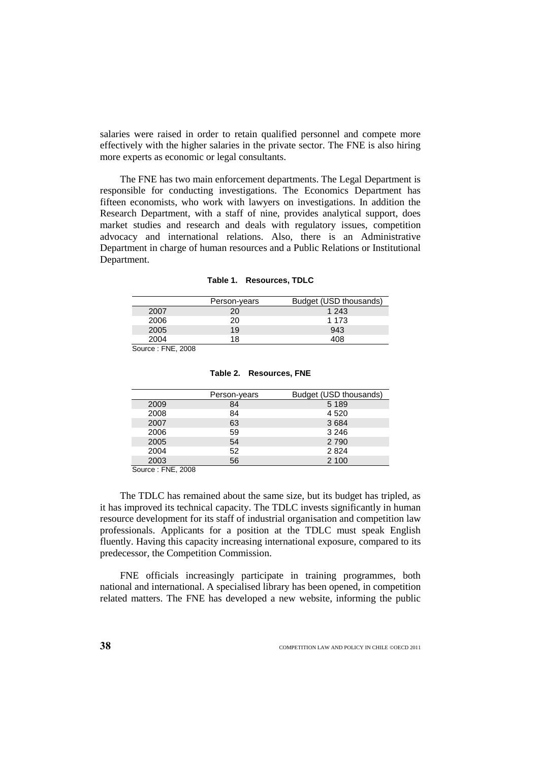salaries were raised in order to retain qualified personnel and compete more effectively with the higher salaries in the private sector. The FNE is also hiring more experts as economic or legal consultants.

The FNE has two main enforcement departments. The Legal Department is responsible for conducting investigations. The Economics Department has fifteen economists, who work with lawyers on investigations. In addition the Research Department, with a staff of nine, provides analytical support, does market studies and research and deals with regulatory issues, competition advocacy and international relations. Also, there is an Administrative Department in charge of human resources and a Public Relations or Institutional Department.

**Table 1. Resources, TDLC**

| | Person-years | Budget (USD thousands) |
|---|---|---|
| 2007 | 20 | 1 243 |
| 2006 | 20 | 1 173 |
| 2005 | 19 | 943 |
| 2004 | 18 | 408 |

Source : FNE, 2008

**Table 2. Resources, FNE**

| | Person-years | Budget (USD thousands) |
|---|---|---|
| 2009 | 84 | 5 189 |
| 2008 | 84 | 4 520 |
| 2007 | 63 | 3 684 |
| 2006 | 59 | 3 246 |
| 2005 | 54 | 2 790 |
| 2004 | 52 | 2 824 |
| 2003 | 56 | 2 100 |

Source : FNE, 2008

The TDLC has remained about the same size, but its budget has tripled, as it has improved its technical capacity. The TDLC invests significantly in human resource development for its staff of industrial organisation and competition law professionals. Applicants for a position at the TDLC must speak English fluently. Having this capacity increasing international exposure, compared to its predecessor, the Competition Commission.

FNE officials increasingly participate in training programmes, both national and international. A specialised library has been opened, in competition related matters. The FNE has developed a new website, informing the public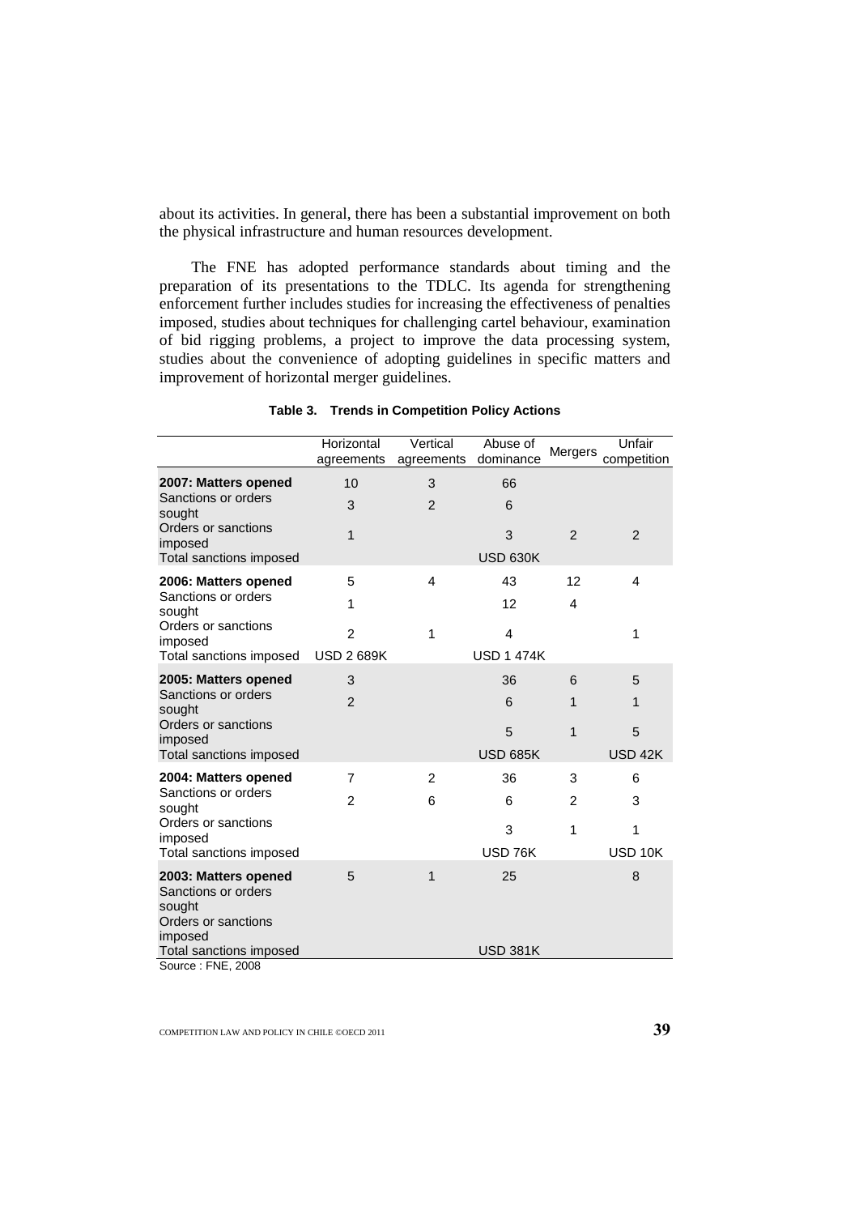about its activities. In general, there has been a substantial improvement on both the physical infrastructure and human resources development.

The FNE has adopted performance standards about timing and the preparation of its presentations to the TDLC. Its agenda for strengthening enforcement further includes studies for increasing the effectiveness of penalties imposed, studies about techniques for challenging cartel behaviour, examination of bid rigging problems, a project to improve the data processing system, studies about the convenience of adopting guidelines in specific matters and improvement of horizontal merger guidelines.

**Table 3. Trends in Competition Policy Actions**

| | Horizontal agreements | Vertical agreements | Abuse of dominance | Mergers | Unfair competition |
|---|---|---|---|---|---|
| **2007: Matters opened** | 10 | 3 | 66 | | |
| Sanctions or orders sought | 3 | 2 | 6 | | |
| Orders or sanctions imposed | 1 | | 3 | 2 | 2 |
| Total sanctions imposed | | | USD 630K | | |
| **2006: Matters opened** | 5 | 4 | 43 | 12 | 4 |
| Sanctions or orders sought | 1 | | 12 | 4 | |
| Orders or sanctions imposed | 2 | 1 | 4 | | 1 |
| Total sanctions imposed | USD 2 689K | | USD 1 474K | | |
| **2005: Matters opened** | 3 | | 36 | 6 | 5 |
| Sanctions or orders sought | 2 | | 6 | 1 | 1 |
| Orders or sanctions imposed | | | 5 | 1 | 5 |
| Total sanctions imposed | | | USD 685K | | USD 42K |
| **2004: Matters opened** | 7 | 2 | 36 | 3 | 6 |
| Sanctions or orders sought | 2 | 6 | 6 | 2 | 3 |
| Orders or sanctions imposed | | | 3 | 1 | 1 |
| Total sanctions imposed | | | USD 76K | | USD 10K |
| **2003: Matters opened** | 5 | 1 | 25 | | 8 |
| Sanctions or orders sought | | | | | |
| Orders or sanctions imposed | | | | | |
| Total sanctions imposed | | | USD 381K | | |

Source : FNE, 2008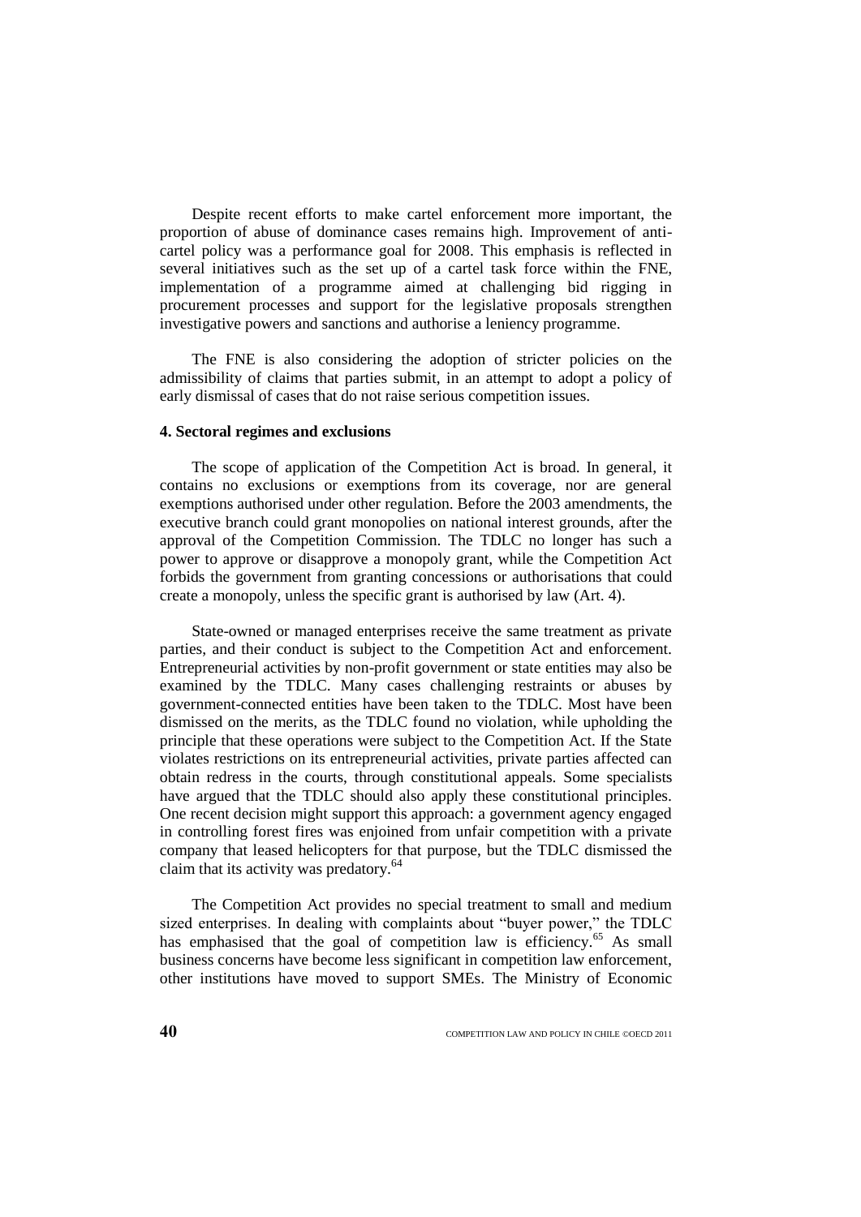Despite recent efforts to make cartel enforcement more important, the proportion of abuse of dominance cases remains high. Improvement of anti-cartel policy was a performance goal for 2008. This emphasis is reflected in several initiatives such as the set up of a cartel task force within the FNE, implementation of a programme aimed at challenging bid rigging in procurement processes and support for the legislative proposals strengthen investigative powers and sanctions and authorise a leniency programme.

The FNE is also considering the adoption of stricter policies on the admissibility of claims that parties submit, in an attempt to adopt a policy of early dismissal of cases that do not raise serious competition issues.

#### 4. Sectoral regimes and exclusions

The scope of application of the Competition Act is broad. In general, it contains no exclusions or exemptions from its coverage, nor are general exemptions authorised under other regulation. Before the 2003 amendments, the executive branch could grant monopolies on national interest grounds, after the approval of the Competition Commission. The TDLC no longer has such a power to approve or disapprove a monopoly grant, while the Competition Act forbids the government from granting concessions or authorisations that could create a monopoly, unless the specific grant is authorised by law (Art. 4).

State-owned or managed enterprises receive the same treatment as private parties, and their conduct is subject to the Competition Act and enforcement. Entrepreneurial activities by non-profit government or state entities may also be examined by the TDLC. Many cases challenging restraints or abuses by government-connected entities have been taken to the TDLC. Most have been dismissed on the merits, as the TDLC found no violation, while upholding the principle that these operations were subject to the Competition Act. If the State violates restrictions on its entrepreneurial activities, private parties affected can obtain redress in the courts, through constitutional appeals. Some specialists have argued that the TDLC should also apply these constitutional principles. One recent decision might support this approach: a government agency engaged in controlling forest fires was enjoined from unfair competition with a private company that leased helicopters for that purpose, but the TDLC dismissed the claim that its activity was predatory.[64]

The Competition Act provides no special treatment to small and medium sized enterprises. In dealing with complaints about "buyer power," the TDLC has emphasised that the goal of competition law is efficiency.[65] As small business concerns have become less significant in competition law enforcement, other institutions have moved to support SMEs. The Ministry of Economic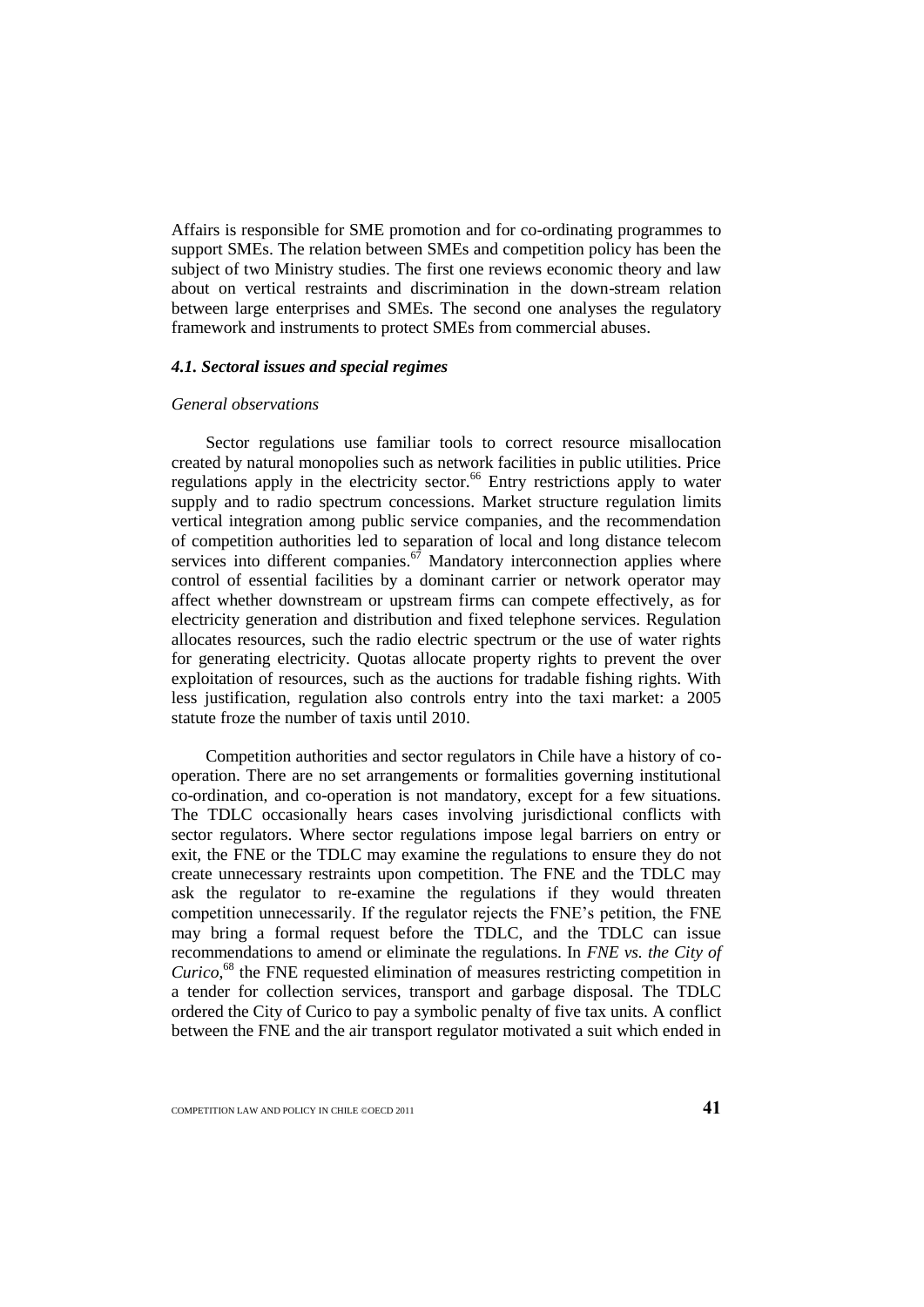Affairs is responsible for SME promotion and for co-ordinating programmes to support SMEs. The relation between SMEs and competition policy has been the subject of two Ministry studies. The first one reviews economic theory and law about on vertical restraints and discrimination in the down-stream relation between large enterprises and SMEs. The second one analyses the regulatory framework and instruments to protect SMEs from commercial abuses.

### *4.1. Sectoral issues and special regimes*

#### *General observations*

Sector regulations use familiar tools to correct resource misallocation created by natural monopolies such as network facilities in public utilities. Price regulations apply in the electricity sector.[66] Entry restrictions apply to water supply and to radio spectrum concessions. Market structure regulation limits vertical integration among public service companies, and the recommendation of competition authorities led to separation of local and long distance telecom services into different companies.[67] Mandatory interconnection applies where control of essential facilities by a dominant carrier or network operator may affect whether downstream or upstream firms can compete effectively, as for electricity generation and distribution and fixed telephone services. Regulation allocates resources, such the radio electric spectrum or the use of water rights for generating electricity. Quotas allocate property rights to prevent the over exploitation of resources, such as the auctions for tradable fishing rights. With less justification, regulation also controls entry into the taxi market: a 2005 statute froze the number of taxis until 2010.

Competition authorities and sector regulators in Chile have a history of co-operation. There are no set arrangements or formalities governing institutional co-ordination, and co-operation is not mandatory, except for a few situations. The TDLC occasionally hears cases involving jurisdictional conflicts with sector regulators. Where sector regulations impose legal barriers on entry or exit, the FNE or the TDLC may examine the regulations to ensure they do not create unnecessary restraints upon competition. The FNE and the TDLC may ask the regulator to re-examine the regulations if they would threaten competition unnecessarily. If the regulator rejects the FNE's petition, the FNE may bring a formal request before the TDLC, and the TDLC can issue recommendations to amend or eliminate the regulations. In *FNE vs. the City of Curico*,[68] the FNE requested elimination of measures restricting competition in a tender for collection services, transport and garbage disposal. The TDLC ordered the City of Curico to pay a symbolic penalty of five tax units. A conflict between the FNE and the air transport regulator motivated a suit which ended in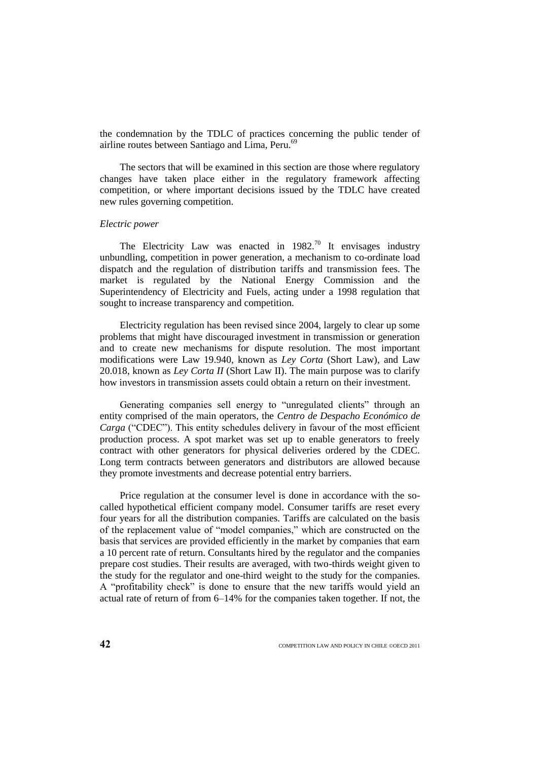the condemnation by the TDLC of practices concerning the public tender of airline routes between Santiago and Lima, Peru.[69]

The sectors that will be examined in this section are those where regulatory changes have taken place either in the regulatory framework affecting competition, or where important decisions issued by the TDLC have created new rules governing competition.

*Electric power*

The Electricity Law was enacted in 1982.[70] It envisages industry unbundling, competition in power generation, a mechanism to co-ordinate load dispatch and the regulation of distribution tariffs and transmission fees. The market is regulated by the National Energy Commission and the Superintendency of Electricity and Fuels, acting under a 1998 regulation that sought to increase transparency and competition.

Electricity regulation has been revised since 2004, largely to clear up some problems that might have discouraged investment in transmission or generation and to create new mechanisms for dispute resolution. The most important modifications were Law 19.940, known as *Ley Corta* (Short Law), and Law 20.018, known as *Ley Corta II* (Short Law II). The main purpose was to clarify how investors in transmission assets could obtain a return on their investment.

Generating companies sell energy to "unregulated clients" through an entity comprised of the main operators, the *Centro de Despacho Económico de Carga* ("CDEC"). This entity schedules delivery in favour of the most efficient production process. A spot market was set up to enable generators to freely contract with other generators for physical deliveries ordered by the CDEC. Long term contracts between generators and distributors are allowed because they promote investments and decrease potential entry barriers.

Price regulation at the consumer level is done in accordance with the so-called hypothetical efficient company model. Consumer tariffs are reset every four years for all the distribution companies. Tariffs are calculated on the basis of the replacement value of "model companies," which are constructed on the basis that services are provided efficiently in the market by companies that earn a 10 percent rate of return. Consultants hired by the regulator and the companies prepare cost studies. Their results are averaged, with two-thirds weight given to the study for the regulator and one-third weight to the study for the companies. A "profitability check" is done to ensure that the new tariffs would yield an actual rate of return of from 6–14% for the companies taken together. If not, the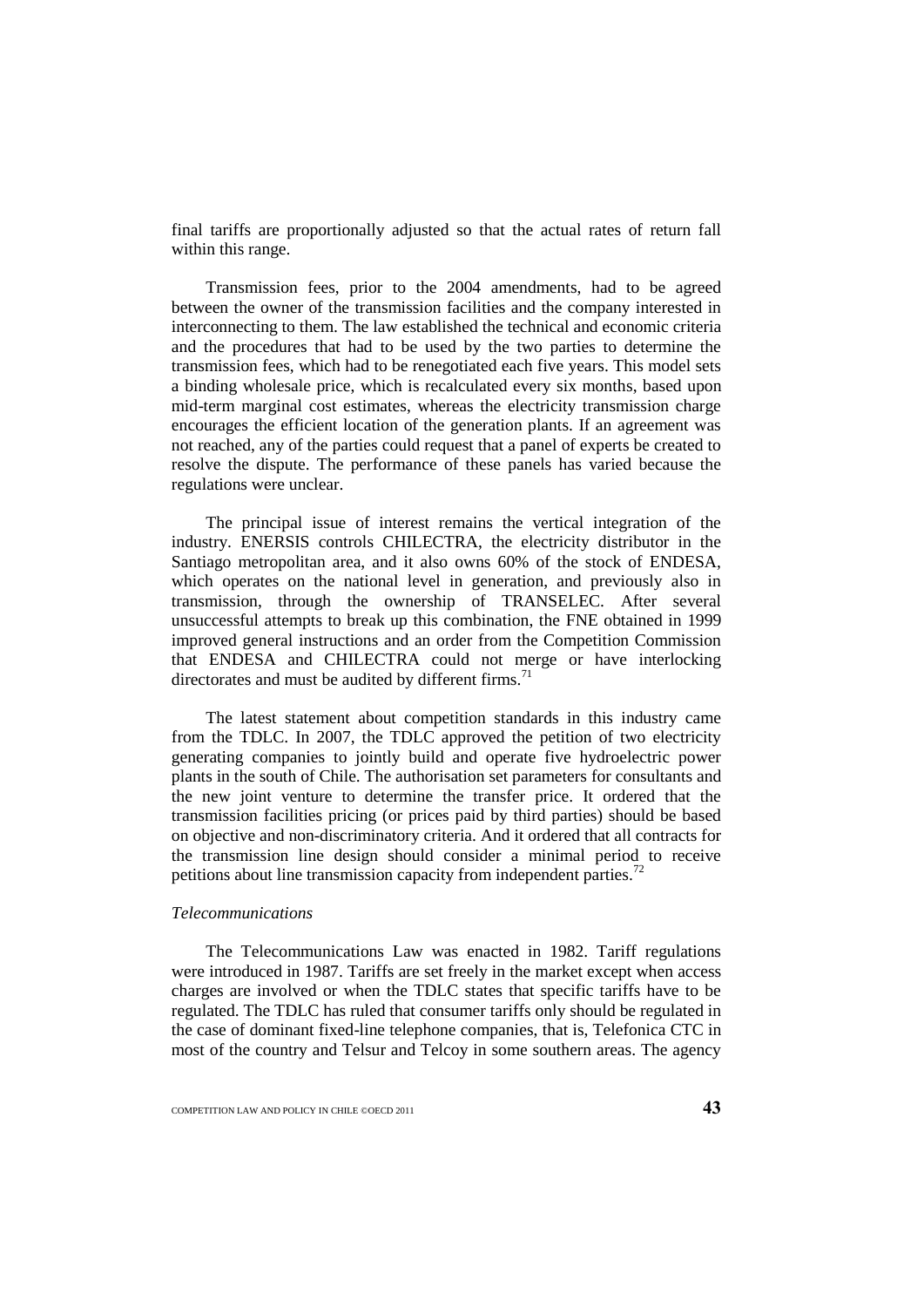final tariffs are proportionally adjusted so that the actual rates of return fall within this range.

Transmission fees, prior to the 2004 amendments, had to be agreed between the owner of the transmission facilities and the company interested in interconnecting to them. The law established the technical and economic criteria and the procedures that had to be used by the two parties to determine the transmission fees, which had to be renegotiated each five years. This model sets a binding wholesale price, which is recalculated every six months, based upon mid-term marginal cost estimates, whereas the electricity transmission charge encourages the efficient location of the generation plants. If an agreement was not reached, any of the parties could request that a panel of experts be created to resolve the dispute. The performance of these panels has varied because the regulations were unclear.

The principal issue of interest remains the vertical integration of the industry. ENERSIS controls CHILECTRA, the electricity distributor in the Santiago metropolitan area, and it also owns 60% of the stock of ENDESA, which operates on the national level in generation, and previously also in transmission, through the ownership of TRANSELEC. After several unsuccessful attempts to break up this combination, the FNE obtained in 1999 improved general instructions and an order from the Competition Commission that ENDESA and CHILECTRA could not merge or have interlocking directorates and must be audited by different firms.[71]

The latest statement about competition standards in this industry came from the TDLC. In 2007, the TDLC approved the petition of two electricity generating companies to jointly build and operate five hydroelectric power plants in the south of Chile. The authorisation set parameters for consultants and the new joint venture to determine the transfer price. It ordered that the transmission facilities pricing (or prices paid by third parties) should be based on objective and non-discriminatory criteria. And it ordered that all contracts for the transmission line design should consider a minimal period to receive petitions about line transmission capacity from independent parties.[72]

*Telecommunications*

The Telecommunications Law was enacted in 1982. Tariff regulations were introduced in 1987. Tariffs are set freely in the market except when access charges are involved or when the TDLC states that specific tariffs have to be regulated. The TDLC has ruled that consumer tariffs only should be regulated in the case of dominant fixed-line telephone companies, that is, Telefonica CTC in most of the country and Telsur and Telcoy in some southern areas. The agency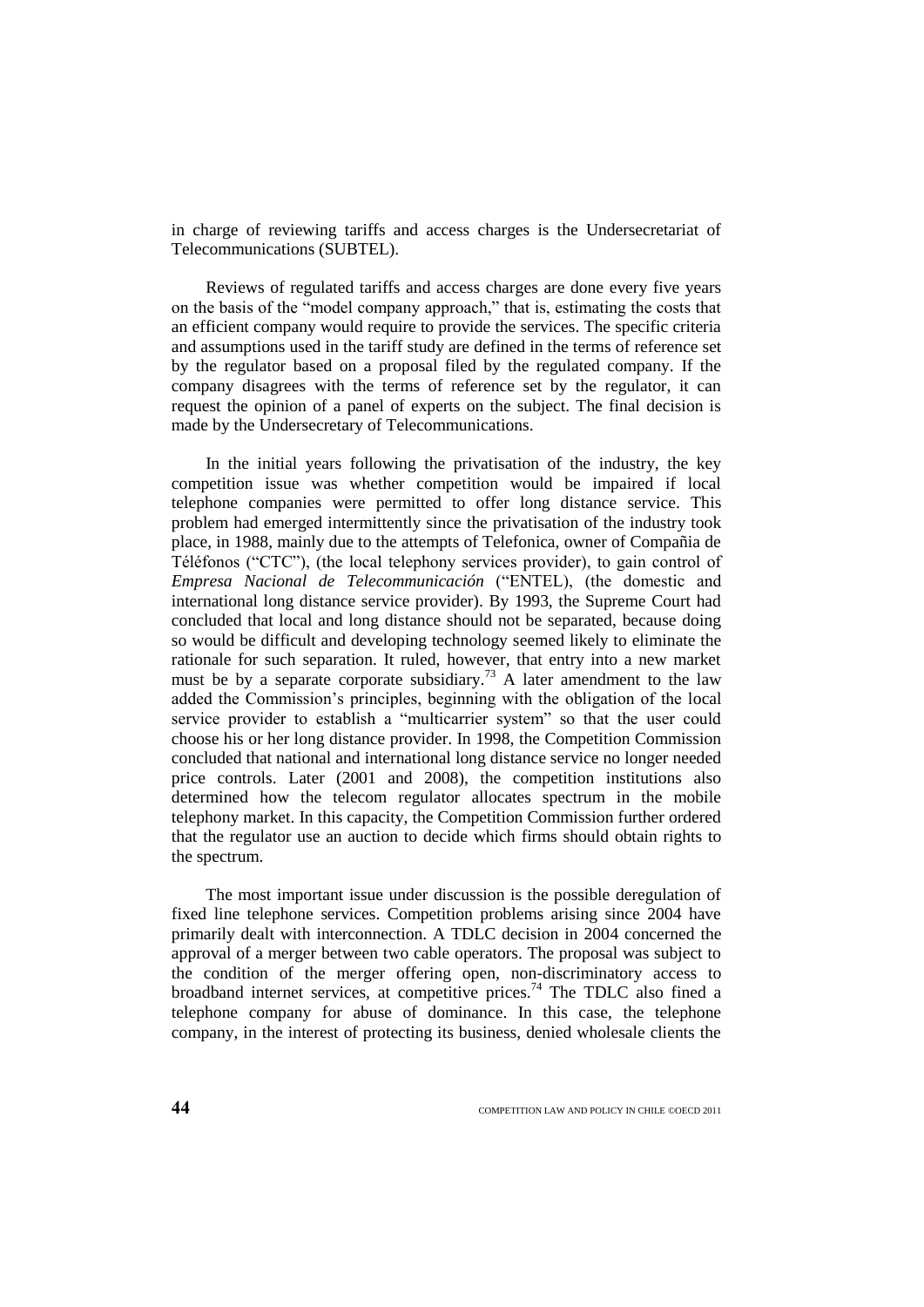in charge of reviewing tariffs and access charges is the Undersecretariat of Telecommunications (SUBTEL).

Reviews of regulated tariffs and access charges are done every five years on the basis of the "model company approach," that is, estimating the costs that an efficient company would require to provide the services. The specific criteria and assumptions used in the tariff study are defined in the terms of reference set by the regulator based on a proposal filed by the regulated company. If the company disagrees with the terms of reference set by the regulator, it can request the opinion of a panel of experts on the subject. The final decision is made by the Undersecretary of Telecommunications.

In the initial years following the privatisation of the industry, the key competition issue was whether competition would be impaired if local telephone companies were permitted to offer long distance service. This problem had emerged intermittently since the privatisation of the industry took place, in 1988, mainly due to the attempts of Telefonica, owner of Compañia de Téléfonos ("CTC"), (the local telephony services provider), to gain control of *Empresa Nacional de Telecommunicación* ("ENTEL), (the domestic and international long distance service provider). By 1993, the Supreme Court had concluded that local and long distance should not be separated, because doing so would be difficult and developing technology seemed likely to eliminate the rationale for such separation. It ruled, however, that entry into a new market must be by a separate corporate subsidiary.[73] A later amendment to the law added the Commission's principles, beginning with the obligation of the local service provider to establish a "multicarrier system" so that the user could choose his or her long distance provider. In 1998, the Competition Commission concluded that national and international long distance service no longer needed price controls. Later (2001 and 2008), the competition institutions also determined how the telecom regulator allocates spectrum in the mobile telephony market. In this capacity, the Competition Commission further ordered that the regulator use an auction to decide which firms should obtain rights to the spectrum.

The most important issue under discussion is the possible deregulation of fixed line telephone services. Competition problems arising since 2004 have primarily dealt with interconnection. A TDLC decision in 2004 concerned the approval of a merger between two cable operators. The proposal was subject to the condition of the merger offering open, non-discriminatory access to broadband internet services, at competitive prices.[74] The TDLC also fined a telephone company for abuse of dominance. In this case, the telephone company, in the interest of protecting its business, denied wholesale clients the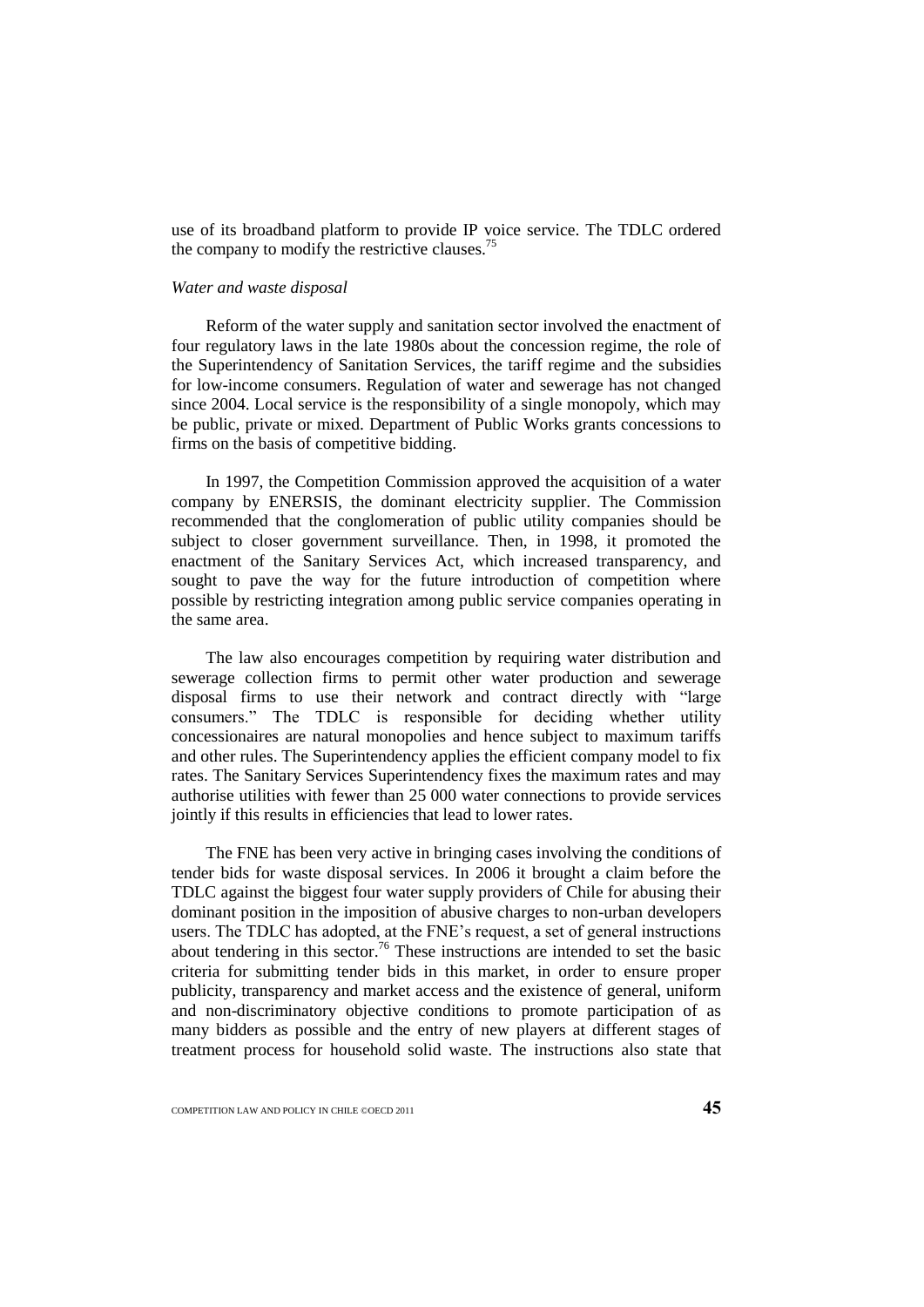use of its broadband platform to provide IP voice service. The TDLC ordered the company to modify the restrictive clauses.[75]

*Water and waste disposal*

Reform of the water supply and sanitation sector involved the enactment of four regulatory laws in the late 1980s about the concession regime, the role of the Superintendency of Sanitation Services, the tariff regime and the subsidies for low-income consumers. Regulation of water and sewerage has not changed since 2004. Local service is the responsibility of a single monopoly, which may be public, private or mixed. Department of Public Works grants concessions to firms on the basis of competitive bidding.

In 1997, the Competition Commission approved the acquisition of a water company by ENERSIS, the dominant electricity supplier. The Commission recommended that the conglomeration of public utility companies should be subject to closer government surveillance. Then, in 1998, it promoted the enactment of the Sanitary Services Act, which increased transparency, and sought to pave the way for the future introduction of competition where possible by restricting integration among public service companies operating in the same area.

The law also encourages competition by requiring water distribution and sewerage collection firms to permit other water production and sewerage disposal firms to use their network and contract directly with "large consumers." The TDLC is responsible for deciding whether utility concessionaires are natural monopolies and hence subject to maximum tariffs and other rules. The Superintendency applies the efficient company model to fix rates. The Sanitary Services Superintendency fixes the maximum rates and may authorise utilities with fewer than 25 000 water connections to provide services jointly if this results in efficiencies that lead to lower rates.

The FNE has been very active in bringing cases involving the conditions of tender bids for waste disposal services. In 2006 it brought a claim before the TDLC against the biggest four water supply providers of Chile for abusing their dominant position in the imposition of abusive charges to non-urban developers users. The TDLC has adopted, at the FNE's request, a set of general instructions about tendering in this sector.[76] These instructions are intended to set the basic criteria for submitting tender bids in this market, in order to ensure proper publicity, transparency and market access and the existence of general, uniform and non-discriminatory objective conditions to promote participation of as many bidders as possible and the entry of new players at different stages of treatment process for household solid waste. The instructions also state that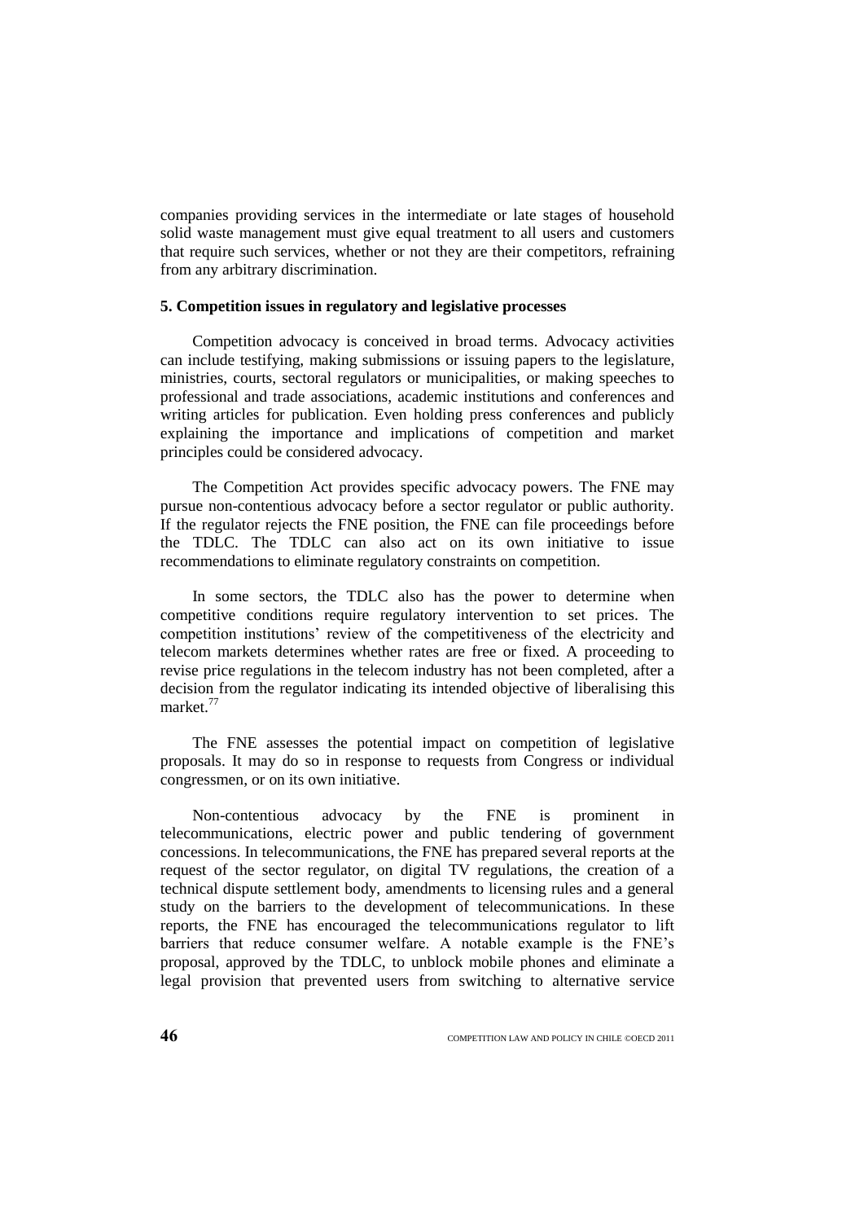companies providing services in the intermediate or late stages of household solid waste management must give equal treatment to all users and customers that require such services, whether or not they are their competitors, refraining from any arbitrary discrimination.

### 5. Competition issues in regulatory and legislative processes

Competition advocacy is conceived in broad terms. Advocacy activities can include testifying, making submissions or issuing papers to the legislature, ministries, courts, sectoral regulators or municipalities, or making speeches to professional and trade associations, academic institutions and conferences and writing articles for publication. Even holding press conferences and publicly explaining the importance and implications of competition and market principles could be considered advocacy.

The Competition Act provides specific advocacy powers. The FNE may pursue non-contentious advocacy before a sector regulator or public authority. If the regulator rejects the FNE position, the FNE can file proceedings before the TDLC. The TDLC can also act on its own initiative to issue recommendations to eliminate regulatory constraints on competition.

In some sectors, the TDLC also has the power to determine when competitive conditions require regulatory intervention to set prices. The competition institutions' review of the competitiveness of the electricity and telecom markets determines whether rates are free or fixed. A proceeding to revise price regulations in the telecom industry has not been completed, after a decision from the regulator indicating its intended objective of liberalising this market.[77]

The FNE assesses the potential impact on competition of legislative proposals. It may do so in response to requests from Congress or individual congressmen, or on its own initiative.

Non-contentious advocacy by the FNE is prominent in telecommunications, electric power and public tendering of government concessions. In telecommunications, the FNE has prepared several reports at the request of the sector regulator, on digital TV regulations, the creation of a technical dispute settlement body, amendments to licensing rules and a general study on the barriers to the development of telecommunications. In these reports, the FNE has encouraged the telecommunications regulator to lift barriers that reduce consumer welfare. A notable example is the FNE's proposal, approved by the TDLC, to unblock mobile phones and eliminate a legal provision that prevented users from switching to alternative service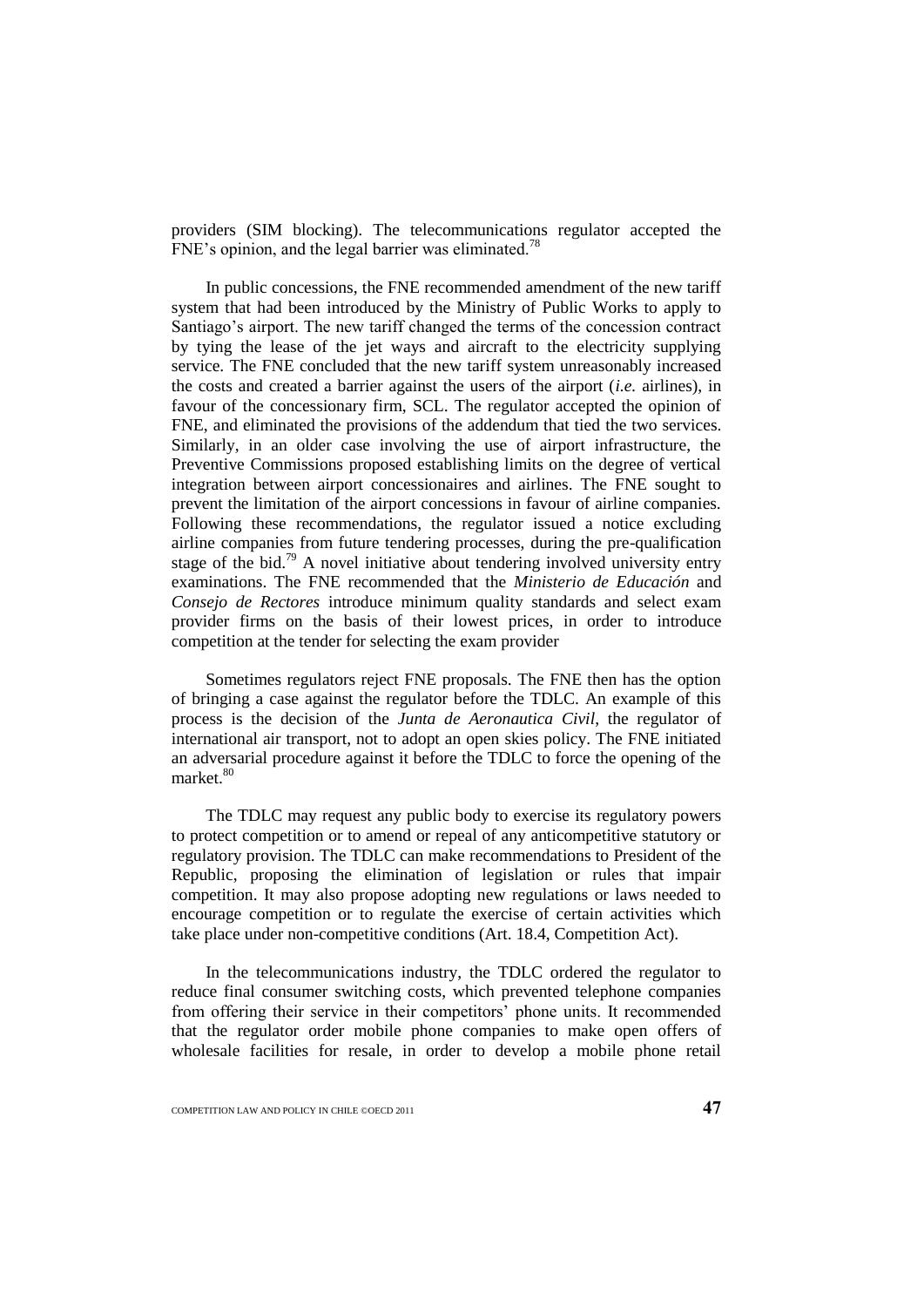providers (SIM blocking). The telecommunications regulator accepted the FNE's opinion, and the legal barrier was eliminated.[78]

In public concessions, the FNE recommended amendment of the new tariff system that had been introduced by the Ministry of Public Works to apply to Santiago's airport. The new tariff changed the terms of the concession contract by tying the lease of the jet ways and aircraft to the electricity supplying service. The FNE concluded that the new tariff system unreasonably increased the costs and created a barrier against the users of the airport (*i.e.* airlines), in favour of the concessionary firm, SCL. The regulator accepted the opinion of FNE, and eliminated the provisions of the addendum that tied the two services. Similarly, in an older case involving the use of airport infrastructure, the Preventive Commissions proposed establishing limits on the degree of vertical integration between airport concessionaires and airlines. The FNE sought to prevent the limitation of the airport concessions in favour of airline companies. Following these recommendations, the regulator issued a notice excluding airline companies from future tendering processes, during the pre-qualification stage of the bid.[79] A novel initiative about tendering involved university entry examinations. The FNE recommended that the *Ministerio de Educación* and *Consejo de Rectores* introduce minimum quality standards and select exam provider firms on the basis of their lowest prices, in order to introduce competition at the tender for selecting the exam provider

Sometimes regulators reject FNE proposals. The FNE then has the option of bringing a case against the regulator before the TDLC. An example of this process is the decision of the *Junta de Aeronautica Civil*, the regulator of international air transport, not to adopt an open skies policy. The FNE initiated an adversarial procedure against it before the TDLC to force the opening of the market.[80]

The TDLC may request any public body to exercise its regulatory powers to protect competition or to amend or repeal of any anticompetitive statutory or regulatory provision. The TDLC can make recommendations to President of the Republic, proposing the elimination of legislation or rules that impair competition. It may also propose adopting new regulations or laws needed to encourage competition or to regulate the exercise of certain activities which take place under non-competitive conditions (Art. 18.4, Competition Act).

In the telecommunications industry, the TDLC ordered the regulator to reduce final consumer switching costs, which prevented telephone companies from offering their service in their competitors' phone units. It recommended that the regulator order mobile phone companies to make open offers of wholesale facilities for resale, in order to develop a mobile phone retail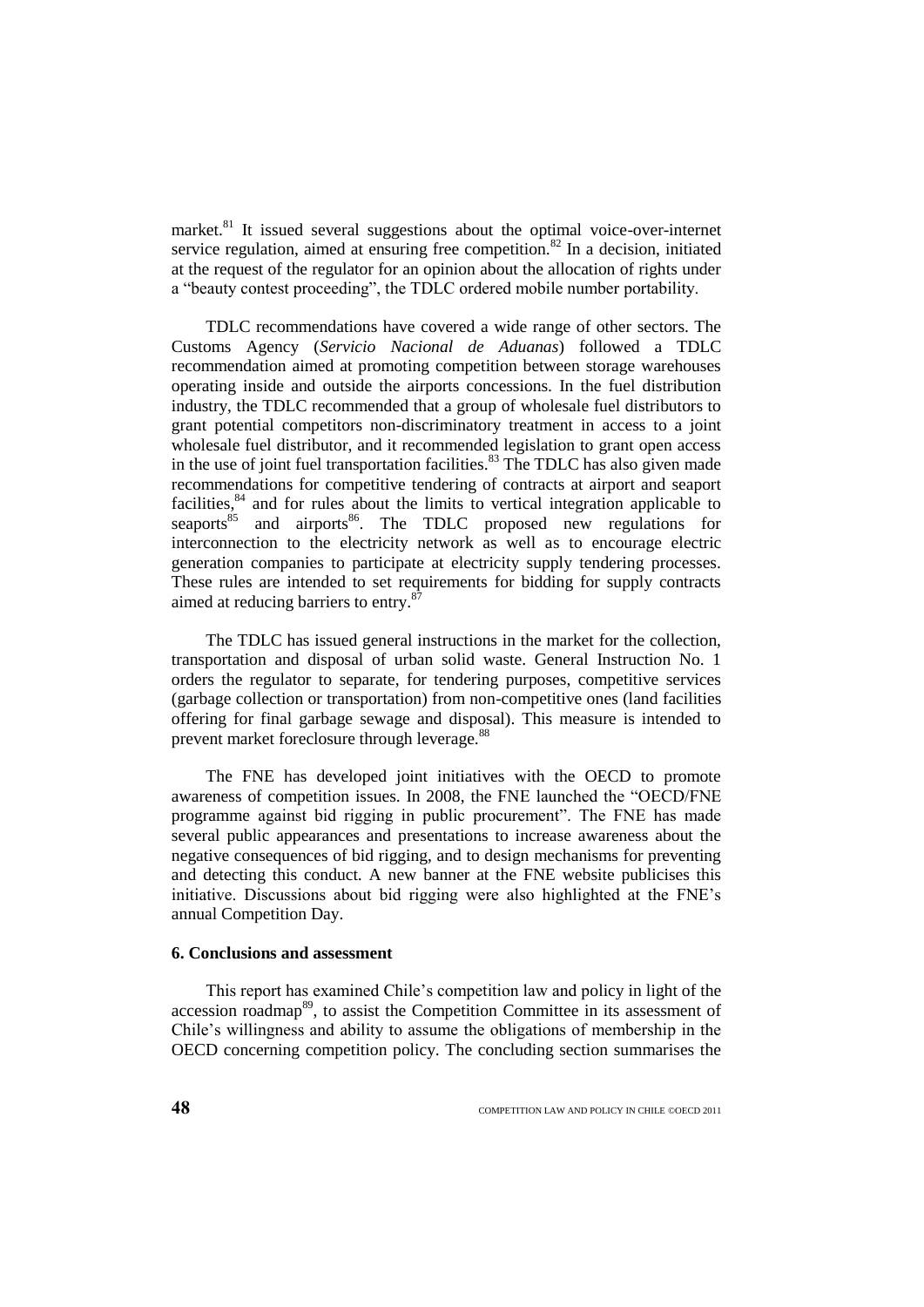market.[81] It issued several suggestions about the optimal voice-over-internet service regulation, aimed at ensuring free competition.[82] In a decision, initiated at the request of the regulator for an opinion about the allocation of rights under a "beauty contest proceeding", the TDLC ordered mobile number portability.

TDLC recommendations have covered a wide range of other sectors. The Customs Agency (*Servicio Nacional de Aduanas*) followed a TDLC recommendation aimed at promoting competition between storage warehouses operating inside and outside the airports concessions. In the fuel distribution industry, the TDLC recommended that a group of wholesale fuel distributors to grant potential competitors non-discriminatory treatment in access to a joint wholesale fuel distributor, and it recommended legislation to grant open access in the use of joint fuel transportation facilities.[83] The TDLC has also given made recommendations for competitive tendering of contracts at airport and seaport facilities,[84] and for rules about the limits to vertical integration applicable to seaports[85] and airports[86]. The TDLC proposed new regulations for interconnection to the electricity network as well as to encourage electric generation companies to participate at electricity supply tendering processes. These rules are intended to set requirements for bidding for supply contracts aimed at reducing barriers to entry.[87]

The TDLC has issued general instructions in the market for the collection, transportation and disposal of urban solid waste. General Instruction No. 1 orders the regulator to separate, for tendering purposes, competitive services (garbage collection or transportation) from non-competitive ones (land facilities offering for final garbage sewage and disposal). This measure is intended to prevent market foreclosure through leverage.[88]

The FNE has developed joint initiatives with the OECD to promote awareness of competition issues. In 2008, the FNE launched the "OECD/FNE programme against bid rigging in public procurement". The FNE has made several public appearances and presentations to increase awareness about the negative consequences of bid rigging, and to design mechanisms for preventing and detecting this conduct. A new banner at the FNE website publicises this initiative. Discussions about bid rigging were also highlighted at the FNE's annual Competition Day.

### 6. Conclusions and assessment

This report has examined Chile's competition law and policy in light of the accession roadmap[89], to assist the Competition Committee in its assessment of Chile's willingness and ability to assume the obligations of membership in the OECD concerning competition policy. The concluding section summarises the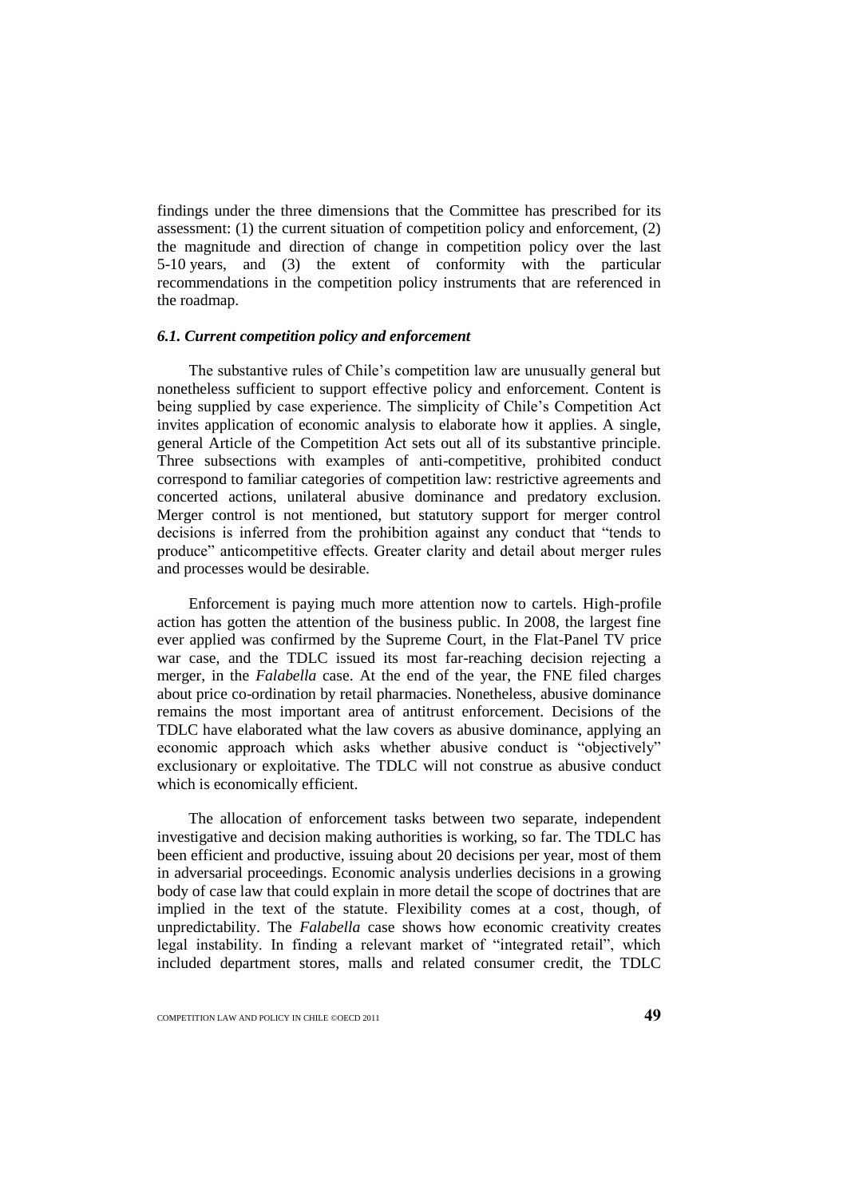findings under the three dimensions that the Committee has prescribed for its assessment: (1) the current situation of competition policy and enforcement, (2) the magnitude and direction of change in competition policy over the last 5-10 years, and (3) the extent of conformity with the particular recommendations in the competition policy instruments that are referenced in the roadmap.

### *6.1. Current competition policy and enforcement*

The substantive rules of Chile's competition law are unusually general but nonetheless sufficient to support effective policy and enforcement. Content is being supplied by case experience. The simplicity of Chile's Competition Act invites application of economic analysis to elaborate how it applies. A single, general Article of the Competition Act sets out all of its substantive principle. Three subsections with examples of anti-competitive, prohibited conduct correspond to familiar categories of competition law: restrictive agreements and concerted actions, unilateral abusive dominance and predatory exclusion. Merger control is not mentioned, but statutory support for merger control decisions is inferred from the prohibition against any conduct that "tends to produce" anticompetitive effects. Greater clarity and detail about merger rules and processes would be desirable.

Enforcement is paying much more attention now to cartels. High-profile action has gotten the attention of the business public. In 2008, the largest fine ever applied was confirmed by the Supreme Court, in the Flat-Panel TV price war case, and the TDLC issued its most far-reaching decision rejecting a merger, in the *Falabella* case. At the end of the year, the FNE filed charges about price co-ordination by retail pharmacies. Nonetheless, abusive dominance remains the most important area of antitrust enforcement. Decisions of the TDLC have elaborated what the law covers as abusive dominance, applying an economic approach which asks whether abusive conduct is "objectively" exclusionary or exploitative. The TDLC will not construe as abusive conduct which is economically efficient.

The allocation of enforcement tasks between two separate, independent investigative and decision making authorities is working, so far. The TDLC has been efficient and productive, issuing about 20 decisions per year, most of them in adversarial proceedings. Economic analysis underlies decisions in a growing body of case law that could explain in more detail the scope of doctrines that are implied in the text of the statute. Flexibility comes at a cost, though, of unpredictability. The *Falabella* case shows how economic creativity creates legal instability. In finding a relevant market of "integrated retail", which included department stores, malls and related consumer credit, the TDLC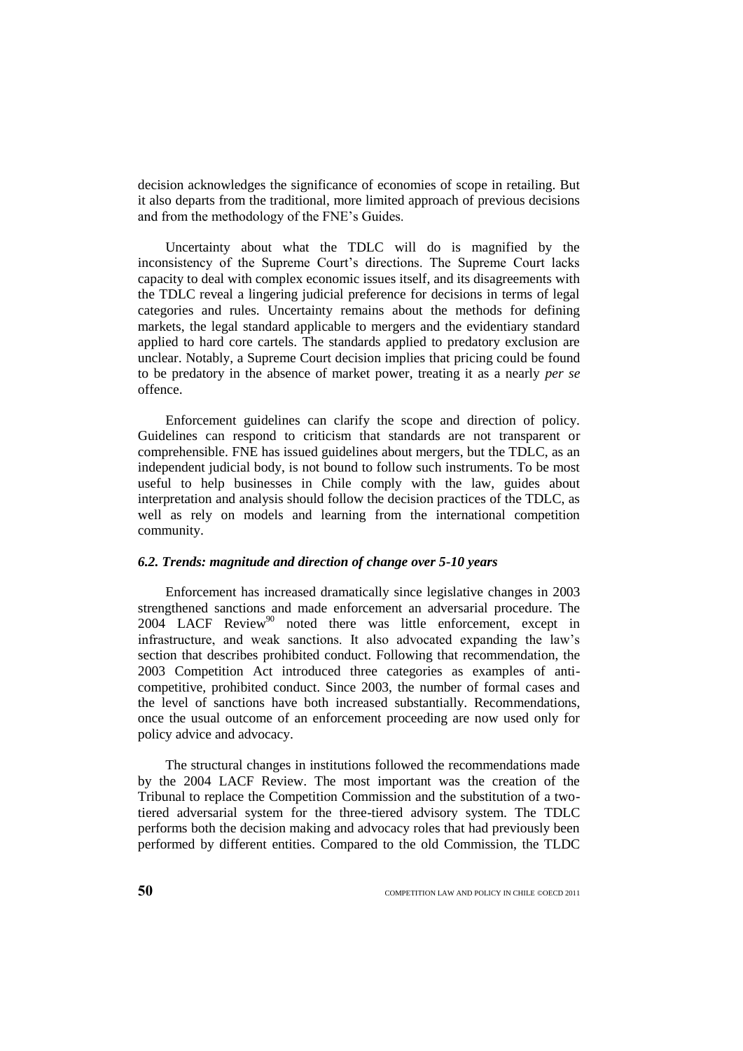decision acknowledges the significance of economies of scope in retailing. But it also departs from the traditional, more limited approach of previous decisions and from the methodology of the FNE's Guides.

Uncertainty about what the TDLC will do is magnified by the inconsistency of the Supreme Court's directions. The Supreme Court lacks capacity to deal with complex economic issues itself, and its disagreements with the TDLC reveal a lingering judicial preference for decisions in terms of legal categories and rules. Uncertainty remains about the methods for defining markets, the legal standard applicable to mergers and the evidentiary standard applied to hard core cartels. The standards applied to predatory exclusion are unclear. Notably, a Supreme Court decision implies that pricing could be found to be predatory in the absence of market power, treating it as a nearly *per se* offence.

Enforcement guidelines can clarify the scope and direction of policy. Guidelines can respond to criticism that standards are not transparent or comprehensible. FNE has issued guidelines about mergers, but the TDLC, as an independent judicial body, is not bound to follow such instruments. To be most useful to help businesses in Chile comply with the law, guides about interpretation and analysis should follow the decision practices of the TDLC, as well as rely on models and learning from the international competition community.

### *6.2. Trends: magnitude and direction of change over 5-10 years*

Enforcement has increased dramatically since legislative changes in 2003 strengthened sanctions and made enforcement an adversarial procedure. The 2004 LACF Review[90] noted there was little enforcement, except in infrastructure, and weak sanctions. It also advocated expanding the law's section that describes prohibited conduct. Following that recommendation, the 2003 Competition Act introduced three categories as examples of anti-competitive, prohibited conduct. Since 2003, the number of formal cases and the level of sanctions have both increased substantially. Recommendations, once the usual outcome of an enforcement proceeding are now used only for policy advice and advocacy.

The structural changes in institutions followed the recommendations made by the 2004 LACF Review. The most important was the creation of the Tribunal to replace the Competition Commission and the substitution of a two-tiered adversarial system for the three-tiered advisory system. The TDLC performs both the decision making and advocacy roles that had previously been performed by different entities. Compared to the old Commission, the TLDC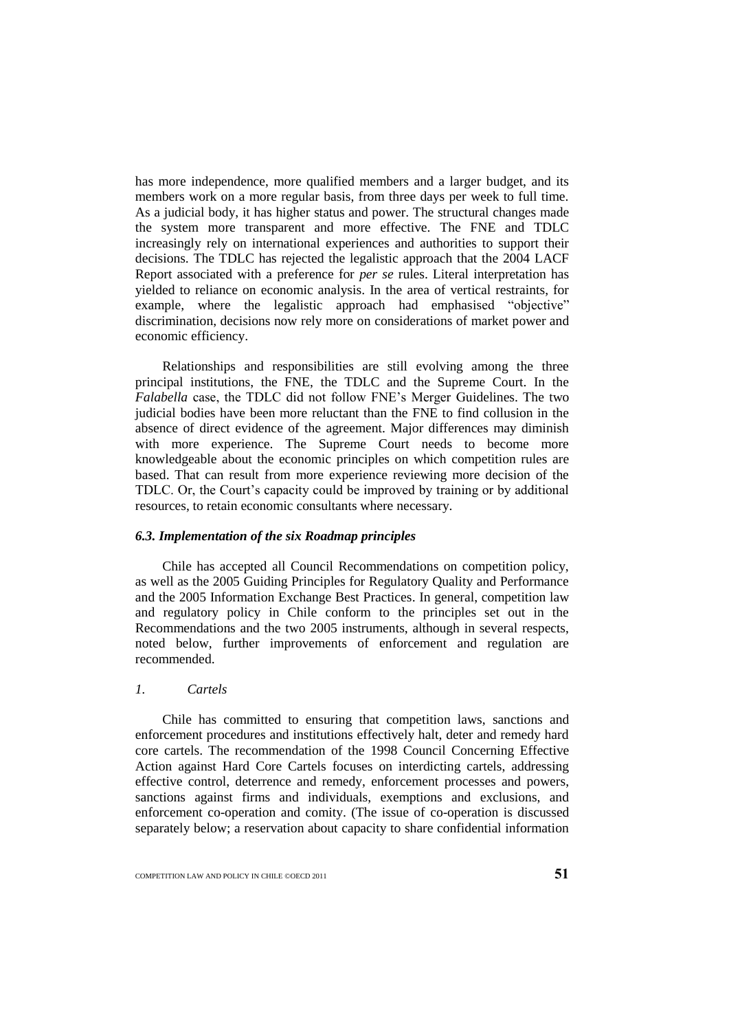has more independence, more qualified members and a larger budget, and its members work on a more regular basis, from three days per week to full time. As a judicial body, it has higher status and power. The structural changes made the system more transparent and more effective. The FNE and TDLC increasingly rely on international experiences and authorities to support their decisions. The TDLC has rejected the legalistic approach that the 2004 LACF Report associated with a preference for *per se* rules. Literal interpretation has yielded to reliance on economic analysis. In the area of vertical restraints, for example, where the legalistic approach had emphasised "objective" discrimination, decisions now rely more on considerations of market power and economic efficiency.

Relationships and responsibilities are still evolving among the three principal institutions, the FNE, the TDLC and the Supreme Court. In the *Falabella* case, the TDLC did not follow FNE's Merger Guidelines. The two judicial bodies have been more reluctant than the FNE to find collusion in the absence of direct evidence of the agreement. Major differences may diminish with more experience. The Supreme Court needs to become more knowledgeable about the economic principles on which competition rules are based. That can result from more experience reviewing more decision of the TDLC. Or, the Court's capacity could be improved by training or by additional resources, to retain economic consultants where necessary.

### *6.3. Implementation of the six Roadmap principles*

Chile has accepted all Council Recommendations on competition policy, as well as the 2005 Guiding Principles for Regulatory Quality and Performance and the 2005 Information Exchange Best Practices. In general, competition law and regulatory policy in Chile conform to the principles set out in the Recommendations and the two 2005 instruments, although in several respects, noted below, further improvements of enforcement and regulation are recommended.

#### *1. Cartels*

Chile has committed to ensuring that competition laws, sanctions and enforcement procedures and institutions effectively halt, deter and remedy hard core cartels. The recommendation of the 1998 Council Concerning Effective Action against Hard Core Cartels focuses on interdicting cartels, addressing effective control, deterrence and remedy, enforcement processes and powers, sanctions against firms and individuals, exemptions and exclusions, and enforcement co-operation and comity. (The issue of co-operation is discussed separately below; a reservation about capacity to share confidential information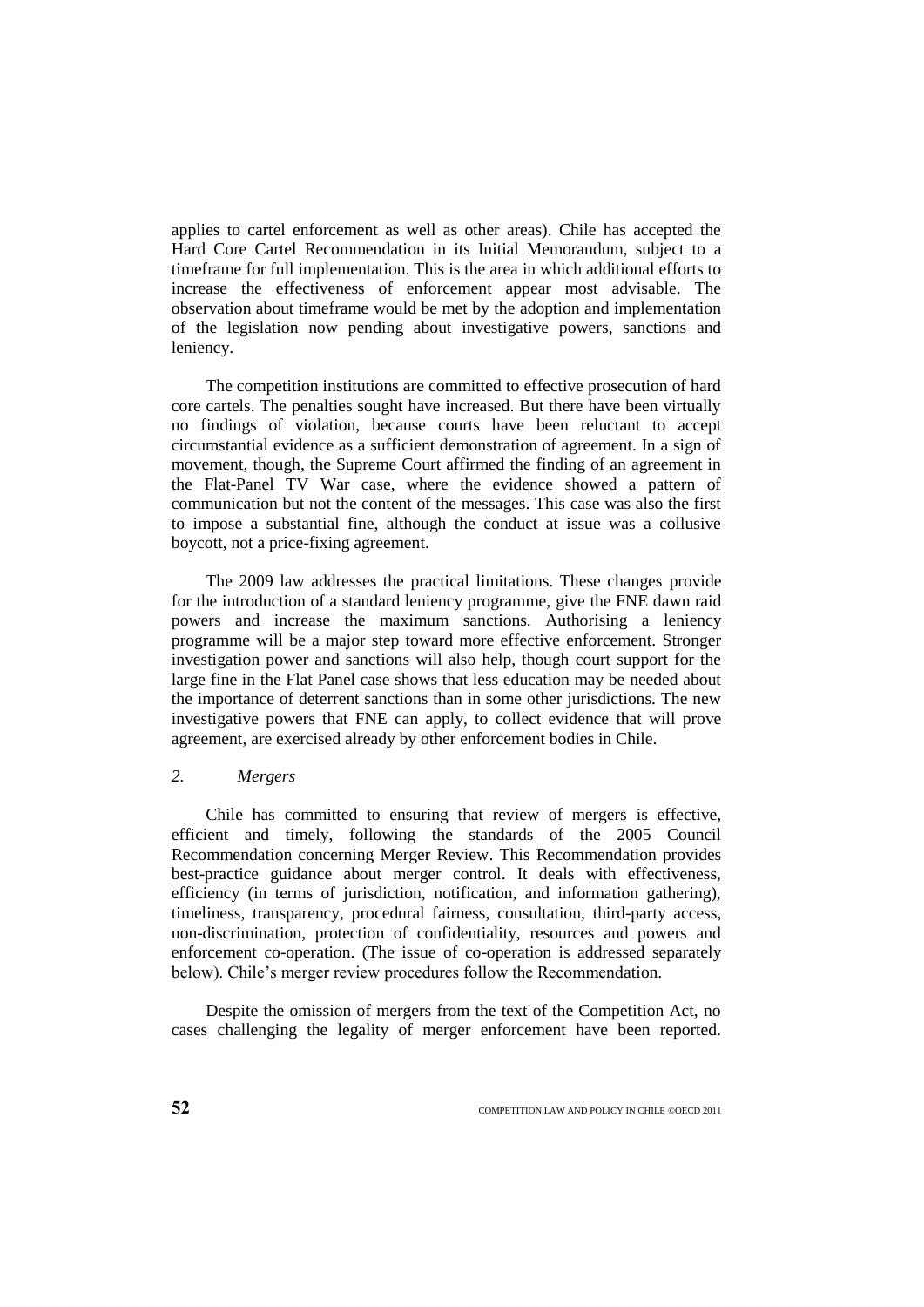applies to cartel enforcement as well as other areas). Chile has accepted the Hard Core Cartel Recommendation in its Initial Memorandum, subject to a timeframe for full implementation. This is the area in which additional efforts to increase the effectiveness of enforcement appear most advisable. The observation about timeframe would be met by the adoption and implementation of the legislation now pending about investigative powers, sanctions and leniency.

The competition institutions are committed to effective prosecution of hard core cartels. The penalties sought have increased. But there have been virtually no findings of violation, because courts have been reluctant to accept circumstantial evidence as a sufficient demonstration of agreement. In a sign of movement, though, the Supreme Court affirmed the finding of an agreement in the Flat-Panel TV War case, where the evidence showed a pattern of communication but not the content of the messages. This case was also the first to impose a substantial fine, although the conduct at issue was a collusive boycott, not a price-fixing agreement.

The 2009 law addresses the practical limitations. These changes provide for the introduction of a standard leniency programme, give the FNE dawn raid powers and increase the maximum sanctions. Authorising a leniency programme will be a major step toward more effective enforcement. Stronger investigation power and sanctions will also help, though court support for the large fine in the Flat Panel case shows that less education may be needed about the importance of deterrent sanctions than in some other jurisdictions. The new investigative powers that FNE can apply, to collect evidence that will prove agreement, are exercised already by other enforcement bodies in Chile.

### *2. Mergers*

Chile has committed to ensuring that review of mergers is effective, efficient and timely, following the standards of the 2005 Council Recommendation concerning Merger Review. This Recommendation provides best-practice guidance about merger control. It deals with effectiveness, efficiency (in terms of jurisdiction, notification, and information gathering), timeliness, transparency, procedural fairness, consultation, third-party access, non-discrimination, protection of confidentiality, resources and powers and enforcement co-operation. (The issue of co-operation is addressed separately below). Chile's merger review procedures follow the Recommendation.

Despite the omission of mergers from the text of the Competition Act, no cases challenging the legality of merger enforcement have been reported.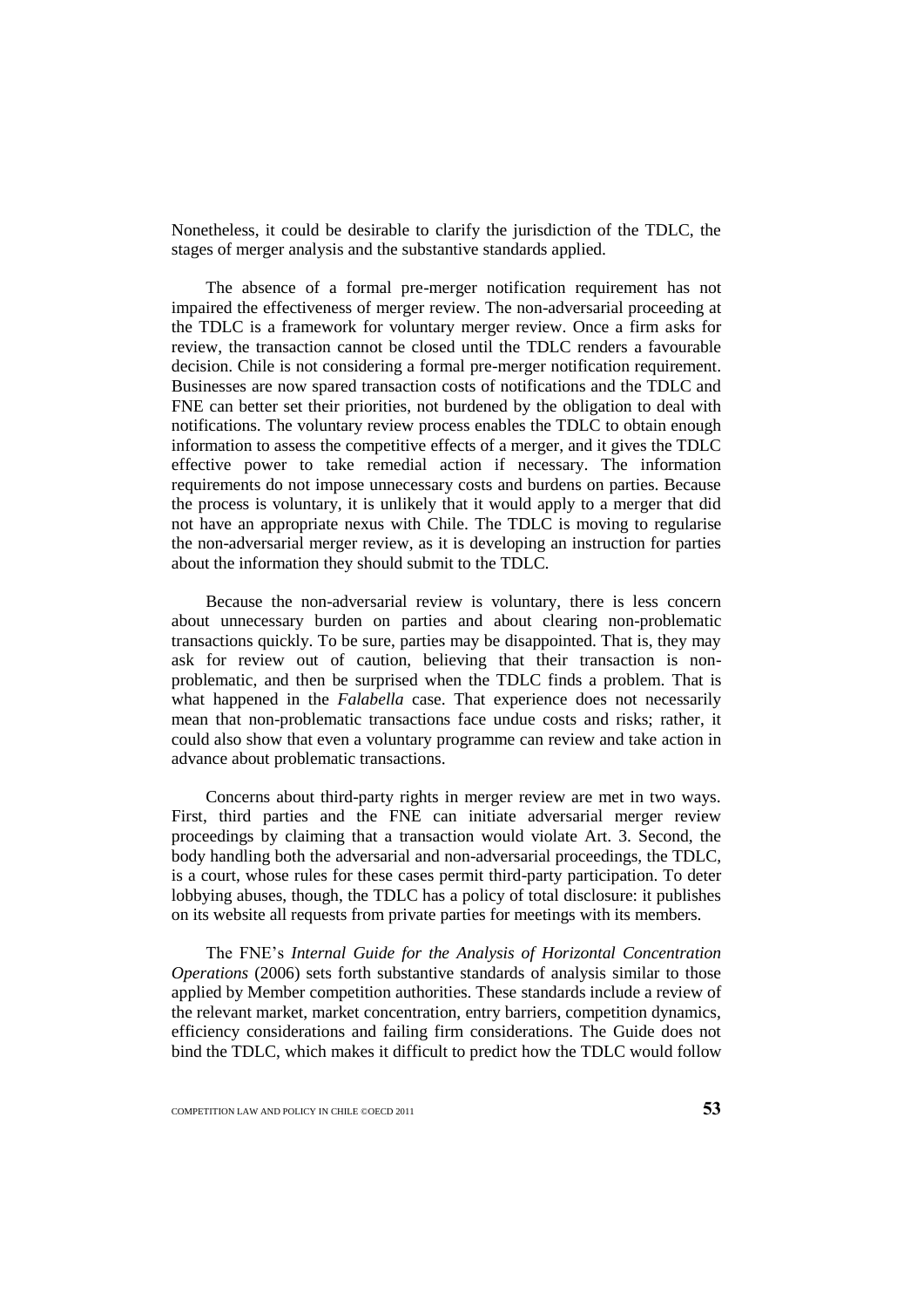Nonetheless, it could be desirable to clarify the jurisdiction of the TDLC, the stages of merger analysis and the substantive standards applied.

The absence of a formal pre-merger notification requirement has not impaired the effectiveness of merger review. The non-adversarial proceeding at the TDLC is a framework for voluntary merger review. Once a firm asks for review, the transaction cannot be closed until the TDLC renders a favourable decision. Chile is not considering a formal pre-merger notification requirement. Businesses are now spared transaction costs of notifications and the TDLC and FNE can better set their priorities, not burdened by the obligation to deal with notifications. The voluntary review process enables the TDLC to obtain enough information to assess the competitive effects of a merger, and it gives the TDLC effective power to take remedial action if necessary. The information requirements do not impose unnecessary costs and burdens on parties. Because the process is voluntary, it is unlikely that it would apply to a merger that did not have an appropriate nexus with Chile. The TDLC is moving to regularise the non-adversarial merger review, as it is developing an instruction for parties about the information they should submit to the TDLC.

Because the non-adversarial review is voluntary, there is less concern about unnecessary burden on parties and about clearing non-problematic transactions quickly. To be sure, parties may be disappointed. That is, they may ask for review out of caution, believing that their transaction is non-problematic, and then be surprised when the TDLC finds a problem. That is what happened in the *Falabella* case. That experience does not necessarily mean that non-problematic transactions face undue costs and risks; rather, it could also show that even a voluntary programme can review and take action in advance about problematic transactions.

Concerns about third-party rights in merger review are met in two ways. First, third parties and the FNE can initiate adversarial merger review proceedings by claiming that a transaction would violate Art. 3. Second, the body handling both the adversarial and non-adversarial proceedings, the TDLC, is a court, whose rules for these cases permit third-party participation. To deter lobbying abuses, though, the TDLC has a policy of total disclosure: it publishes on its website all requests from private parties for meetings with its members.

The FNE's *Internal Guide for the Analysis of Horizontal Concentration Operations* (2006) sets forth substantive standards of analysis similar to those applied by Member competition authorities. These standards include a review of the relevant market, market concentration, entry barriers, competition dynamics, efficiency considerations and failing firm considerations. The Guide does not bind the TDLC, which makes it difficult to predict how the TDLC would follow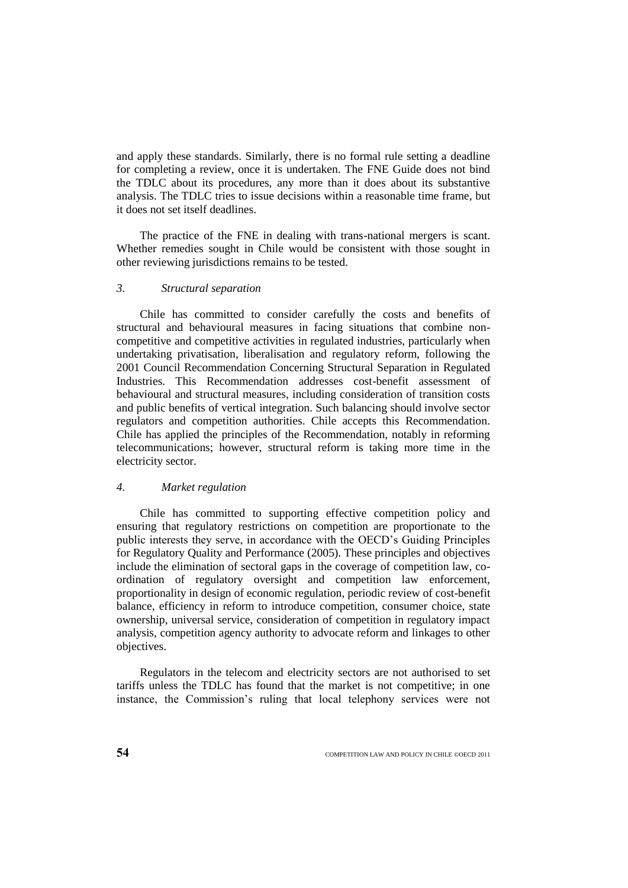and apply these standards. Similarly, there is no formal rule setting a deadline for completing a review, once it is undertaken. The FNE Guide does not bind the TDLC about its procedures, any more than it does about its substantive analysis. The TDLC tries to issue decisions within a reasonable time frame, but it does not set itself deadlines.

The practice of the FNE in dealing with trans-national mergers is scant. Whether remedies sought in Chile would be consistent with those sought in other reviewing jurisdictions remains to be tested.

### *3. Structural separation*

Chile has committed to consider carefully the costs and benefits of structural and behavioural measures in facing situations that combine non-competitive and competitive activities in regulated industries, particularly when undertaking privatisation, liberalisation and regulatory reform, following the 2001 Council Recommendation Concerning Structural Separation in Regulated Industries. This Recommendation addresses cost-benefit assessment of behavioural and structural measures, including consideration of transition costs and public benefits of vertical integration. Such balancing should involve sector regulators and competition authorities. Chile accepts this Recommendation. Chile has applied the principles of the Recommendation, notably in reforming telecommunications; however, structural reform is taking more time in the electricity sector.

### *4. Market regulation*

Chile has committed to supporting effective competition policy and ensuring that regulatory restrictions on competition are proportionate to the public interests they serve, in accordance with the OECD's Guiding Principles for Regulatory Quality and Performance (2005). These principles and objectives include the elimination of sectoral gaps in the coverage of competition law, co-ordination of regulatory oversight and competition law enforcement, proportionality in design of economic regulation, periodic review of cost-benefit balance, efficiency in reform to introduce competition, consumer choice, state ownership, universal service, consideration of competition in regulatory impact analysis, competition agency authority to advocate reform and linkages to other objectives.

Regulators in the telecom and electricity sectors are not authorised to set tariffs unless the TDLC has found that the market is not competitive; in one instance, the Commission's ruling that local telephony services were not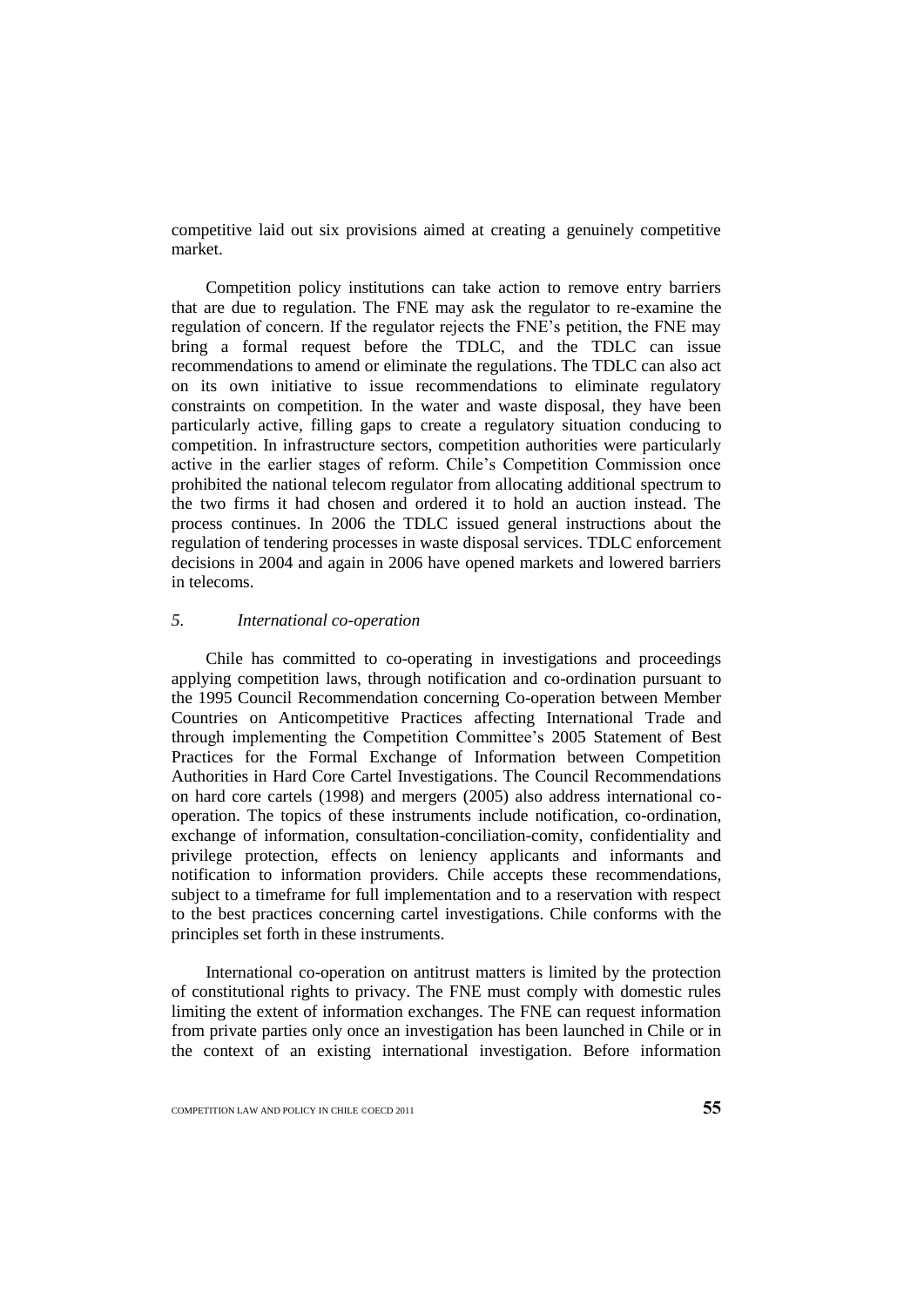competitive laid out six provisions aimed at creating a genuinely competitive market.

Competition policy institutions can take action to remove entry barriers that are due to regulation. The FNE may ask the regulator to re-examine the regulation of concern. If the regulator rejects the FNE's petition, the FNE may bring a formal request before the TDLC, and the TDLC can issue recommendations to amend or eliminate the regulations. The TDLC can also act on its own initiative to issue recommendations to eliminate regulatory constraints on competition. In the water and waste disposal, they have been particularly active, filling gaps to create a regulatory situation conducing to competition. In infrastructure sectors, competition authorities were particularly active in the earlier stages of reform. Chile's Competition Commission once prohibited the national telecom regulator from allocating additional spectrum to the two firms it had chosen and ordered it to hold an auction instead. The process continues. In 2006 the TDLC issued general instructions about the regulation of tendering processes in waste disposal services. TDLC enforcement decisions in 2004 and again in 2006 have opened markets and lowered barriers in telecoms.

### *5. International co-operation*

Chile has committed to co-operating in investigations and proceedings applying competition laws, through notification and co-ordination pursuant to the 1995 Council Recommendation concerning Co-operation between Member Countries on Anticompetitive Practices affecting International Trade and through implementing the Competition Committee's 2005 Statement of Best Practices for the Formal Exchange of Information between Competition Authorities in Hard Core Cartel Investigations. The Council Recommendations on hard core cartels (1998) and mergers (2005) also address international co-operation. The topics of these instruments include notification, co-ordination, exchange of information, consultation-conciliation-comity, confidentiality and privilege protection, effects on leniency applicants and informants and notification to information providers. Chile accepts these recommendations, subject to a timeframe for full implementation and to a reservation with respect to the best practices concerning cartel investigations. Chile conforms with the principles set forth in these instruments.

International co-operation on antitrust matters is limited by the protection of constitutional rights to privacy. The FNE must comply with domestic rules limiting the extent of information exchanges. The FNE can request information from private parties only once an investigation has been launched in Chile or in the context of an existing international investigation. Before information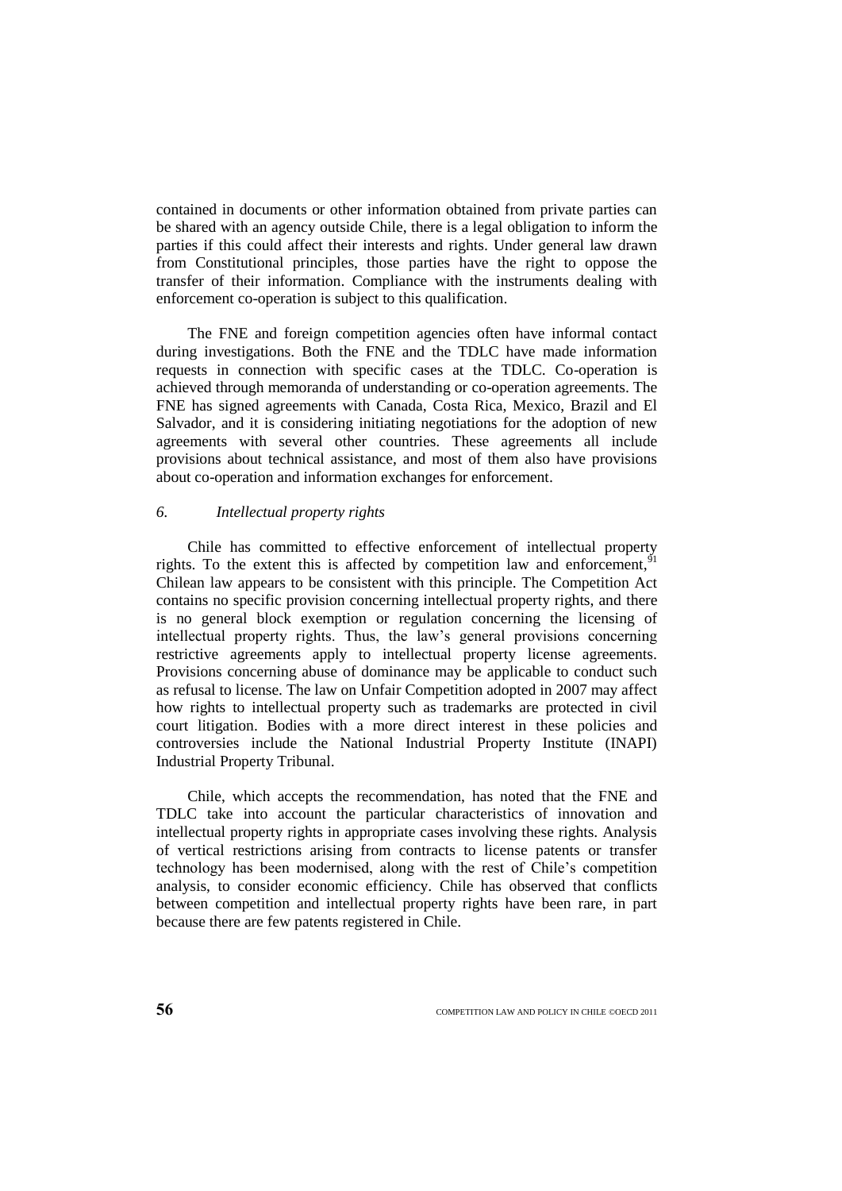contained in documents or other information obtained from private parties can be shared with an agency outside Chile, there is a legal obligation to inform the parties if this could affect their interests and rights. Under general law drawn from Constitutional principles, those parties have the right to oppose the transfer of their information. Compliance with the instruments dealing with enforcement co-operation is subject to this qualification.

The FNE and foreign competition agencies often have informal contact during investigations. Both the FNE and the TDLC have made information requests in connection with specific cases at the TDLC. Co-operation is achieved through memoranda of understanding or co-operation agreements. The FNE has signed agreements with Canada, Costa Rica, Mexico, Brazil and El Salvador, and it is considering initiating negotiations for the adoption of new agreements with several other countries. These agreements all include provisions about technical assistance, and most of them also have provisions about co-operation and information exchanges for enforcement.

### *6. Intellectual property rights*

Chile has committed to effective enforcement of intellectual property rights. To the extent this is affected by competition law and enforcement,[91] Chilean law appears to be consistent with this principle. The Competition Act contains no specific provision concerning intellectual property rights, and there is no general block exemption or regulation concerning the licensing of intellectual property rights. Thus, the law's general provisions concerning restrictive agreements apply to intellectual property license agreements. Provisions concerning abuse of dominance may be applicable to conduct such as refusal to license. The law on Unfair Competition adopted in 2007 may affect how rights to intellectual property such as trademarks are protected in civil court litigation. Bodies with a more direct interest in these policies and controversies include the National Industrial Property Institute (INAPI) Industrial Property Tribunal.

Chile, which accepts the recommendation, has noted that the FNE and TDLC take into account the particular characteristics of innovation and intellectual property rights in appropriate cases involving these rights. Analysis of vertical restrictions arising from contracts to license patents or transfer technology has been modernised, along with the rest of Chile's competition analysis, to consider economic efficiency. Chile has observed that conflicts between competition and intellectual property rights have been rare, in part because there are few patents registered in Chile.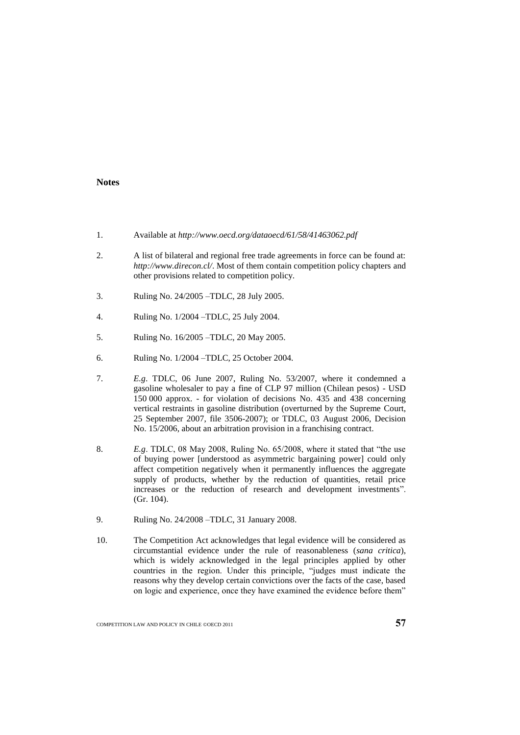## Notes

1. Available at *http://www.oecd.org/dataoecd/61/58/41463062.pdf*

2. A list of bilateral and regional free trade agreements in force can be found at: *http://www.direcon.cl/*. Most of them contain competition policy chapters and other provisions related to competition policy.

3. Ruling No. 24/2005 –TDLC, 28 July 2005.

4. Ruling No. 1/2004 –TDLC, 25 July 2004.

5. Ruling No. 16/2005 –TDLC, 20 May 2005.

6. Ruling No. 1/2004 –TDLC, 25 October 2004.

7. *E.g*. TDLC, 06 June 2007, Ruling No. 53/2007, where it condemned a gasoline wholesaler to pay a fine of CLP 97 million (Chilean pesos) - USD 150 000 approx. - for violation of decisions No. 435 and 438 concerning vertical restraints in gasoline distribution (overturned by the Supreme Court, 25 September 2007, file 3506-2007); or TDLC, 03 August 2006, Decision No. 15/2006, about an arbitration provision in a franchising contract.

8. *E.g*. TDLC, 08 May 2008, Ruling No. 65/2008, where it stated that "the use of buying power [understood as asymmetric bargaining power] could only affect competition negatively when it permanently influences the aggregate supply of products, whether by the reduction of quantities, retail price increases or the reduction of research and development investments". (Gr. 104).

9. Ruling No. 24/2008 –TDLC, 31 January 2008.

10. The Competition Act acknowledges that legal evidence will be considered as circumstantial evidence under the rule of reasonableness (*sana critica*), which is widely acknowledged in the legal principles applied by other countries in the region. Under this principle, "judges must indicate the reasons why they develop certain convictions over the facts of the case, based on logic and experience, once they have examined the evidence before them"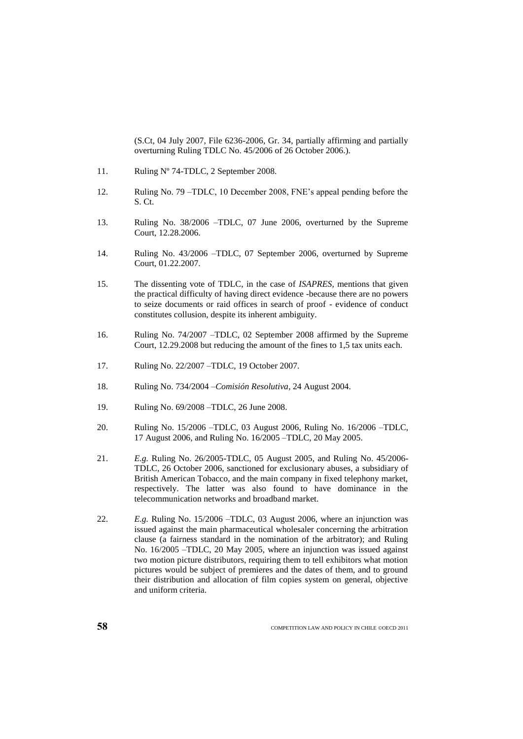(S.Ct, 04 July 2007, File 6236-2006, Gr. 34, partially affirming and partially overturning Ruling TDLC No. 45/2006 of 26 October 2006.).

11. Ruling Nº 74-TDLC, 2 September 2008.

12. Ruling No. 79 –TDLC, 10 December 2008, FNE's appeal pending before the S. Ct.

13. Ruling No. 38/2006 –TDLC, 07 June 2006, overturned by the Supreme Court, 12.28.2006.

14. Ruling No. 43/2006 –TDLC, 07 September 2006, overturned by Supreme Court, 01.22.2007.

15. The dissenting vote of TDLC, in the case of *ISAPRES*, mentions that given the practical difficulty of having direct evidence -because there are no powers to seize documents or raid offices in search of proof - evidence of conduct constitutes collusion, despite its inherent ambiguity.

16. Ruling No. 74/2007 –TDLC, 02 September 2008 affirmed by the Supreme Court, 12.29.2008 but reducing the amount of the fines to 1,5 tax units each.

17. Ruling No. 22/2007 –TDLC, 19 October 2007.

18. Ruling No. 734/2004 –*Comisión Resolutiva*, 24 August 2004.

19. Ruling No. 69/2008 –TDLC, 26 June 2008.

20. Ruling No. 15/2006 –TDLC, 03 August 2006, Ruling No. 16/2006 –TDLC, 17 August 2006, and Ruling No. 16/2005 –TDLC, 20 May 2005.

21. *E.g.* Ruling No. 26/2005-TDLC, 05 August 2005, and Ruling No. 45/2006-TDLC, 26 October 2006, sanctioned for exclusionary abuses, a subsidiary of British American Tobacco, and the main company in fixed telephony market, respectively. The latter was also found to have dominance in the telecommunication networks and broadband market.

22. *E.g.* Ruling No. 15/2006 –TDLC, 03 August 2006, where an injunction was issued against the main pharmaceutical wholesaler concerning the arbitration clause (a fairness standard in the nomination of the arbitrator); and Ruling No. 16/2005 –TDLC, 20 May 2005, where an injunction was issued against two motion picture distributors, requiring them to tell exhibitors what motion pictures would be subject of premieres and the dates of them, and to ground their distribution and allocation of film copies system on general, objective and uniform criteria.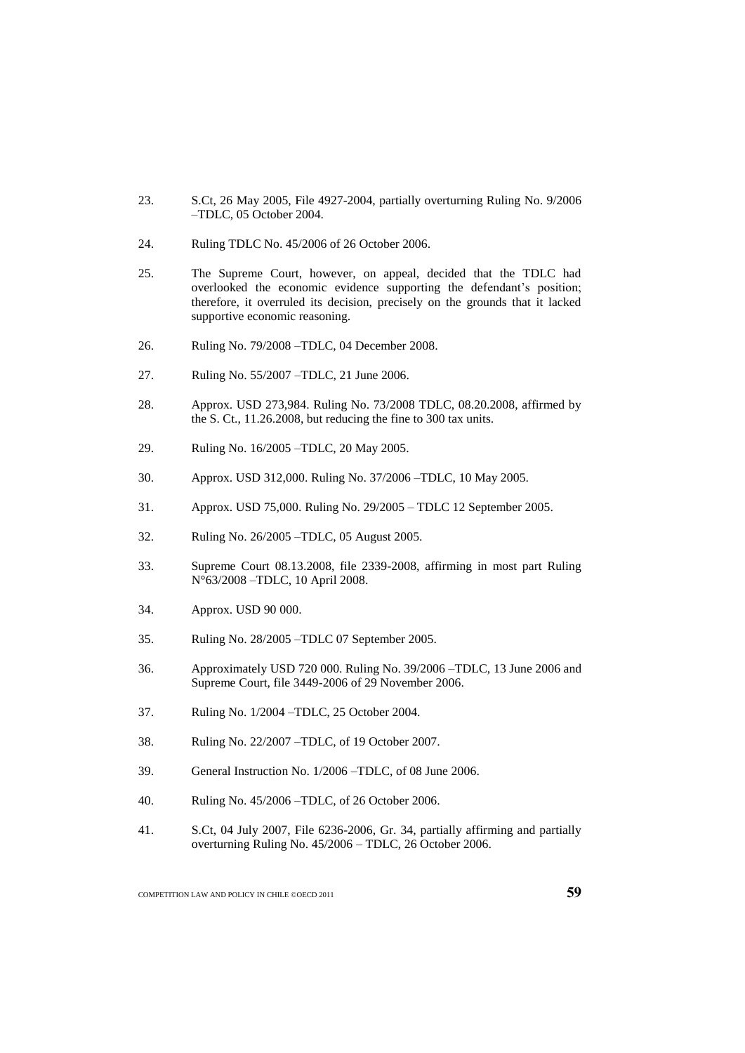23. S.Ct, 26 May 2005, File 4927-2004, partially overturning Ruling No. 9/2006 –TDLC, 05 October 2004.

24. Ruling TDLC No. 45/2006 of 26 October 2006.

25. The Supreme Court, however, on appeal, decided that the TDLC had overlooked the economic evidence supporting the defendant's position; therefore, it overruled its decision, precisely on the grounds that it lacked supportive economic reasoning.

26. Ruling No. 79/2008 –TDLC, 04 December 2008.

27. Ruling No. 55/2007 –TDLC, 21 June 2006.

28. Approx. USD 273,984. Ruling No. 73/2008 TDLC, 08.20.2008, affirmed by the S. Ct., 11.26.2008, but reducing the fine to 300 tax units.

29. Ruling No. 16/2005 –TDLC, 20 May 2005.

30. Approx. USD 312,000. Ruling No. 37/2006 –TDLC, 10 May 2005.

31. Approx. USD 75,000. Ruling No. 29/2005 – TDLC 12 September 2005.

32. Ruling No. 26/2005 –TDLC, 05 August 2005.

33. Supreme Court 08.13.2008, file 2339-2008, affirming in most part Ruling N°63/2008 –TDLC, 10 April 2008.

34. Approx. USD 90 000.

35. Ruling No. 28/2005 –TDLC 07 September 2005.

36. Approximately USD 720 000. Ruling No. 39/2006 –TDLC, 13 June 2006 and Supreme Court, file 3449-2006 of 29 November 2006.

37. Ruling No. 1/2004 –TDLC, 25 October 2004.

38. Ruling No. 22/2007 –TDLC, of 19 October 2007.

39. General Instruction No. 1/2006 –TDLC, of 08 June 2006.

40. Ruling No. 45/2006 –TDLC, of 26 October 2006.

41. S.Ct, 04 July 2007, File 6236-2006, Gr. 34, partially affirming and partially overturning Ruling No. 45/2006 – TDLC, 26 October 2006.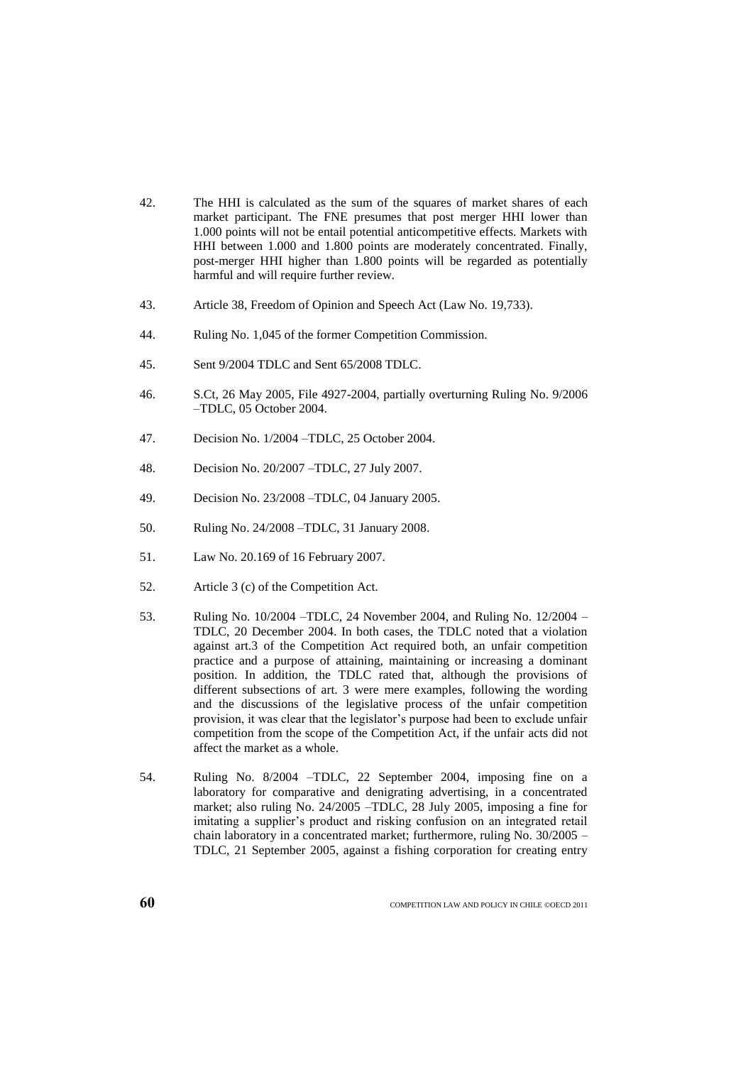42. The HHI is calculated as the sum of the squares of market shares of each market participant. The FNE presumes that post merger HHI lower than 1.000 points will not be entail potential anticompetitive effects. Markets with HHI between 1.000 and 1.800 points are moderately concentrated. Finally, post-merger HHI higher than 1.800 points will be regarded as potentially harmful and will require further review.

43. Article 38, Freedom of Opinion and Speech Act (Law No. 19,733).

44. Ruling No. 1,045 of the former Competition Commission.

45. Sent 9/2004 TDLC and Sent 65/2008 TDLC.

46. S.Ct, 26 May 2005, File 4927-2004, partially overturning Ruling No. 9/2006 –TDLC, 05 October 2004.

47. Decision No. 1/2004 –TDLC, 25 October 2004.

48. Decision No. 20/2007 –TDLC, 27 July 2007.

49. Decision No. 23/2008 –TDLC, 04 January 2005.

50. Ruling No. 24/2008 –TDLC, 31 January 2008.

51. Law No. 20.169 of 16 February 2007.

52. Article 3 (c) of the Competition Act.

53. Ruling No. 10/2004 –TDLC, 24 November 2004, and Ruling No. 12/2004 – TDLC, 20 December 2004. In both cases, the TDLC noted that a violation against art.3 of the Competition Act required both, an unfair competition practice and a purpose of attaining, maintaining or increasing a dominant position. In addition, the TDLC rated that, although the provisions of different subsections of art. 3 were mere examples, following the wording and the discussions of the legislative process of the unfair competition provision, it was clear that the legislator's purpose had been to exclude unfair competition from the scope of the Competition Act, if the unfair acts did not affect the market as a whole.

54. Ruling No. 8/2004 –TDLC, 22 September 2004, imposing fine on a laboratory for comparative and denigrating advertising, in a concentrated market; also ruling No. 24/2005 –TDLC, 28 July 2005, imposing a fine for imitating a supplier's product and risking confusion on an integrated retail chain laboratory in a concentrated market; furthermore, ruling No. 30/2005 – TDLC, 21 September 2005, against a fishing corporation for creating entry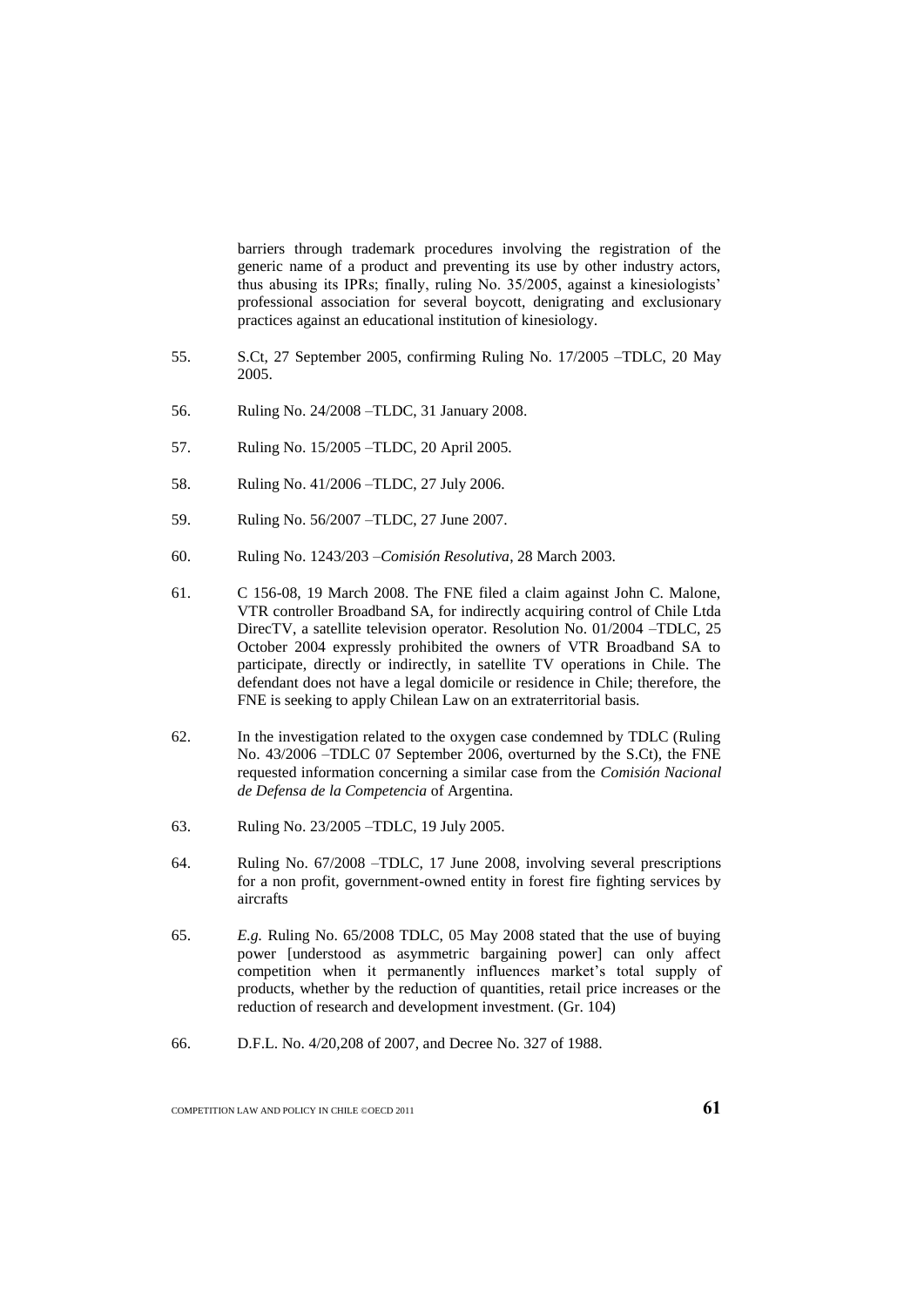barriers through trademark procedures involving the registration of the generic name of a product and preventing its use by other industry actors, thus abusing its IPRs; finally, ruling No. 35/2005, against a kinesiologists' professional association for several boycott, denigrating and exclusionary practices against an educational institution of kinesiology.

55. S.Ct, 27 September 2005, confirming Ruling No. 17/2005 –TDLC, 20 May 2005.

56. Ruling No. 24/2008 –TLDC, 31 January 2008.

57. Ruling No. 15/2005 –TLDC, 20 April 2005.

58. Ruling No. 41/2006 –TLDC, 27 July 2006.

59. Ruling No. 56/2007 –TLDC, 27 June 2007.

60. Ruling No. 1243/203 –*Comisión Resolutiva*, 28 March 2003.

61. C 156-08, 19 March 2008. The FNE filed a claim against John C. Malone, VTR controller Broadband SA, for indirectly acquiring control of Chile Ltda DirecTV, a satellite television operator. Resolution No. 01/2004 –TDLC, 25 October 2004 expressly prohibited the owners of VTR Broadband SA to participate, directly or indirectly, in satellite TV operations in Chile. The defendant does not have a legal domicile or residence in Chile; therefore, the FNE is seeking to apply Chilean Law on an extraterritorial basis.

62. In the investigation related to the oxygen case condemned by TDLC (Ruling No. 43/2006 –TDLC 07 September 2006, overturned by the S.Ct), the FNE requested information concerning a similar case from the *Comisión Nacional de Defensa de la Competencia* of Argentina.

63. Ruling No. 23/2005 –TDLC, 19 July 2005.

64. Ruling No. 67/2008 –TDLC, 17 June 2008, involving several prescriptions for a non profit, government-owned entity in forest fire fighting services by aircrafts

65. *E.g.* Ruling No. 65/2008 TDLC, 05 May 2008 stated that the use of buying power [understood as asymmetric bargaining power] can only affect competition when it permanently influences market's total supply of products, whether by the reduction of quantities, retail price increases or the reduction of research and development investment. (Gr. 104)

66. D.F.L. No. 4/20,208 of 2007, and Decree No. 327 of 1988.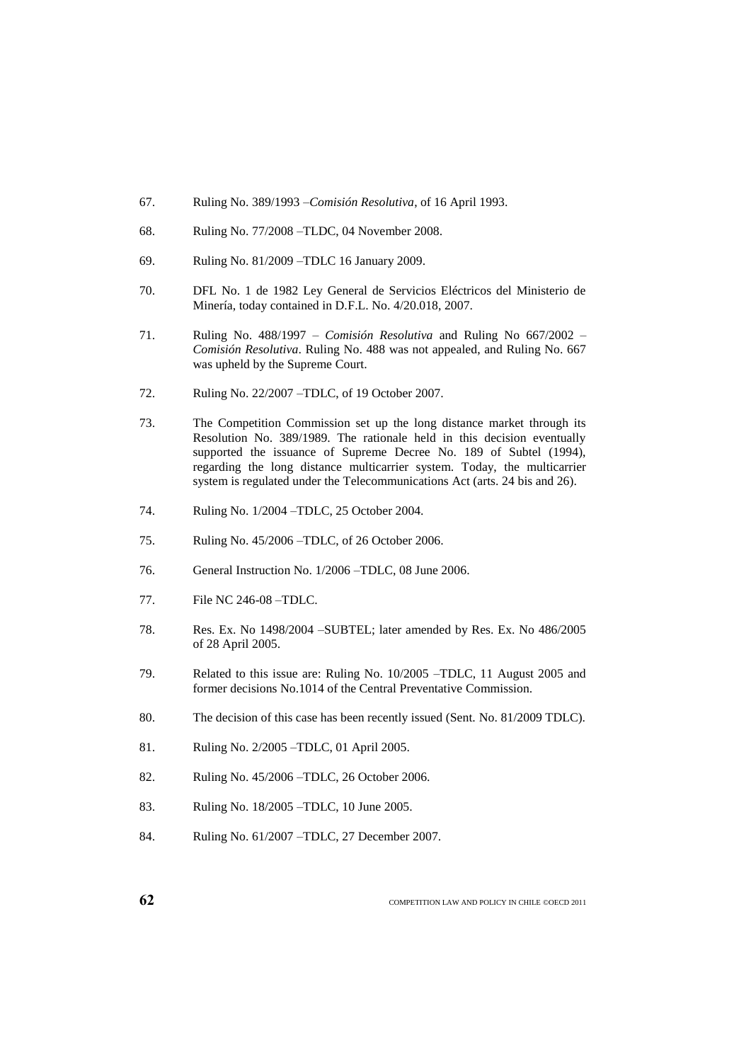67. Ruling No. 389/1993 –*Comisión Resolutiva*, of 16 April 1993.

68. Ruling No. 77/2008 –TLDC, 04 November 2008.

69. Ruling No. 81/2009 –TDLC 16 January 2009.

70. DFL No. 1 de 1982 Ley General de Servicios Eléctricos del Ministerio de Minería, today contained in D.F.L. No. 4/20.018, 2007.

71. Ruling No. 488/1997 – *Comisión Resolutiva* and Ruling No 667/2002 – *Comisión Resolutiva*. Ruling No. 488 was not appealed, and Ruling No. 667 was upheld by the Supreme Court.

72. Ruling No. 22/2007 –TDLC, of 19 October 2007.

73. The Competition Commission set up the long distance market through its Resolution No. 389/1989. The rationale held in this decision eventually supported the issuance of Supreme Decree No. 189 of Subtel (1994), regarding the long distance multicarrier system. Today, the multicarrier system is regulated under the Telecommunications Act (arts. 24 bis and 26).

74. Ruling No. 1/2004 –TDLC, 25 October 2004.

75. Ruling No. 45/2006 –TDLC, of 26 October 2006.

76. General Instruction No. 1/2006 –TDLC, 08 June 2006.

77. File NC 246-08 –TDLC.

78. Res. Ex. No 1498/2004 –SUBTEL; later amended by Res. Ex. No 486/2005 of 28 April 2005.

79. Related to this issue are: Ruling No. 10/2005 –TDLC, 11 August 2005 and former decisions No.1014 of the Central Preventative Commission.

80. The decision of this case has been recently issued (Sent. No. 81/2009 TDLC).

81. Ruling No. 2/2005 –TDLC, 01 April 2005.

82. Ruling No. 45/2006 –TDLC, 26 October 2006.

83. Ruling No. 18/2005 –TDLC, 10 June 2005.

84. Ruling No. 61/2007 –TDLC, 27 December 2007.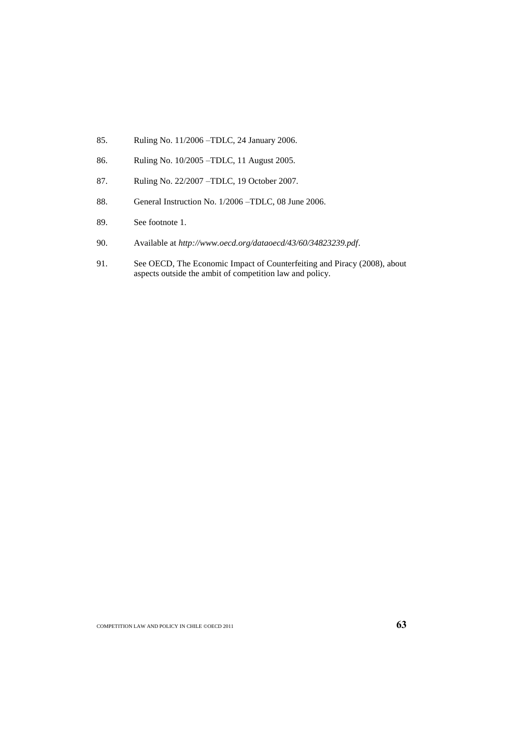85. Ruling No. 11/2006 –TDLC, 24 January 2006.

86. Ruling No. 10/2005 –TDLC, 11 August 2005.

87. Ruling No. 22/2007 –TDLC, 19 October 2007.

88. General Instruction No. 1/2006 –TDLC, 08 June 2006.

89. See footnote 1.

90. Available at *http://www.oecd.org/dataoecd/43/60/34823239.pdf*.

91. See OECD, The Economic Impact of Counterfeiting and Piracy (2008), about aspects outside the ambit of competition law and policy.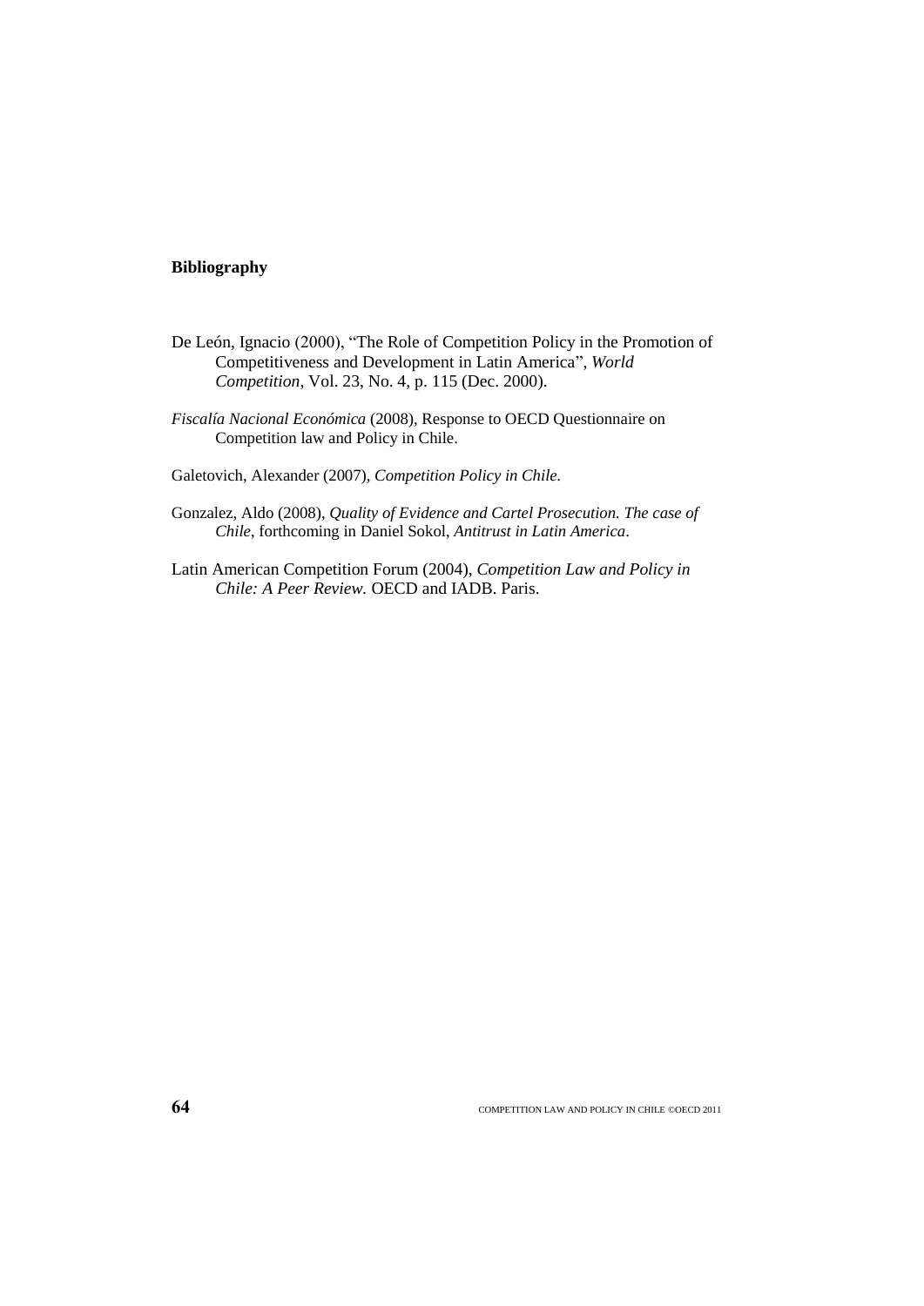**Bibliography**

De León, Ignacio (2000), "The Role of Competition Policy in the Promotion of Competitiveness and Development in Latin America", *World Competition*, Vol. 23, No. 4, p. 115 (Dec. 2000).

*Fiscalía Nacional Económica* (2008), Response to OECD Questionnaire on Competition law and Policy in Chile.

Galetovich, Alexander (2007), *Competition Policy in Chile.*

Gonzalez, Aldo (2008), *Quality of Evidence and Cartel Prosecution. The case of Chile*, forthcoming in Daniel Sokol, *Antitrust in Latin America*.

Latin American Competition Forum (2004), *Competition Law and Policy in Chile: A Peer Review.* OECD and IADB. Paris.